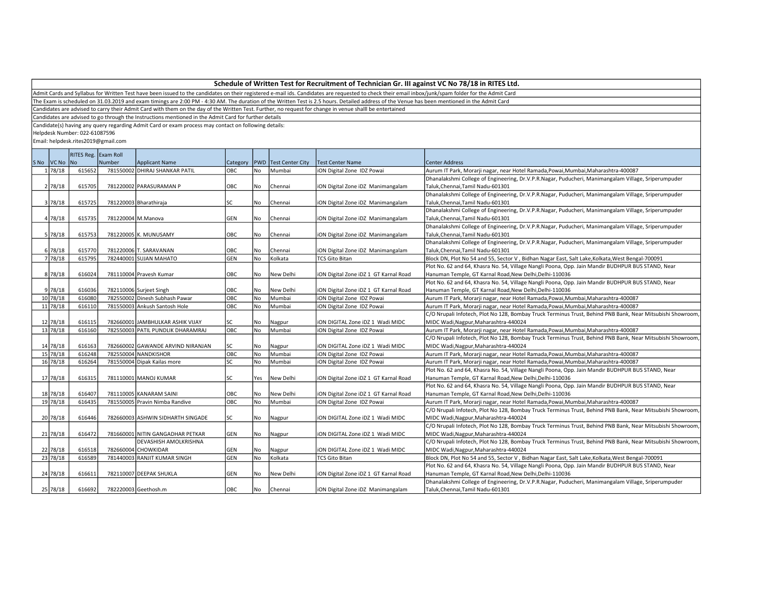## Schedule of Written Test for Recruitment of Technician Gr. III against VC No 78/18 in RITES Ltd.

Admit Cards and Syllabus for Written Test have been issued to the candidates on their registered e-mail ids. Candidates are requested to check their email inbox/junk/spam folder for the Admit Card

The Exam is scheduled on 31.03.2019 and exam timings are 2:00 PM - 4:30 AM. The duration of the Written Test is 2.5 hours. Detailed address of the Venue has been mentioned in the Admit Card

Candidates are advised to carry their Admit Card with them on the day of the Written Test. Further, no request for change in venue shalll be entertained

Candidates are advised to go through the Instructions mentioned in the Admit Card for further details

Candidate(s) having any query regarding Admit Card or exam process may contact on following details:

Helpdesk Number: 022-61087596

Email: helpdesk.rites2019@gmail.com

| S No | VC No | RITES Reg. No | Exam Roll Number | Applicant Name | Category | PWD | Test Center City | Test Center Name | Center Address |
|---|---|---|---|---|---|---|---|---|---|
| 1 | 78/18 | 615652 | 781550002 | DHIRAJ SHANKAR PATIL | OBC | No | Mumbai | iON Digital Zone IDZ Powai | Aurum IT Park, Morarji nagar, near Hotel Ramada,Powai,Mumbai,Maharashtra-400087 |
| 2 | 78/18 | 615705 | 781220002 | PARASURAMAN P | OBC | No | Chennai | iON Digital Zone iDZ Manimangalam | Dhanalakshmi College of Engineering, Dr.V.P.R.Nagar, Puducheri, Manimangalam Village, Sriperumpuder Taluk,Chennai,Tamil Nadu-601301 |
| 3 | 78/18 | 615725 | 781220003 | Bharathiraja | SC | No | Chennai | iON Digital Zone iDZ Manimangalam | Dhanalakshmi College of Engineering, Dr.V.P.R.Nagar, Puducheri, Manimangalam Village, Sriperumpuder Taluk,Chennai,Tamil Nadu-601301 |
| 4 | 78/18 | 615735 | 781220004 | M.Manova | GEN | No | Chennai | iON Digital Zone iDZ Manimangalam | Dhanalakshmi College of Engineering, Dr.V.P.R.Nagar, Puducheri, Manimangalam Village, Sriperumpuder Taluk,Chennai,Tamil Nadu-601301 |
| 5 | 78/18 | 615753 | 781220005 | K. MUNUSAMY | OBC | No | Chennai | iON Digital Zone iDZ Manimangalam | Dhanalakshmi College of Engineering, Dr.V.P.R.Nagar, Puducheri, Manimangalam Village, Sriperumpuder Taluk,Chennai,Tamil Nadu-601301 |
| 6 | 78/18 | 615770 | 781220006 | T. SARAVANAN | OBC | No | Chennai | iON Digital Zone iDZ Manimangalam | Dhanalakshmi College of Engineering, Dr.V.P.R.Nagar, Puducheri, Manimangalam Village, Sriperumpuder Taluk,Chennai,Tamil Nadu-601301 |
| 7 | 78/18 | 615795 | 782440001 | SUJAN MAHATO | GEN | No | Kolkata | TCS Gito Bitan | Block DN, Plot No 54 and 55, Sector V , Bidhan Nagar East, Salt Lake,Kolkata,West Bengal-700091 |
| 8 | 78/18 | 616024 | 781110004 | Pravesh Kumar | OBC | No | New Delhi | iON Digital Zone iDZ 1 GT Karnal Road | Plot No. 62 and 64, Khasra No. 54, Village Nangli Poona, Opp. Jain Mandir BUDHPUR BUS STAND, Near Hanuman Temple, GT Karnal Road,New Delhi,Delhi-110036 |
| 9 | 78/18 | 616036 | 782110006 | Surjeet Singh | OBC | No | New Delhi | iON Digital Zone iDZ 1 GT Karnal Road | Plot No. 62 and 64, Khasra No. 54, Village Nangli Poona, Opp. Jain Mandir BUDHPUR BUS STAND, Near Hanuman Temple, GT Karnal Road,New Delhi,Delhi-110036 |
| 10 | 78/18 | 616080 | 782550002 | Dinesh Subhash Pawar | OBC | No | Mumbai | iON Digital Zone IDZ Powai | Aurum IT Park, Morarji nagar, near Hotel Ramada,Powai,Mumbai,Maharashtra-400087 |
| 11 | 78/18 | 616110 | 781550003 | Ankush Santosh Hole | OBC | No | Mumbai | iON Digital Zone IDZ Powai | Aurum IT Park, Morarji nagar, near Hotel Ramada,Powai,Mumbai,Maharashtra-400087 |
| 12 | 78/18 | 616115 | 782660001 | JAMBHULKAR ASHIK VIJAY | SC | No | Nagpur | iON DIGITAL Zone iDZ 1 Wadi MIDC | C/O Nrupali Infotech, Plot No 128, Bombay Truck Terminus Trust, Behind PNB Bank, Near Mitsubishi Showroom, MIDC Wadi,Nagpur,Maharashtra-440024 |
| 13 | 78/18 | 616160 | 782550003 | PATIL PUNDLIK DHARAMRAJ | OBC | No | Mumbai | iON Digital Zone IDZ Powai | Aurum IT Park, Morarji nagar, near Hotel Ramada,Powai,Mumbai,Maharashtra-400087 |
| 14 | 78/18 | 616163 | 782660002 | GAWANDE ARVIND NIRANJAN | SC | No | Nagpur | iON DIGITAL Zone iDZ 1 Wadi MIDC | C/O Nrupali Infotech, Plot No 128, Bombay Truck Terminus Trust, Behind PNB Bank, Near Mitsubishi Showroom, MIDC Wadi,Nagpur,Maharashtra-440024 |
| 15 | 78/18 | 616248 | 782550004 | NANDKISHOR | OBC | No | Mumbai | iON Digital Zone IDZ Powai | Aurum IT Park, Morarji nagar, near Hotel Ramada,Powai,Mumbai,Maharashtra-400087 |
| 16 | 78/18 | 616264 | 781550004 | Dipak Kailas more | SC | No | Mumbai | iON Digital Zone IDZ Powai | Aurum IT Park, Morarji nagar, near Hotel Ramada,Powai,Mumbai,Maharashtra-400087 |
| 17 | 78/18 | 616315 | 781110001 | MANOJ KUMAR | SC | Yes | New Delhi | iON Digital Zone iDZ 1 GT Karnal Road | Plot No. 62 and 64, Khasra No. 54, Village Nangli Poona, Opp. Jain Mandir BUDHPUR BUS STAND, Near Hanuman Temple, GT Karnal Road,New Delhi,Delhi-110036 |
| 18 | 78/18 | 616407 | 781110005 | KANARAM SAINI | OBC | No | New Delhi | iON Digital Zone iDZ 1 GT Karnal Road | Plot No. 62 and 64, Khasra No. 54, Village Nangli Poona, Opp. Jain Mandir BUDHPUR BUS STAND, Near Hanuman Temple, GT Karnal Road,New Delhi,Delhi-110036 |
| 19 | 78/18 | 616435 | 781550005 | Pravin Nimba Randive | OBC | No | Mumbai | iON Digital Zone IDZ Powai | Aurum IT Park, Morarji nagar, near Hotel Ramada,Powai,Mumbai,Maharashtra-400087 |
| 20 | 78/18 | 616446 | 782660003 | ASHWIN SIDHARTH SINGADE | SC | No | Nagpur | iON DIGITAL Zone iDZ 1 Wadi MIDC | C/O Nrupali Infotech, Plot No 128, Bombay Truck Terminus Trust, Behind PNB Bank, Near Mitsubishi Showroom, MIDC Wadi,Nagpur,Maharashtra-440024 |
| 21 | 78/18 | 616472 | 781660001 | NITIN GANGADHAR PETKAR | GEN | No | Nagpur | iON DIGITAL Zone iDZ 1 Wadi MIDC | C/O Nrupali Infotech, Plot No 128, Bombay Truck Terminus Trust, Behind PNB Bank, Near Mitsubishi Showroom, MIDC Wadi,Nagpur,Maharashtra-440024 |
| 22 | 78/18 | 616518 | 782660004 | DEVASHISH AMOLKRISHNA CHOWKIDAR | GEN | No | Nagpur | iON DIGITAL Zone iDZ 1 Wadi MIDC | C/O Nrupali Infotech, Plot No 128, Bombay Truck Terminus Trust, Behind PNB Bank, Near Mitsubishi Showroom, MIDC Wadi,Nagpur,Maharashtra-440024 |
| 23 | 78/18 | 616589 | 781440003 | RANJIT KUMAR SINGH | GEN | No | Kolkata | TCS Gito Bitan | Block DN, Plot No 54 and 55, Sector V , Bidhan Nagar East, Salt Lake,Kolkata,West Bengal-700091 |
| 24 | 78/18 | 616611 | 782110007 | DEEPAK SHUKLA | GEN | No | New Delhi | iON Digital Zone iDZ 1 GT Karnal Road | Plot No. 62 and 64, Khasra No. 54, Village Nangli Poona, Opp. Jain Mandir BUDHPUR BUS STAND, Near Hanuman Temple, GT Karnal Road,New Delhi,Delhi-110036 |
| 25 | 78/18 | 616692 | 782220003 | Geethosh.m | OBC | No | Chennai | iON Digital Zone iDZ Manimangalam | Dhanalakshmi College of Engineering, Dr.V.P.R.Nagar, Puducheri, Manimangalam Village, Sriperumpuder Taluk,Chennai,Tamil Nadu-601301 |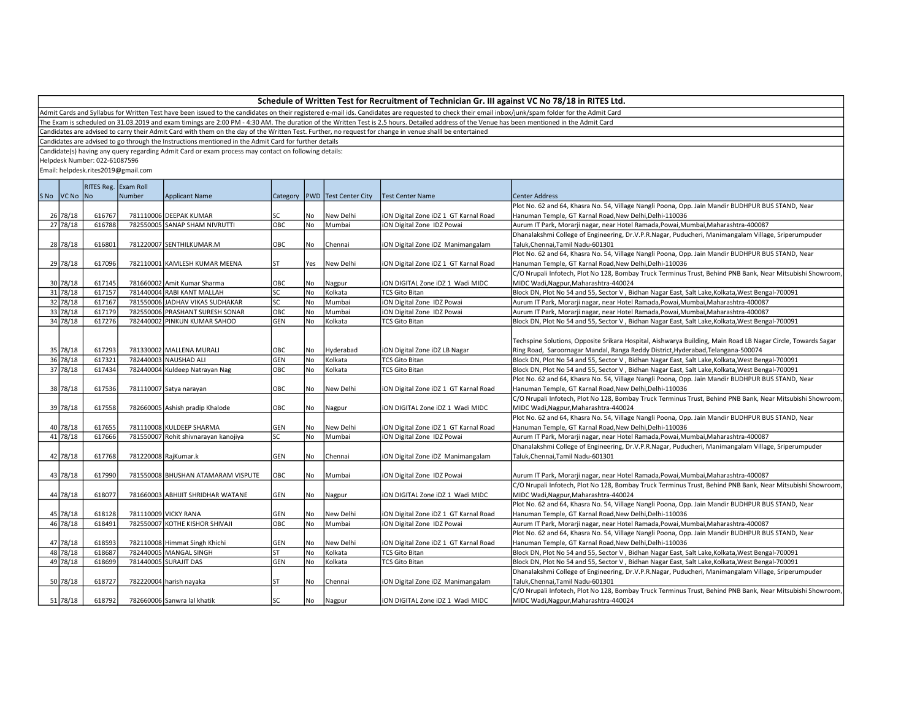**Schedule of Written Test for Recruitment of Technician Gr. III against VC No 78/18 in RITES Ltd.**

Admit Cards and Syllabus for Written Test have been issued to the candidates on their registered e-mail ids. Candidates are requested to check their email inbox/junk/spam folder for the Admit Card

The Exam is scheduled on 31.03.2019 and exam timings are 2:00 PM - 4:30 AM. The duration of the Written Test is 2.5 hours. Detailed address of the Venue has been mentioned in the Admit Card

Candidates are advised to carry their Admit Card with them on the day of the Written Test. Further, no request for change in venue shalll be entertained

Candidates are advised to go through the Instructions mentioned in the Admit Card for further details

Candidate(s) having any query regarding Admit Card or exam process may contact on following details:

Helpdesk Number: 022-61087596

Email: helpdesk.rites2019@gmail.com

| S No | VC No | RITES Reg. No | Exam Roll Number | Applicant Name | Category | PWD | Test Center City | Test Center Name | Center Address |
|---|---|---|---|---|---|---|---|---|---|
| 26 | 78/18 | 616767 | 781110006 | DEEPAK KUMAR | SC | No | New Delhi | iON Digital Zone iDZ 1 GT Karnal Road | Plot No. 62 and 64, Khasra No. 54, Village Nangli Poona, Opp. Jain Mandir BUDHPUR BUS STAND, Near Hanuman Temple, GT Karnal Road,New Delhi,Delhi-110036 |
| 27 | 78/18 | 616788 | 782550005 | SANAP SHAM NIVRUTTI | OBC | No | Mumbai | iON Digital Zone IDZ Powai | Aurum IT Park, Morarji nagar, near Hotel Ramada,Powai,Mumbai,Maharashtra-400087 |
| 28 | 78/18 | 616801 | 781220007 | SENTHILKUMAR.M | OBC | No | Chennai | iON Digital Zone iDZ Manimangalam | Dhanalakshmi College of Engineering, Dr.V.P.R.Nagar, Puducheri, Manimangalam Village, Sriperumpuder Taluk,Chennai,Tamil Nadu-601301 |
| 29 | 78/18 | 617096 | 782110001 | KAMLESH KUMAR MEENA | ST | Yes | New Delhi | iON Digital Zone iDZ 1 GT Karnal Road | Plot No. 62 and 64, Khasra No. 54, Village Nangli Poona, Opp. Jain Mandir BUDHPUR BUS STAND, Near Hanuman Temple, GT Karnal Road,New Delhi,Delhi-110036 |
| 30 | 78/18 | 617145 | 781660002 | Amit Kumar Sharma | OBC | No | Nagpur | iON DIGITAL Zone iDZ 1 Wadi MIDC | C/O Nrupali Infotech, Plot No 128, Bombay Truck Terminus Trust, Behind PNB Bank, Near Mitsubishi Showroom, MIDC Wadi,Nagpur,Maharashtra-440024 |
| 31 | 78/18 | 617157 | 781440004 | RABI KANT MALLAH | SC | No | Kolkata | TCS Gito Bitan | Block DN, Plot No 54 and 55, Sector V , Bidhan Nagar East, Salt Lake,Kolkata,West Bengal-700091 |
| 32 | 78/18 | 617167 | 781550006 | JADHAV VIKAS SUDHAKAR | SC | No | Mumbai | iON Digital Zone IDZ Powai | Aurum IT Park, Morarji nagar, near Hotel Ramada,Powai,Mumbai,Maharashtra-400087 |
| 33 | 78/18 | 617179 | 782550006 | PRASHANT SURESH SONAR | OBC | No | Mumbai | iON Digital Zone IDZ Powai | Aurum IT Park, Morarji nagar, near Hotel Ramada,Powai,Mumbai,Maharashtra-400087 |
| 34 | 78/18 | 617276 | 782440002 | PINKUN KUMAR SAHOO | GEN | No | Kolkata | TCS Gito Bitan | Block DN, Plot No 54 and 55, Sector V , Bidhan Nagar East, Salt Lake,Kolkata,West Bengal-700091 |
| 35 | 78/18 | 617293 | 781330002 | MALLENA MURALI | OBC | No | Hyderabad | iON Digital Zone iDZ LB Nagar | Techspine Solutions, Opposite Srikara Hospital, Aishwarya Building, Main Road LB Nagar Circle, Towards Sagar Ring Road, Saroornagar Mandal, Ranga Reddy District,Hyderabad,Telangana-500074 |
| 36 | 78/18 | 617321 | 782440003 | NAUSHAD ALI | GEN | No | Kolkata | TCS Gito Bitan | Block DN, Plot No 54 and 55, Sector V , Bidhan Nagar East, Salt Lake,Kolkata,West Bengal-700091 |
| 37 | 78/18 | 617434 | 782440004 | Kuldeep Natrayan Nag | OBC | No | Kolkata | TCS Gito Bitan | Block DN, Plot No 54 and 55, Sector V , Bidhan Nagar East, Salt Lake,Kolkata,West Bengal-700091 |
| 38 | 78/18 | 617536 | 781110007 | Satya narayan | OBC | No | New Delhi | iON Digital Zone iDZ 1 GT Karnal Road | Plot No. 62 and 64, Khasra No. 54, Village Nangli Poona, Opp. Jain Mandir BUDHPUR BUS STAND, Near Hanuman Temple, GT Karnal Road,New Delhi,Delhi-110036 |
| 39 | 78/18 | 617558 | 782660005 | Ashish pradip Khalode | OBC | No | Nagpur | iON DIGITAL Zone iDZ 1 Wadi MIDC | C/O Nrupali Infotech, Plot No 128, Bombay Truck Terminus Trust, Behind PNB Bank, Near Mitsubishi Showroom, MIDC Wadi,Nagpur,Maharashtra-440024 |
| 40 | 78/18 | 617655 | 781110008 | KULDEEP SHARMA | GEN | No | New Delhi | iON Digital Zone iDZ 1 GT Karnal Road | Plot No. 62 and 64, Khasra No. 54, Village Nangli Poona, Opp. Jain Mandir BUDHPUR BUS STAND, Near Hanuman Temple, GT Karnal Road,New Delhi,Delhi-110036 |
| 41 | 78/18 | 617666 | 781550007 | Rohit shivnarayan kanojiya | SC | No | Mumbai | iON Digital Zone IDZ Powai | Aurum IT Park, Morarji nagar, near Hotel Ramada,Powai,Mumbai,Maharashtra-400087 |
| 42 | 78/18 | 617768 | 781220008 | RajKumar.k | GEN | No | Chennai | iON Digital Zone iDZ Manimangalam | Dhanalakshmi College of Engineering, Dr.V.P.R.Nagar, Puducheri, Manimangalam Village, Sriperumpuder Taluk,Chennai,Tamil Nadu-601301 |
| 43 | 78/18 | 617990 | 781550008 | BHUSHAN ATAMARAM VISPUTE | OBC | No | Mumbai | iON Digital Zone IDZ Powai | Aurum IT Park, Morarji nagar, near Hotel Ramada,Powai,Mumbai,Maharashtra-400087 |
| 44 | 78/18 | 618077 | 781660003 | ABHIJIT SHRIDHAR WATANE | GEN | No | Nagpur | iON DIGITAL Zone iDZ 1 Wadi MIDC | C/O Nrupali Infotech, Plot No 128, Bombay Truck Terminus Trust, Behind PNB Bank, Near Mitsubishi Showroom, MIDC Wadi,Nagpur,Maharashtra-440024 |
| 45 | 78/18 | 618128 | 781110009 | VICKY RANA | GEN | No | New Delhi | iON Digital Zone iDZ 1 GT Karnal Road | Plot No. 62 and 64, Khasra No. 54, Village Nangli Poona, Opp. Jain Mandir BUDHPUR BUS STAND, Near Hanuman Temple, GT Karnal Road,New Delhi,Delhi-110036 |
| 46 | 78/18 | 618491 | 782550007 | KOTHE KISHOR SHIVAJI | OBC | No | Mumbai | iON Digital Zone IDZ Powai | Aurum IT Park, Morarji nagar, near Hotel Ramada,Powai,Mumbai,Maharashtra-400087 |
| 47 | 78/18 | 618593 | 782110008 | Himmat Singh Khichi | GEN | No | New Delhi | iON Digital Zone iDZ 1 GT Karnal Road | Plot No. 62 and 64, Khasra No. 54, Village Nangli Poona, Opp. Jain Mandir BUDHPUR BUS STAND, Near Hanuman Temple, GT Karnal Road,New Delhi,Delhi-110036 |
| 48 | 78/18 | 618687 | 782440005 | MANGAL SINGH | ST | No | Kolkata | TCS Gito Bitan | Block DN, Plot No 54 and 55, Sector V , Bidhan Nagar East, Salt Lake,Kolkata,West Bengal-700091 |
| 49 | 78/18 | 618699 | 781440005 | SURAJIT DAS | GEN | No | Kolkata | TCS Gito Bitan | Block DN, Plot No 54 and 55, Sector V , Bidhan Nagar East, Salt Lake,Kolkata,West Bengal-700091 |
| 50 | 78/18 | 618727 | 782220004 | harish nayaka | ST | No | Chennai | iON Digital Zone iDZ Manimangalam | Dhanalakshmi College of Engineering, Dr.V.P.R.Nagar, Puducheri, Manimangalam Village, Sriperumpuder Taluk,Chennai,Tamil Nadu-601301 |
| 51 | 78/18 | 618792 | 782660006 | Sanwra lal khatik | SC | No | Nagpur | iON DIGITAL Zone iDZ 1 Wadi MIDC | C/O Nrupali Infotech, Plot No 128, Bombay Truck Terminus Trust, Behind PNB Bank, Near Mitsubishi Showroom, MIDC Wadi,Nagpur,Maharashtra-440024 |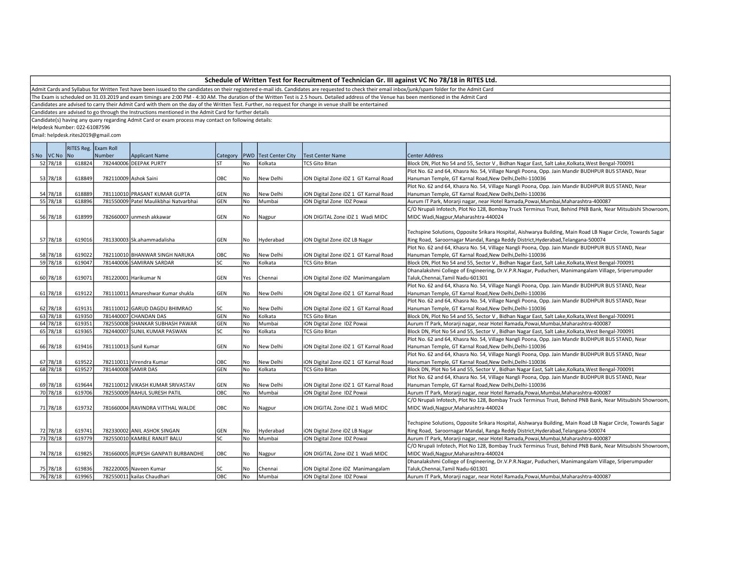## Schedule of Written Test for Recruitment of Technician Gr. III against VC No 78/18 in RITES Ltd.

Admit Cards and Syllabus for Written Test have been issued to the candidates on their registered e-mail ids. Candidates are requested to check their email inbox/junk/spam folder for the Admit Card

The Exam is scheduled on 31.03.2019 and exam timings are 2:00 PM - 4:30 AM. The duration of the Written Test is 2.5 hours. Detailed address of the Venue has been mentioned in the Admit Card

Candidates are advised to carry their Admit Card with them on the day of the Written Test. Further, no request for change in venue shalll be entertained

Candidates are advised to go through the Instructions mentioned in the Admit Card for further details

Candidate(s) having any query regarding Admit Card or exam process may contact on following details:

Helpdesk Number: 022-61087596

Email: helpdesk.rites2019@gmail.com

| S No | VC No | RITES Reg. No | Exam Roll Number | Applicant Name | Category | PWD | Test Center City | Test Center Name | Center Address |
|---|---|---|---|---|---|---|---|---|---|
| 52 | 78/18 | 618824 | 782440006 | DEEPAK PURTY | ST | No | Kolkata | TCS Gito Bitan | Block DN, Plot No 54 and 55, Sector V , Bidhan Nagar East, Salt Lake,Kolkata,West Bengal-700091 |
| 53 | 78/18 | 618849 | 782110009 | Ashok Saini | OBC | No | New Delhi | iON Digital Zone iDZ 1 GT Karnal Road | Plot No. 62 and 64, Khasra No. 54, Village Nangli Poona, Opp. Jain Mandir BUDHPUR BUS STAND, Near Hanuman Temple, GT Karnal Road,New Delhi,Delhi-110036 |
| 54 | 78/18 | 618889 | 781110010 | PRASANT KUMAR GUPTA | GEN | No | New Delhi | iON Digital Zone iDZ 1 GT Karnal Road | Plot No. 62 and 64, Khasra No. 54, Village Nangli Poona, Opp. Jain Mandir BUDHPUR BUS STAND, Near Hanuman Temple, GT Karnal Road,New Delhi,Delhi-110036 |
| 55 | 78/18 | 618896 | 781550009 | Patel Maulikbhai Natvarbhai | GEN | No | Mumbai | iON Digital Zone IDZ Powai | Aurum IT Park, Morarji nagar, near Hotel Ramada,Powai,Mumbai,Maharashtra-400087 |
| 56 | 78/18 | 618999 | 782660007 | unmesh akkawar | GEN | No | Nagpur | iON DIGITAL Zone iDZ 1 Wadi MIDC | C/O Nrupali Infotech, Plot No 128, Bombay Truck Terminus Trust, Behind PNB Bank, Near Mitsubishi Showroom, MIDC Wadi,Nagpur,Maharashtra-440024 |
| 57 | 78/18 | 619016 | 781330003 | Sk.ahammadalisha | GEN | No | Hyderabad | iON Digital Zone iDZ LB Nagar | Techspine Solutions, Opposite Srikara Hospital, Aishwarya Building, Main Road LB Nagar Circle, Towards Sagar Ring Road, Saroornagar Mandal, Ranga Reddy District,Hyderabad,Telangana-500074 |
| 58 | 78/18 | 619022 | 782110010 | BHANWAR SINGH NARUKA | OBC | No | New Delhi | iON Digital Zone iDZ 1 GT Karnal Road | Plot No. 62 and 64, Khasra No. 54, Village Nangli Poona, Opp. Jain Mandir BUDHPUR BUS STAND, Near Hanuman Temple, GT Karnal Road,New Delhi,Delhi-110036 |
| 59 | 78/18 | 619047 | 781440006 | SAMIRAN SARDAR | SC | No | Kolkata | TCS Gito Bitan | Block DN, Plot No 54 and 55, Sector V , Bidhan Nagar East, Salt Lake,Kolkata,West Bengal-700091 |
| 60 | 78/18 | 619071 | 781220001 | Harikumar N | GEN | Yes | Chennai | iON Digital Zone iDZ Manimangalam | Dhanalakshmi College of Engineering, Dr.V.P.R.Nagar, Puducheri, Manimangalam Village, Sriperumpuder Taluk,Chennai,Tamil Nadu-601301 |
| 61 | 78/18 | 619122 | 781110011 | Amareshwar Kumar shukla | GEN | No | New Delhi | iON Digital Zone iDZ 1 GT Karnal Road | Plot No. 62 and 64, Khasra No. 54, Village Nangli Poona, Opp. Jain Mandir BUDHPUR BUS STAND, Near Hanuman Temple, GT Karnal Road,New Delhi,Delhi-110036 |
| 62 | 78/18 | 619131 | 781110012 | GARUD DAGDU BHIMRAO | SC | No | New Delhi | iON Digital Zone iDZ 1 GT Karnal Road | Plot No. 62 and 64, Khasra No. 54, Village Nangli Poona, Opp. Jain Mandir BUDHPUR BUS STAND, Near Hanuman Temple, GT Karnal Road,New Delhi,Delhi-110036 |
| 63 | 78/18 | 619350 | 781440007 | CHANDAN DAS | GEN | No | Kolkata | TCS Gito Bitan | Block DN, Plot No 54 and 55, Sector V , Bidhan Nagar East, Salt Lake,Kolkata,West Bengal-700091 |
| 64 | 78/18 | 619351 | 782550008 | SHANKAR SUBHASH PAWAR | GEN | No | Mumbai | iON Digital Zone IDZ Powai | Aurum IT Park, Morarji nagar, near Hotel Ramada,Powai,Mumbai,Maharashtra-400087 |
| 65 | 78/18 | 619365 | 782440007 | SUNIL KUMAR PASWAN | SC | No | Kolkata | TCS Gito Bitan | Block DN, Plot No 54 and 55, Sector V , Bidhan Nagar East, Salt Lake,Kolkata,West Bengal-700091 |
| 66 | 78/18 | 619416 | 781110013 | Sunil Kumar | GEN | No | New Delhi | iON Digital Zone iDZ 1 GT Karnal Road | Plot No. 62 and 64, Khasra No. 54, Village Nangli Poona, Opp. Jain Mandir BUDHPUR BUS STAND, Near Hanuman Temple, GT Karnal Road,New Delhi,Delhi-110036 |
| 67 | 78/18 | 619522 | 782110011 | Virendra Kumar | OBC | No | New Delhi | iON Digital Zone iDZ 1 GT Karnal Road | Plot No. 62 and 64, Khasra No. 54, Village Nangli Poona, Opp. Jain Mandir BUDHPUR BUS STAND, Near Hanuman Temple, GT Karnal Road,New Delhi,Delhi-110036 |
| 68 | 78/18 | 619527 | 781440008 | SAMIR DAS | GEN | No | Kolkata | TCS Gito Bitan | Block DN, Plot No 54 and 55, Sector V , Bidhan Nagar East, Salt Lake,Kolkata,West Bengal-700091 |
| 69 | 78/18 | 619644 | 782110012 | VIKASH KUMAR SRIVASTAV | GEN | No | New Delhi | iON Digital Zone iDZ 1 GT Karnal Road | Plot No. 62 and 64, Khasra No. 54, Village Nangli Poona, Opp. Jain Mandir BUDHPUR BUS STAND, Near Hanuman Temple, GT Karnal Road,New Delhi,Delhi-110036 |
| 70 | 78/18 | 619706 | 782550009 | RAHUL SURESH PATIL | OBC | No | Mumbai | iON Digital Zone IDZ Powai | Aurum IT Park, Morarji nagar, near Hotel Ramada,Powai,Mumbai,Maharashtra-400087 |
| 71 | 78/18 | 619732 | 781660004 | RAVINDRA VITTHAL WALDE | OBC | No | Nagpur | iON DIGITAL Zone iDZ 1 Wadi MIDC | C/O Nrupali Infotech, Plot No 128, Bombay Truck Terminus Trust, Behind PNB Bank, Near Mitsubishi Showroom, MIDC Wadi,Nagpur,Maharashtra-440024 |
| 72 | 78/18 | 619741 | 782330002 | ANIL ASHOK SINGAN | GEN | No | Hyderabad | iON Digital Zone iDZ LB Nagar | Techspine Solutions, Opposite Srikara Hospital, Aishwarya Building, Main Road LB Nagar Circle, Towards Sagar Ring Road, Saroornagar Mandal, Ranga Reddy District,Hyderabad,Telangana-500074 |
| 73 | 78/18 | 619779 | 782550010 | KAMBLE RANJIT BALU | SC | No | Mumbai | iON Digital Zone IDZ Powai | Aurum IT Park, Morarji nagar, near Hotel Ramada,Powai,Mumbai,Maharashtra-400087 |
| 74 | 78/18 | 619825 | 781660005 | RUPESH GANPATI BURBANDHE | OBC | No | Nagpur | iON DIGITAL Zone iDZ 1 Wadi MIDC | C/O Nrupali Infotech, Plot No 128, Bombay Truck Terminus Trust, Behind PNB Bank, Near Mitsubishi Showroom, MIDC Wadi,Nagpur,Maharashtra-440024 |
| 75 | 78/18 | 619836 | 782220005 | Naveen Kumar | SC | No | Chennai | iON Digital Zone iDZ Manimangalam | Dhanalakshmi College of Engineering, Dr.V.P.R.Nagar, Puducheri, Manimangalam Village, Sriperumpuder Taluk,Chennai,Tamil Nadu-601301 |
| 76 | 78/18 | 619965 | 782550011 | kailas Chaudhari | OBC | No | Mumbai | iON Digital Zone IDZ Powai | Aurum IT Park, Morarji nagar, near Hotel Ramada,Powai,Mumbai,Maharashtra-400087 |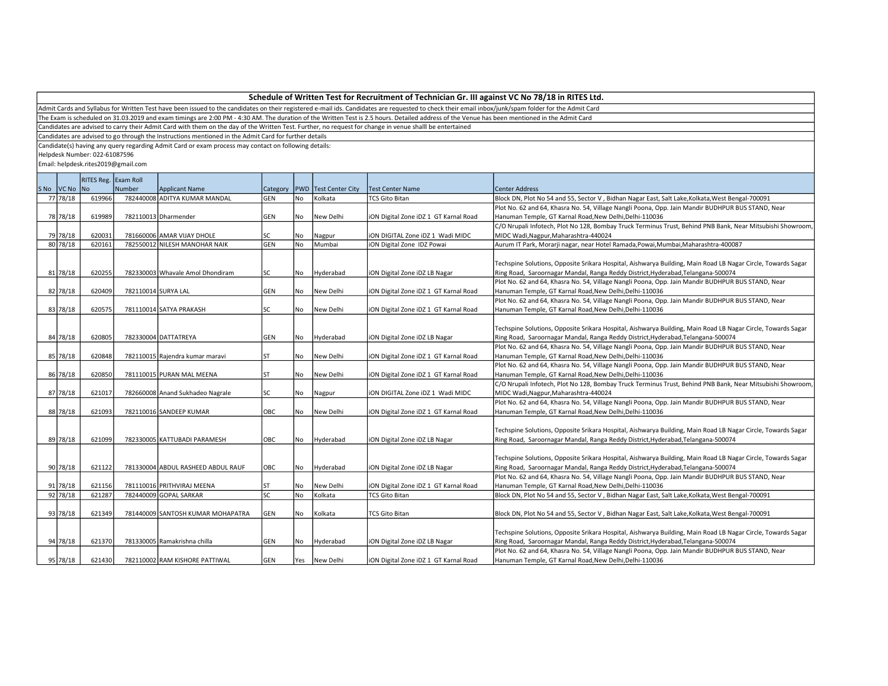## Schedule of Written Test for Recruitment of Technician Gr. III against VC No 78/18 in RITES Ltd.

Admit Cards and Syllabus for Written Test have been issued to the candidates on their registered e-mail ids. Candidates are requested to check their email inbox/junk/spam folder for the Admit Card

The Exam is scheduled on 31.03.2019 and exam timings are 2:00 PM - 4:30 AM. The duration of the Written Test is 2.5 hours. Detailed address of the Venue has been mentioned in the Admit Card

Candidates are advised to carry their Admit Card with them on the day of the Written Test. Further, no request for change in venue shalll be entertained

Candidates are advised to go through the Instructions mentioned in the Admit Card for further details

Candidate(s) having any query regarding Admit Card or exam process may contact on following details:

Helpdesk Number: 022-61087596

Email: helpdesk.rites2019@gmail.com

| S No | VC No | RITES Reg. No | Exam Roll Number | Applicant Name | Category | PWD | Test Center City | Test Center Name | Center Address |
|---|---|---|---|---|---|---|---|---|---|
| 77 | 78/18 | 619966 | 782440008 | ADITYA KUMAR MANDAL | GEN | No | Kolkata | TCS Gito Bitan | Block DN, Plot No 54 and 55, Sector V , Bidhan Nagar East, Salt Lake,Kolkata,West Bengal-700091 |
| 78 | 78/18 | 619989 | 782110013 | Dharmender | GEN | No | New Delhi | iON Digital Zone iDZ 1 GT Karnal Road | Plot No. 62 and 64, Khasra No. 54, Village Nangli Poona, Opp. Jain Mandir BUDHPUR BUS STAND, Near Hanuman Temple, GT Karnal Road,New Delhi,Delhi-110036 |
| 79 | 78/18 | 620031 | 781660006 | AMAR VIJAY DHOLE | SC | No | Nagpur | iON DIGITAL Zone iDZ 1 Wadi MIDC | C/O Nrupali Infotech, Plot No 128, Bombay Truck Terminus Trust, Behind PNB Bank, Near Mitsubishi Showroom, MIDC Wadi,Nagpur,Maharashtra-440024 |
| 80 | 78/18 | 620161 | 782550012 | NILESH MANOHAR NAIK | GEN | No | Mumbai | iON Digital Zone IDZ Powai | Aurum IT Park, Morarji nagar, near Hotel Ramada,Powai,Mumbai,Maharashtra-400087 |
| 81 | 78/18 | 620255 | 782330003 | Whavale Amol Dhondiram | SC | No | Hyderabad | iON Digital Zone iDZ LB Nagar | Techspine Solutions, Opposite Srikara Hospital, Aishwarya Building, Main Road LB Nagar Circle, Towards Sagar Ring Road, Saroornagar Mandal, Ranga Reddy District,Hyderabad,Telangana-500074 |
| 82 | 78/18 | 620409 | 782110014 | SURYA LAL | GEN | No | New Delhi | iON Digital Zone iDZ 1 GT Karnal Road | Plot No. 62 and 64, Khasra No. 54, Village Nangli Poona, Opp. Jain Mandir BUDHPUR BUS STAND, Near Hanuman Temple, GT Karnal Road,New Delhi,Delhi-110036 |
| 83 | 78/18 | 620575 | 781110014 | SATYA PRAKASH | SC | No | New Delhi | iON Digital Zone iDZ 1 GT Karnal Road | Plot No. 62 and 64, Khasra No. 54, Village Nangli Poona, Opp. Jain Mandir BUDHPUR BUS STAND, Near Hanuman Temple, GT Karnal Road,New Delhi,Delhi-110036 |
| 84 | 78/18 | 620805 | 782330004 | DATTATREYA | GEN | No | Hyderabad | iON Digital Zone iDZ LB Nagar | Techspine Solutions, Opposite Srikara Hospital, Aishwarya Building, Main Road LB Nagar Circle, Towards Sagar Ring Road, Saroornagar Mandal, Ranga Reddy District,Hyderabad,Telangana-500074 |
| 85 | 78/18 | 620848 | 782110015 | Rajendra kumar maravi | ST | No | New Delhi | iON Digital Zone iDZ 1 GT Karnal Road | Plot No. 62 and 64, Khasra No. 54, Village Nangli Poona, Opp. Jain Mandir BUDHPUR BUS STAND, Near Hanuman Temple, GT Karnal Road,New Delhi,Delhi-110036 |
| 86 | 78/18 | 620850 | 781110015 | PURAN MAL MEENA | ST | No | New Delhi | iON Digital Zone iDZ 1 GT Karnal Road | Plot No. 62 and 64, Khasra No. 54, Village Nangli Poona, Opp. Jain Mandir BUDHPUR BUS STAND, Near Hanuman Temple, GT Karnal Road,New Delhi,Delhi-110036 |
| 87 | 78/18 | 621017 | 782660008 | Anand Sukhadeo Nagrale | SC | No | Nagpur | iON DIGITAL Zone iDZ 1 Wadi MIDC | C/O Nrupali Infotech, Plot No 128, Bombay Truck Terminus Trust, Behind PNB Bank, Near Mitsubishi Showroom, MIDC Wadi,Nagpur,Maharashtra-440024 |
| 88 | 78/18 | 621093 | 782110016 | SANDEEP KUMAR | OBC | No | New Delhi | iON Digital Zone iDZ 1 GT Karnal Road | Plot No. 62 and 64, Khasra No. 54, Village Nangli Poona, Opp. Jain Mandir BUDHPUR BUS STAND, Near Hanuman Temple, GT Karnal Road,New Delhi,Delhi-110036 |
| 89 | 78/18 | 621099 | 782330005 | KATTUBADI PARAMESH | OBC | No | Hyderabad | iON Digital Zone iDZ LB Nagar | Techspine Solutions, Opposite Srikara Hospital, Aishwarya Building, Main Road LB Nagar Circle, Towards Sagar Ring Road, Saroornagar Mandal, Ranga Reddy District,Hyderabad,Telangana-500074 |
| 90 | 78/18 | 621122 | 781330004 | ABDUL RASHEED ABDUL RAUF | OBC | No | Hyderabad | iON Digital Zone iDZ LB Nagar | Techspine Solutions, Opposite Srikara Hospital, Aishwarya Building, Main Road LB Nagar Circle, Towards Sagar Ring Road, Saroornagar Mandal, Ranga Reddy District,Hyderabad,Telangana-500074 |
| 91 | 78/18 | 621156 | 781110016 | PRITHVIRAJ MEENA | ST | No | New Delhi | iON Digital Zone iDZ 1 GT Karnal Road | Plot No. 62 and 64, Khasra No. 54, Village Nangli Poona, Opp. Jain Mandir BUDHPUR BUS STAND, Near Hanuman Temple, GT Karnal Road,New Delhi,Delhi-110036 |
| 92 | 78/18 | 621287 | 782440009 | GOPAL SARKAR | SC | No | Kolkata | TCS Gito Bitan | Block DN, Plot No 54 and 55, Sector V , Bidhan Nagar East, Salt Lake,Kolkata,West Bengal-700091 |
| 93 | 78/18 | 621349 | 781440009 | SANTOSH KUMAR MOHAPATRA | GEN | No | Kolkata | TCS Gito Bitan | Block DN, Plot No 54 and 55, Sector V , Bidhan Nagar East, Salt Lake,Kolkata,West Bengal-700091 |
| 94 | 78/18 | 621370 | 781330005 | Ramakrishna chilla | GEN | No | Hyderabad | iON Digital Zone iDZ LB Nagar | Techspine Solutions, Opposite Srikara Hospital, Aishwarya Building, Main Road LB Nagar Circle, Towards Sagar Ring Road, Saroornagar Mandal, Ranga Reddy District,Hyderabad,Telangana-500074 |
| 95 | 78/18 | 621430 | 782110002 | RAM KISHORE PATTIWAL | GEN | Yes | New Delhi | iON Digital Zone iDZ 1 GT Karnal Road | Plot No. 62 and 64, Khasra No. 54, Village Nangli Poona, Opp. Jain Mandir BUDHPUR BUS STAND, Near Hanuman Temple, GT Karnal Road,New Delhi,Delhi-110036 |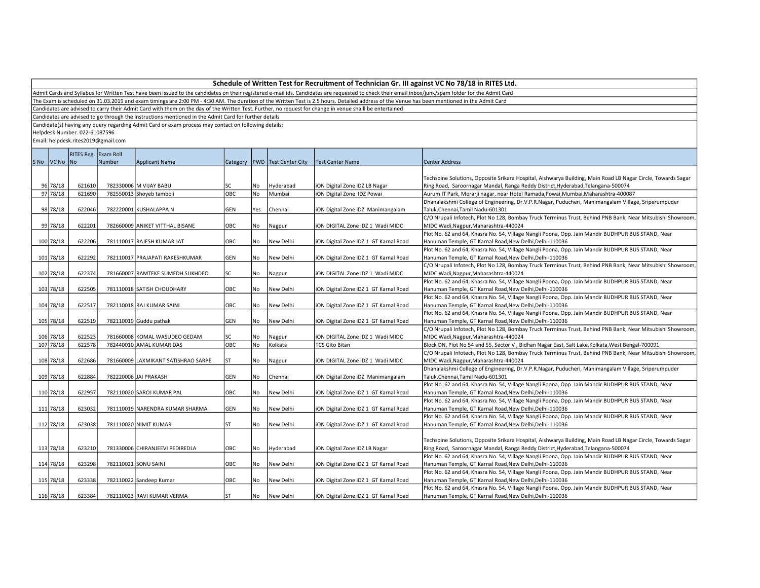## Schedule of Written Test for Recruitment of Technician Gr. III against VC No 78/18 in RITES Ltd.

Admit Cards and Syllabus for Written Test have been issued to the candidates on their registered e-mail ids. Candidates are requested to check their email inbox/junk/spam folder for the Admit Card

The Exam is scheduled on 31.03.2019 and exam timings are 2:00 PM - 4:30 AM. The duration of the Written Test is 2.5 hours. Detailed address of the Venue has been mentioned in the Admit Card

Candidates are advised to carry their Admit Card with them on the day of the Written Test. Further, no request for change in venue shalll be entertained

Candidates are advised to go through the Instructions mentioned in the Admit Card for further details

Candidate(s) having any query regarding Admit Card or exam process may contact on following details:

Helpdesk Number: 022-61087596

Email: helpdesk.rites2019@gmail.com

| S No | VC No | RITES Reg. No | Exam Roll Number | Applicant Name | Category | PWD | Test Center City | Test Center Name | Center Address |
|---|---|---|---|---|---|---|---|---|---|
| 96 | 78/18 | 621610 | 782330006 | M VIJAY BABU | SC | No | Hyderabad | iON Digital Zone iDZ LB Nagar | Techspine Solutions, Opposite Srikara Hospital, Aishwarya Building, Main Road LB Nagar Circle, Towards Sagar Ring Road, Saroornagar Mandal, Ranga Reddy District,Hyderabad,Telangana-500074 |
| 97 | 78/18 | 621690 | 782550013 | Shoyeb tamboli | OBC | No | Mumbai | iON Digital Zone IDZ Powai | Aurum IT Park, Morarji nagar, near Hotel Ramada,Powai,Mumbai,Maharashtra-400087 |
| 98 | 78/18 | 622046 | 782220001 | KUSHALAPPA N | GEN | Yes | Chennai | iON Digital Zone iDZ Manimangalam | Dhanalakshmi College of Engineering, Dr.V.P.R.Nagar, Puducheri, Manimangalam Village, Sriperumpuder Taluk,Chennai,Tamil Nadu-601301 |
| 99 | 78/18 | 622201 | 782660009 | ANIKET VITTHAL BISANE | OBC | No | Nagpur | iON DIGITAL Zone iDZ 1 Wadi MIDC | C/O Nrupali Infotech, Plot No 128, Bombay Truck Terminus Trust, Behind PNB Bank, Near Mitsubishi Showroom, MIDC Wadi,Nagpur,Maharashtra-440024 |
| 100 | 78/18 | 622206 | 781110017 | RAJESH KUMAR JAT | OBC | No | New Delhi | iON Digital Zone iDZ 1 GT Karnal Road | Plot No. 62 and 64, Khasra No. 54, Village Nangli Poona, Opp. Jain Mandir BUDHPUR BUS STAND, Near Hanuman Temple, GT Karnal Road,New Delhi,Delhi-110036 |
| 101 | 78/18 | 622292 | 782110017 | PRAJAPATI RAKESHKUMAR | GEN | No | New Delhi | iON Digital Zone iDZ 1 GT Karnal Road | Plot No. 62 and 64, Khasra No. 54, Village Nangli Poona, Opp. Jain Mandir BUDHPUR BUS STAND, Near Hanuman Temple, GT Karnal Road,New Delhi,Delhi-110036 |
| 102 | 78/18 | 622374 | 781660007 | RAMTEKE SUMEDH SUKHDEO | SC | No | Nagpur | iON DIGITAL Zone iDZ 1 Wadi MIDC | C/O Nrupali Infotech, Plot No 128, Bombay Truck Terminus Trust, Behind PNB Bank, Near Mitsubishi Showroom, MIDC Wadi,Nagpur,Maharashtra-440024 |
| 103 | 78/18 | 622505 | 781110018 | SATISH CHOUDHARY | OBC | No | New Delhi | iON Digital Zone iDZ 1 GT Karnal Road | Plot No. 62 and 64, Khasra No. 54, Village Nangli Poona, Opp. Jain Mandir BUDHPUR BUS STAND, Near Hanuman Temple, GT Karnal Road,New Delhi,Delhi-110036 |
| 104 | 78/18 | 622517 | 782110018 | RAJ KUMAR SAINI | OBC | No | New Delhi | iON Digital Zone iDZ 1 GT Karnal Road | Plot No. 62 and 64, Khasra No. 54, Village Nangli Poona, Opp. Jain Mandir BUDHPUR BUS STAND, Near Hanuman Temple, GT Karnal Road,New Delhi,Delhi-110036 |
| 105 | 78/18 | 622519 | 782110019 | Guddu pathak | GEN | No | New Delhi | iON Digital Zone iDZ 1 GT Karnal Road | Plot No. 62 and 64, Khasra No. 54, Village Nangli Poona, Opp. Jain Mandir BUDHPUR BUS STAND, Near Hanuman Temple, GT Karnal Road,New Delhi,Delhi-110036 |
| 106 | 78/18 | 622523 | 781660008 | KOMAL WASUDEO GEDAM | SC | No | Nagpur | iON DIGITAL Zone iDZ 1 Wadi MIDC | C/O Nrupali Infotech, Plot No 128, Bombay Truck Terminus Trust, Behind PNB Bank, Near Mitsubishi Showroom, MIDC Wadi,Nagpur,Maharashtra-440024 |
| 107 | 78/18 | 622578 | 782440010 | AMAL KUMAR DAS | OBC | No | Kolkata | TCS Gito Bitan | Block DN, Plot No 54 and 55, Sector V , Bidhan Nagar East, Salt Lake,Kolkata,West Bengal-700091 |
| 108 | 78/18 | 622686 | 781660009 | LAXMIKANT SATISHRAO SARPE | ST | No | Nagpur | iON DIGITAL Zone iDZ 1 Wadi MIDC | C/O Nrupali Infotech, Plot No 128, Bombay Truck Terminus Trust, Behind PNB Bank, Near Mitsubishi Showroom, MIDC Wadi,Nagpur,Maharashtra-440024 |
| 109 | 78/18 | 622884 | 782220006 | JAI PRAKASH | GEN | No | Chennai | iON Digital Zone iDZ Manimangalam | Dhanalakshmi College of Engineering, Dr.V.P.R.Nagar, Puducheri, Manimangalam Village, Sriperumpuder Taluk,Chennai,Tamil Nadu-601301 |
| 110 | 78/18 | 622957 | 782110020 | SAROJ KUMAR PAL | OBC | No | New Delhi | iON Digital Zone iDZ 1 GT Karnal Road | Plot No. 62 and 64, Khasra No. 54, Village Nangli Poona, Opp. Jain Mandir BUDHPUR BUS STAND, Near Hanuman Temple, GT Karnal Road,New Delhi,Delhi-110036 |
| 111 | 78/18 | 623032 | 781110019 | NARENDRA KUMAR SHARMA | GEN | No | New Delhi | iON Digital Zone iDZ 1 GT Karnal Road | Plot No. 62 and 64, Khasra No. 54, Village Nangli Poona, Opp. Jain Mandir BUDHPUR BUS STAND, Near Hanuman Temple, GT Karnal Road,New Delhi,Delhi-110036 |
| 112 | 78/18 | 623038 | 781110020 | NIMIT KUMAR | ST | No | New Delhi | iON Digital Zone iDZ 1 GT Karnal Road | Plot No. 62 and 64, Khasra No. 54, Village Nangli Poona, Opp. Jain Mandir BUDHPUR BUS STAND, Near Hanuman Temple, GT Karnal Road,New Delhi,Delhi-110036 |
| 113 | 78/18 | 623210 | 781330006 | CHIRANJEEVI PEDIREDLA | OBC | No | Hyderabad | iON Digital Zone iDZ LB Nagar | Techspine Solutions, Opposite Srikara Hospital, Aishwarya Building, Main Road LB Nagar Circle, Towards Sagar Ring Road, Saroornagar Mandal, Ranga Reddy District,Hyderabad,Telangana-500074 |
| 114 | 78/18 | 623298 | 782110021 | SONU SAINI | OBC | No | New Delhi | iON Digital Zone iDZ 1 GT Karnal Road | Plot No. 62 and 64, Khasra No. 54, Village Nangli Poona, Opp. Jain Mandir BUDHPUR BUS STAND, Near Hanuman Temple, GT Karnal Road,New Delhi,Delhi-110036 |
| 115 | 78/18 | 623338 | 782110022 | Sandeep Kumar | OBC | No | New Delhi | iON Digital Zone iDZ 1 GT Karnal Road | Plot No. 62 and 64, Khasra No. 54, Village Nangli Poona, Opp. Jain Mandir BUDHPUR BUS STAND, Near Hanuman Temple, GT Karnal Road,New Delhi,Delhi-110036 |
| 116 | 78/18 | 623384 | 782110023 | RAVI KUMAR VERMA | ST | No | New Delhi | iON Digital Zone iDZ 1 GT Karnal Road | Plot No. 62 and 64, Khasra No. 54, Village Nangli Poona, Opp. Jain Mandir BUDHPUR BUS STAND, Near Hanuman Temple, GT Karnal Road,New Delhi,Delhi-110036 |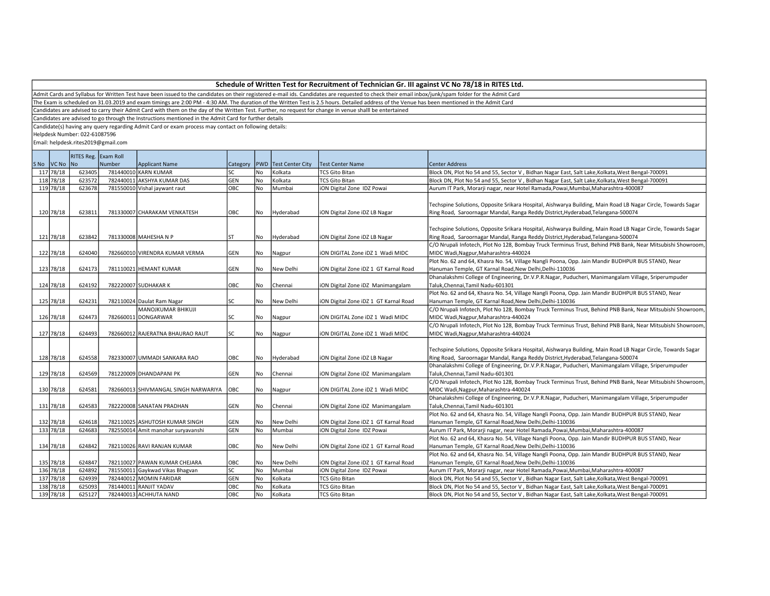## Schedule of Written Test for Recruitment of Technician Gr. III against VC No 78/18 in RITES Ltd.

Admit Cards and Syllabus for Written Test have been issued to the candidates on their registered e-mail ids. Candidates are requested to check their email inbox/junk/spam folder for the Admit Card

The Exam is scheduled on 31.03.2019 and exam timings are 2:00 PM - 4:30 AM. The duration of the Written Test is 2.5 hours. Detailed address of the Venue has been mentioned in the Admit Card

Candidates are advised to carry their Admit Card with them on the day of the Written Test. Further, no request for change in venue shalll be entertained

Candidates are advised to go through the Instructions mentioned in the Admit Card for further details

Candidate(s) having any query regarding Admit Card or exam process may contact on following details:

Helpdesk Number: 022-61087596

Email: helpdesk.rites2019@gmail.com

| S No | VC No | RITES Reg. No | Exam Roll Number | Applicant Name | Category | PWD | Test Center City | Test Center Name | Center Address |
|---|---|---|---|---|---|---|---|---|---|
| 117 | 78/18 | 623405 | 781440010 | KARN KUMAR | SC | No | Kolkata | TCS Gito Bitan | Block DN, Plot No 54 and 55, Sector V , Bidhan Nagar East, Salt Lake,Kolkata,West Bengal-700091 |
| 118 | 78/18 | 623572 | 782440011 | AKSHYA KUMAR DAS | GEN | No | Kolkata | TCS Gito Bitan | Block DN, Plot No 54 and 55, Sector V , Bidhan Nagar East, Salt Lake,Kolkata,West Bengal-700091 |
| 119 | 78/18 | 623678 | 781550010 | Vishal jaywant raut | OBC | No | Mumbai | iON Digital Zone IDZ Powai | Aurum IT Park, Morarji nagar, near Hotel Ramada,Powai,Mumbai,Maharashtra-400087 |
| 120 | 78/18 | 623811 | 781330007 | CHARAKAM VENKATESH | OBC | No | Hyderabad | iON Digital Zone iDZ LB Nagar | Techspine Solutions, Opposite Srikara Hospital, Aishwarya Building, Main Road LB Nagar Circle, Towards Sagar Ring Road, Saroornagar Mandal, Ranga Reddy District,Hyderabad,Telangana-500074 |
| 121 | 78/18 | 623842 | 781330008 | MAHESHA N P | ST | No | Hyderabad | iON Digital Zone iDZ LB Nagar | Techspine Solutions, Opposite Srikara Hospital, Aishwarya Building, Main Road LB Nagar Circle, Towards Sagar Ring Road, Saroornagar Mandal, Ranga Reddy District,Hyderabad,Telangana-500074 |
| 122 | 78/18 | 624040 | 782660010 | VIRENDRA KUMAR VERMA | GEN | No | Nagpur | iON DIGITAL Zone iDZ 1 Wadi MIDC | C/O Nrupali Infotech, Plot No 128, Bombay Truck Terminus Trust, Behind PNB Bank, Near Mitsubishi Showroom, MIDC Wadi,Nagpur,Maharashtra-440024 |
| 123 | 78/18 | 624173 | 781110021 | HEMANT KUMAR | GEN | No | New Delhi | iON Digital Zone iDZ 1 GT Karnal Road | Plot No. 62 and 64, Khasra No. 54, Village Nangli Poona, Opp. Jain Mandir BUDHPUR BUS STAND, Near Hanuman Temple, GT Karnal Road,New Delhi,Delhi-110036 |
| 124 | 78/18 | 624192 | 782220007 | SUDHAKAR K | OBC | No | Chennai | iON Digital Zone iDZ Manimangalam | Dhanalakshmi College of Engineering, Dr.V.P.R.Nagar, Puducheri, Manimangalam Village, Sriperumpuder Taluk,Chennai,Tamil Nadu-601301 |
| 125 | 78/18 | 624231 | 782110024 | Daulat Ram Nagar | SC | No | New Delhi | iON Digital Zone iDZ 1 GT Karnal Road | Plot No. 62 and 64, Khasra No. 54, Village Nangli Poona, Opp. Jain Mandir BUDHPUR BUS STAND, Near Hanuman Temple, GT Karnal Road,New Delhi,Delhi-110036 |
| 126 | 78/18 | 624473 | 782660011 | MANOJKUMAR BHIKUJI DONGARWAR | SC | No | Nagpur | iON DIGITAL Zone iDZ 1 Wadi MIDC | C/O Nrupali Infotech, Plot No 128, Bombay Truck Terminus Trust, Behind PNB Bank, Near Mitsubishi Showroom, MIDC Wadi,Nagpur,Maharashtra-440024 |
| 127 | 78/18 | 624493 | 782660012 | RAJERATNA BHAURAO RAUT | SC | No | Nagpur | iON DIGITAL Zone iDZ 1 Wadi MIDC | C/O Nrupali Infotech, Plot No 128, Bombay Truck Terminus Trust, Behind PNB Bank, Near Mitsubishi Showroom, MIDC Wadi,Nagpur,Maharashtra-440024 |
| 128 | 78/18 | 624558 | 782330007 | UMMADI SANKARA RAO | OBC | No | Hyderabad | iON Digital Zone iDZ LB Nagar | Techspine Solutions, Opposite Srikara Hospital, Aishwarya Building, Main Road LB Nagar Circle, Towards Sagar Ring Road, Saroornagar Mandal, Ranga Reddy District,Hyderabad,Telangana-500074 |
| 129 | 78/18 | 624569 | 781220009 | DHANDAPANI PK | GEN | No | Chennai | iON Digital Zone iDZ Manimangalam | Dhanalakshmi College of Engineering, Dr.V.P.R.Nagar, Puducheri, Manimangalam Village, Sriperumpuder Taluk,Chennai,Tamil Nadu-601301 |
| 130 | 78/18 | 624581 | 782660013 | SHIVMANGAL SINGH NARWARIYA | OBC | No | Nagpur | iON DIGITAL Zone iDZ 1 Wadi MIDC | C/O Nrupali Infotech, Plot No 128, Bombay Truck Terminus Trust, Behind PNB Bank, Near Mitsubishi Showroom, MIDC Wadi,Nagpur,Maharashtra-440024 |
| 131 | 78/18 | 624583 | 782220008 | SANATAN PRADHAN | GEN | No | Chennai | iON Digital Zone iDZ Manimangalam | Dhanalakshmi College of Engineering, Dr.V.P.R.Nagar, Puducheri, Manimangalam Village, Sriperumpuder Taluk,Chennai,Tamil Nadu-601301 |
| 132 | 78/18 | 624618 | 782110025 | ASHUTOSH KUMAR SINGH | GEN | No | New Delhi | iON Digital Zone iDZ 1 GT Karnal Road | Plot No. 62 and 64, Khasra No. 54, Village Nangli Poona, Opp. Jain Mandir BUDHPUR BUS STAND, Near Hanuman Temple, GT Karnal Road,New Delhi,Delhi-110036 |
| 133 | 78/18 | 624683 | 782550014 | Amit manohar suryavanshi | GEN | No | Mumbai | iON Digital Zone IDZ Powai | Aurum IT Park, Morarji nagar, near Hotel Ramada,Powai,Mumbai,Maharashtra-400087 |
| 134 | 78/18 | 624842 | 782110026 | RAVI RANJAN KUMAR | OBC | No | New Delhi | iON Digital Zone iDZ 1 GT Karnal Road | Plot No. 62 and 64, Khasra No. 54, Village Nangli Poona, Opp. Jain Mandir BUDHPUR BUS STAND, Near Hanuman Temple, GT Karnal Road,New Delhi,Delhi-110036 |
| 135 | 78/18 | 624847 | 782110027 | PAWAN KUMAR CHEJARA | OBC | No | New Delhi | iON Digital Zone iDZ 1 GT Karnal Road | Plot No. 62 and 64, Khasra No. 54, Village Nangli Poona, Opp. Jain Mandir BUDHPUR BUS STAND, Near Hanuman Temple, GT Karnal Road,New Delhi,Delhi-110036 |
| 136 | 78/18 | 624892 | 781550011 | Gaykwad Vikas Bhagvan | SC | No | Mumbai | iON Digital Zone IDZ Powai | Aurum IT Park, Morarji nagar, near Hotel Ramada,Powai,Mumbai,Maharashtra-400087 |
| 137 | 78/18 | 624939 | 782440012 | MOMIN FARIDAR | GEN | No | Kolkata | TCS Gito Bitan | Block DN, Plot No 54 and 55, Sector V , Bidhan Nagar East, Salt Lake,Kolkata,West Bengal-700091 |
| 138 | 78/18 | 625093 | 781440011 | RANJIT YADAV | OBC | No | Kolkata | TCS Gito Bitan | Block DN, Plot No 54 and 55, Sector V , Bidhan Nagar East, Salt Lake,Kolkata,West Bengal-700091 |
| 139 | 78/18 | 625127 | 782440013 | ACHHUTA NAND | OBC | No | Kolkata | TCS Gito Bitan | Block DN, Plot No 54 and 55, Sector V , Bidhan Nagar East, Salt Lake,Kolkata,West Bengal-700091 |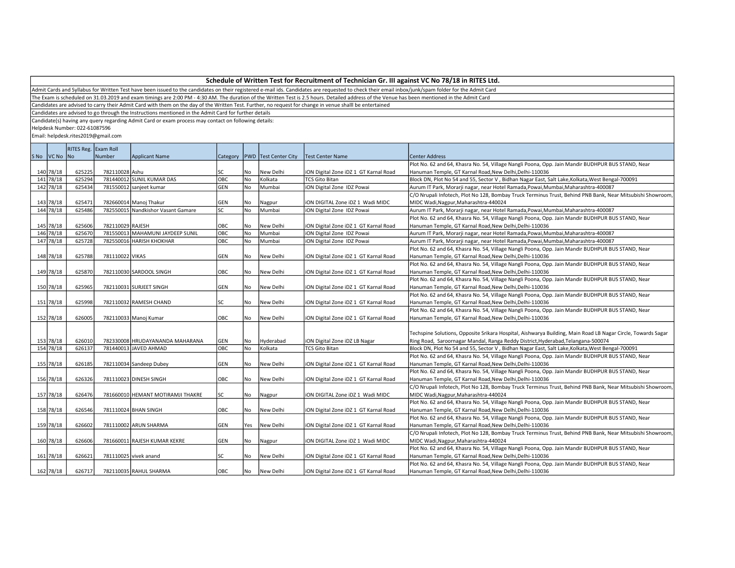**Schedule of Written Test for Recruitment of Technician Gr. III against VC No 78/18 in RITES Ltd.**

Admit Cards and Syllabus for Written Test have been issued to the candidates on their registered e-mail ids. Candidates are requested to check their email inbox/junk/spam folder for the Admit Card

The Exam is scheduled on 31.03.2019 and exam timings are 2:00 PM - 4:30 AM. The duration of the Written Test is 2.5 hours. Detailed address of the Venue has been mentioned in the Admit Card

Candidates are advised to carry their Admit Card with them on the day of the Written Test. Further, no request for change in venue shalll be entertained

Candidates are advised to go through the Instructions mentioned in the Admit Card for further details

Candidate(s) having any query regarding Admit Card or exam process may contact on following details:

Helpdesk Number: 022-61087596

Email: helpdesk.rites2019@gmail.com

| S No | VC No | RITES Reg. No | Exam Roll Number | Applicant Name | Category | PWD | Test Center City | Test Center Name | Center Address |
|---|---|---|---|---|---|---|---|---|---|
| 140 | 78/18 | 625225 | 782110028 | Ashu | SC | No | New Delhi | iON Digital Zone iDZ 1 GT Karnal Road | Plot No. 62 and 64, Khasra No. 54, Village Nangli Poona, Opp. Jain Mandir BUDHPUR BUS STAND, Near Hanuman Temple, GT Karnal Road,New Delhi,Delhi-110036 |
| 141 | 78/18 | 625294 | 781440012 | SUNIL KUMAR DAS | OBC | No | Kolkata | TCS Gito Bitan | Block DN, Plot No 54 and 55, Sector V , Bidhan Nagar East, Salt Lake,Kolkata,West Bengal-700091 |
| 142 | 78/18 | 625434 | 781550012 | sanjeet kumar | GEN | No | Mumbai | iON Digital Zone IDZ Powai | Aurum IT Park, Morarji nagar, near Hotel Ramada,Powai,Mumbai,Maharashtra-400087 |
| 143 | 78/18 | 625471 | 782660014 | Manoj Thakur | GEN | No | Nagpur | iON DIGITAL Zone iDZ 1 Wadi MIDC | C/O Nrupali Infotech, Plot No 128, Bombay Truck Terminus Trust, Behind PNB Bank, Near Mitsubishi Showroom, MIDC Wadi,Nagpur,Maharashtra-440024 |
| 144 | 78/18 | 625486 | 782550015 | Nandkishor Vasant Gamare | SC | No | Mumbai | iON Digital Zone IDZ Powai | Aurum IT Park, Morarji nagar, near Hotel Ramada,Powai,Mumbai,Maharashtra-400087 |
| 145 | 78/18 | 625606 | 782110029 | RAJESH | OBC | No | New Delhi | iON Digital Zone iDZ 1 GT Karnal Road | Plot No. 62 and 64, Khasra No. 54, Village Nangli Poona, Opp. Jain Mandir BUDHPUR BUS STAND, Near Hanuman Temple, GT Karnal Road,New Delhi,Delhi-110036 |
| 146 | 78/18 | 625670 | 781550013 | MAHAMUNI JAYDEEP SUNIL | OBC | No | Mumbai | iON Digital Zone IDZ Powai | Aurum IT Park, Morarji nagar, near Hotel Ramada,Powai,Mumbai,Maharashtra-400087 |
| 147 | 78/18 | 625728 | 782550016 | HARISH KHOKHAR | OBC | No | Mumbai | iON Digital Zone IDZ Powai | Aurum IT Park, Morarji nagar, near Hotel Ramada,Powai,Mumbai,Maharashtra-400087 |
| 148 | 78/18 | 625788 | 781110022 | VIKAS | GEN | No | New Delhi | iON Digital Zone iDZ 1 GT Karnal Road | Plot No. 62 and 64, Khasra No. 54, Village Nangli Poona, Opp. Jain Mandir BUDHPUR BUS STAND, Near Hanuman Temple, GT Karnal Road,New Delhi,Delhi-110036 |
| 149 | 78/18 | 625870 | 782110030 | SARDOOL SINGH | OBC | No | New Delhi | iON Digital Zone iDZ 1 GT Karnal Road | Plot No. 62 and 64, Khasra No. 54, Village Nangli Poona, Opp. Jain Mandir BUDHPUR BUS STAND, Near Hanuman Temple, GT Karnal Road,New Delhi,Delhi-110036 |
| 150 | 78/18 | 625965 | 782110031 | SURJEET SINGH | GEN | No | New Delhi | iON Digital Zone iDZ 1 GT Karnal Road | Plot No. 62 and 64, Khasra No. 54, Village Nangli Poona, Opp. Jain Mandir BUDHPUR BUS STAND, Near Hanuman Temple, GT Karnal Road,New Delhi,Delhi-110036 |
| 151 | 78/18 | 625998 | 782110032 | RAMESH CHAND | SC | No | New Delhi | iON Digital Zone iDZ 1 GT Karnal Road | Plot No. 62 and 64, Khasra No. 54, Village Nangli Poona, Opp. Jain Mandir BUDHPUR BUS STAND, Near Hanuman Temple, GT Karnal Road,New Delhi,Delhi-110036 |
| 152 | 78/18 | 626005 | 782110033 | Manoj Kumar | OBC | No | New Delhi | iON Digital Zone iDZ 1 GT Karnal Road | Plot No. 62 and 64, Khasra No. 54, Village Nangli Poona, Opp. Jain Mandir BUDHPUR BUS STAND, Near Hanuman Temple, GT Karnal Road,New Delhi,Delhi-110036 |
| 153 | 78/18 | 626010 | 782330008 | HRUDAYANANDA MAHARANA | GEN | No | Hyderabad | iON Digital Zone iDZ LB Nagar | Techspine Solutions, Opposite Srikara Hospital, Aishwarya Building, Main Road LB Nagar Circle, Towards Sagar Ring Road, Saroornagar Mandal, Ranga Reddy District,Hyderabad,Telangana-500074 |
| 154 | 78/18 | 626137 | 781440013 | JAVED AHMAD | OBC | No | Kolkata | TCS Gito Bitan | Block DN, Plot No 54 and 55, Sector V , Bidhan Nagar East, Salt Lake,Kolkata,West Bengal-700091 |
| 155 | 78/18 | 626185 | 782110034 | Sandeep Dubey | GEN | No | New Delhi | iON Digital Zone iDZ 1 GT Karnal Road | Plot No. 62 and 64, Khasra No. 54, Village Nangli Poona, Opp. Jain Mandir BUDHPUR BUS STAND, Near Hanuman Temple, GT Karnal Road,New Delhi,Delhi-110036 |
| 156 | 78/18 | 626326 | 781110023 | DINESH SINGH | OBC | No | New Delhi | iON Digital Zone iDZ 1 GT Karnal Road | Plot No. 62 and 64, Khasra No. 54, Village Nangli Poona, Opp. Jain Mandir BUDHPUR BUS STAND, Near Hanuman Temple, GT Karnal Road,New Delhi,Delhi-110036 |
| 157 | 78/18 | 626476 | 781660010 | HEMANT MOTIRAMJI THAKRE | SC | No | Nagpur | iON DIGITAL Zone iDZ 1 Wadi MIDC | C/O Nrupali Infotech, Plot No 128, Bombay Truck Terminus Trust, Behind PNB Bank, Near Mitsubishi Showroom, MIDC Wadi,Nagpur,Maharashtra-440024 |
| 158 | 78/18 | 626546 | 781110024 | BHAN SINGH | OBC | No | New Delhi | iON Digital Zone iDZ 1 GT Karnal Road | Plot No. 62 and 64, Khasra No. 54, Village Nangli Poona, Opp. Jain Mandir BUDHPUR BUS STAND, Near Hanuman Temple, GT Karnal Road,New Delhi,Delhi-110036 |
| 159 | 78/18 | 626602 | 781110002 | ARUN SHARMA | GEN | Yes | New Delhi | iON Digital Zone iDZ 1 GT Karnal Road | Plot No. 62 and 64, Khasra No. 54, Village Nangli Poona, Opp. Jain Mandir BUDHPUR BUS STAND, Near Hanuman Temple, GT Karnal Road,New Delhi,Delhi-110036 |
| 160 | 78/18 | 626606 | 781660011 | RAJESH KUMAR KEKRE | GEN | No | Nagpur | iON DIGITAL Zone iDZ 1 Wadi MIDC | C/O Nrupali Infotech, Plot No 128, Bombay Truck Terminus Trust, Behind PNB Bank, Near Mitsubishi Showroom, MIDC Wadi,Nagpur,Maharashtra-440024 |
| 161 | 78/18 | 626621 | 781110025 | vivek anand | SC | No | New Delhi | iON Digital Zone iDZ 1 GT Karnal Road | Plot No. 62 and 64, Khasra No. 54, Village Nangli Poona, Opp. Jain Mandir BUDHPUR BUS STAND, Near Hanuman Temple, GT Karnal Road,New Delhi,Delhi-110036 |
| 162 | 78/18 | 626717 | 782110035 | RAHUL SHARMA | OBC | No | New Delhi | iON Digital Zone iDZ 1 GT Karnal Road | Plot No. 62 and 64, Khasra No. 54, Village Nangli Poona, Opp. Jain Mandir BUDHPUR BUS STAND, Near Hanuman Temple, GT Karnal Road,New Delhi,Delhi-110036 |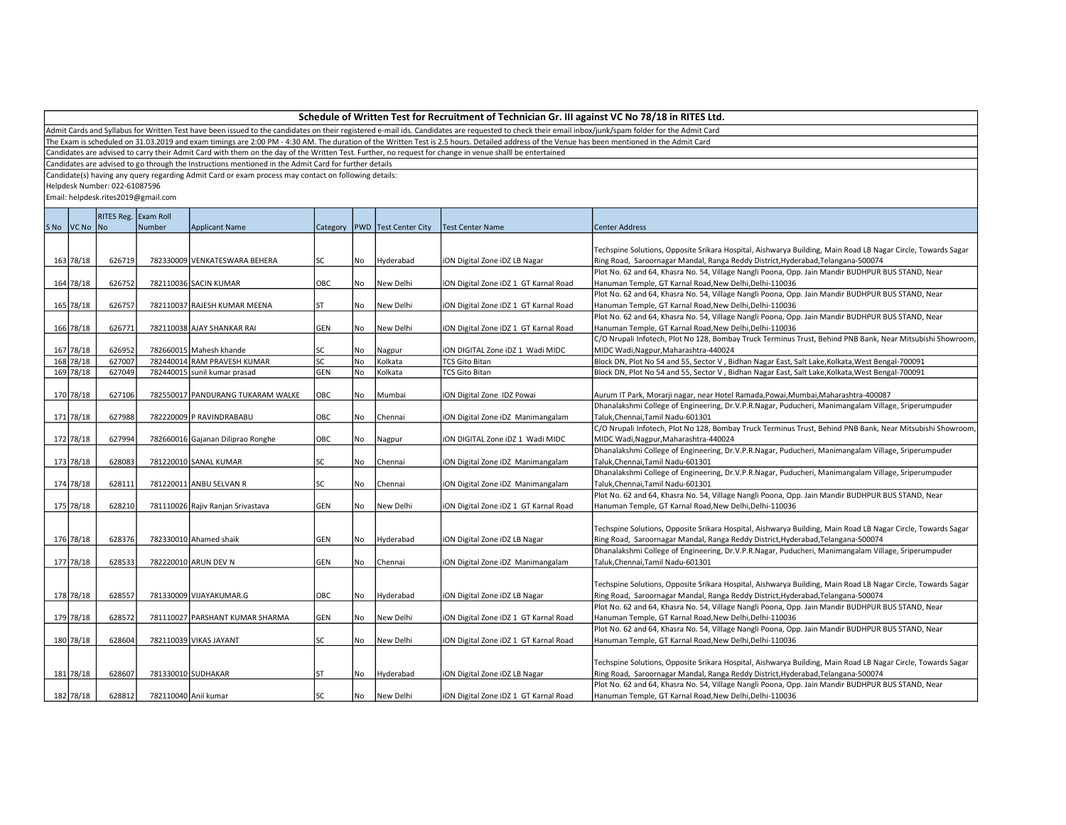**Schedule of Written Test for Recruitment of Technician Gr. III against VC No 78/18 in RITES Ltd.**

Admit Cards and Syllabus for Written Test have been issued to the candidates on their registered e-mail ids. Candidates are requested to check their email inbox/junk/spam folder for the Admit Card

The Exam is scheduled on 31.03.2019 and exam timings are 2:00 PM - 4:30 AM. The duration of the Written Test is 2.5 hours. Detailed address of the Venue has been mentioned in the Admit Card

Candidates are advised to carry their Admit Card with them on the day of the Written Test. Further, no request for change in venue shalll be entertained

Candidates are advised to go through the Instructions mentioned in the Admit Card for further details

Candidate(s) having any query regarding Admit Card or exam process may contact on following details:

Helpdesk Number: 022-61087596

Email: helpdesk.rites2019@gmail.com

| S No | VC No | RITES Reg. No | Exam Roll Number | Applicant Name | Category | PWD | Test Center City | Test Center Name | Center Address |
|---|---|---|---|---|---|---|---|---|---|
| 163 | 78/18 | 626719 | 782330009 | VENKATESWARA BEHERA | SC | No | Hyderabad | iON Digital Zone iDZ LB Nagar | Techspine Solutions, Opposite Srikara Hospital, Aishwarya Building, Main Road LB Nagar Circle, Towards Sagar Ring Road, Saroornagar Mandal, Ranga Reddy District,Hyderabad,Telangana-500074 |
| 164 | 78/18 | 626752 | 782110036 | SACIN KUMAR | OBC | No | New Delhi | iON Digital Zone iDZ 1 GT Karnal Road | Plot No. 62 and 64, Khasra No. 54, Village Nangli Poona, Opp. Jain Mandir BUDHPUR BUS STAND, Near Hanuman Temple, GT Karnal Road,New Delhi,Delhi-110036 |
| 165 | 78/18 | 626757 | 782110037 | RAJESH KUMAR MEENA | ST | No | New Delhi | iON Digital Zone iDZ 1 GT Karnal Road | Plot No. 62 and 64, Khasra No. 54, Village Nangli Poona, Opp. Jain Mandir BUDHPUR BUS STAND, Near Hanuman Temple, GT Karnal Road,New Delhi,Delhi-110036 |
| 166 | 78/18 | 626771 | 782110038 | AJAY SHANKAR RAI | GEN | No | New Delhi | iON Digital Zone iDZ 1 GT Karnal Road | Plot No. 62 and 64, Khasra No. 54, Village Nangli Poona, Opp. Jain Mandir BUDHPUR BUS STAND, Near Hanuman Temple, GT Karnal Road,New Delhi,Delhi-110036 |
| 167 | 78/18 | 626952 | 782660015 | Mahesh khande | SC | No | Nagpur | iON DIGITAL Zone iDZ 1 Wadi MIDC | C/O Nrupali Infotech, Plot No 128, Bombay Truck Terminus Trust, Behind PNB Bank, Near Mitsubishi Showroom, MIDC Wadi,Nagpur,Maharashtra-440024 |
| 168 | 78/18 | 627007 | 782440014 | RAM PRAVESH KUMAR | SC | No | Kolkata | TCS Gito Bitan | Block DN, Plot No 54 and 55, Sector V , Bidhan Nagar East, Salt Lake,Kolkata,West Bengal-700091 |
| 169 | 78/18 | 627049 | 782440015 | sunil kumar prasad | GEN | No | Kolkata | TCS Gito Bitan | Block DN, Plot No 54 and 55, Sector V , Bidhan Nagar East, Salt Lake,Kolkata,West Bengal-700091 |
| 170 | 78/18 | 627106 | 782550017 | PANDURANG TUKARAM WALKE | OBC | No | Mumbai | iON Digital Zone IDZ Powai | Aurum IT Park, Morarji nagar, near Hotel Ramada,Powai,Mumbai,Maharashtra-400087 |
| 171 | 78/18 | 627988 | 782220009 | P RAVINDRABABU | OBC | No | Chennai | iON Digital Zone iDZ Manimangalam | Dhanalakshmi College of Engineering, Dr.V.P.R.Nagar, Puducheri, Manimangalam Village, Sriperumpuder Taluk,Chennai,Tamil Nadu-601301 |
| 172 | 78/18 | 627994 | 782660016 | Gajanan Diliprao Ronghe | OBC | No | Nagpur | iON DIGITAL Zone iDZ 1 Wadi MIDC | C/O Nrupali Infotech, Plot No 128, Bombay Truck Terminus Trust, Behind PNB Bank, Near Mitsubishi Showroom, MIDC Wadi,Nagpur,Maharashtra-440024 |
| 173 | 78/18 | 628083 | 781220010 | SANAL KUMAR | SC | No | Chennai | iON Digital Zone iDZ Manimangalam | Dhanalakshmi College of Engineering, Dr.V.P.R.Nagar, Puducheri, Manimangalam Village, Sriperumpuder Taluk,Chennai,Tamil Nadu-601301 |
| 174 | 78/18 | 628111 | 781220011 | ANBU SELVAN R | SC | No | Chennai | iON Digital Zone iDZ Manimangalam | Dhanalakshmi College of Engineering, Dr.V.P.R.Nagar, Puducheri, Manimangalam Village, Sriperumpuder Taluk,Chennai,Tamil Nadu-601301 |
| 175 | 78/18 | 628210 | 781110026 | Rajiv Ranjan Srivastava | GEN | No | New Delhi | iON Digital Zone iDZ 1 GT Karnal Road | Plot No. 62 and 64, Khasra No. 54, Village Nangli Poona, Opp. Jain Mandir BUDHPUR BUS STAND, Near Hanuman Temple, GT Karnal Road,New Delhi,Delhi-110036 |
| 176 | 78/18 | 628376 | 782330010 | Ahamed shaik | GEN | No | Hyderabad | iON Digital Zone iDZ LB Nagar | Techspine Solutions, Opposite Srikara Hospital, Aishwarya Building, Main Road LB Nagar Circle, Towards Sagar Ring Road, Saroornagar Mandal, Ranga Reddy District,Hyderabad,Telangana-500074 |
| 177 | 78/18 | 628533 | 782220010 | ARUN DEV N | GEN | No | Chennai | iON Digital Zone iDZ Manimangalam | Dhanalakshmi College of Engineering, Dr.V.P.R.Nagar, Puducheri, Manimangalam Village, Sriperumpuder Taluk,Chennai,Tamil Nadu-601301 |
| 178 | 78/18 | 628557 | 781330009 | VIJAYAKUMAR.G | OBC | No | Hyderabad | iON Digital Zone iDZ LB Nagar | Techspine Solutions, Opposite Srikara Hospital, Aishwarya Building, Main Road LB Nagar Circle, Towards Sagar Ring Road, Saroornagar Mandal, Ranga Reddy District,Hyderabad,Telangana-500074 |
| 179 | 78/18 | 628572 | 781110027 | PARSHANT KUMAR SHARMA | GEN | No | New Delhi | iON Digital Zone iDZ 1 GT Karnal Road | Plot No. 62 and 64, Khasra No. 54, Village Nangli Poona, Opp. Jain Mandir BUDHPUR BUS STAND, Near Hanuman Temple, GT Karnal Road,New Delhi,Delhi-110036 |
| 180 | 78/18 | 628604 | 782110039 | VIKAS JAYANT | SC | No | New Delhi | iON Digital Zone iDZ 1 GT Karnal Road | Plot No. 62 and 64, Khasra No. 54, Village Nangli Poona, Opp. Jain Mandir BUDHPUR BUS STAND, Near Hanuman Temple, GT Karnal Road,New Delhi,Delhi-110036 |
| 181 | 78/18 | 628607 | 781330010 | SUDHAKAR | ST | No | Hyderabad | iON Digital Zone iDZ LB Nagar | Techspine Solutions, Opposite Srikara Hospital, Aishwarya Building, Main Road LB Nagar Circle, Towards Sagar Ring Road, Saroornagar Mandal, Ranga Reddy District,Hyderabad,Telangana-500074 |
| 182 | 78/18 | 628812 | 782110040 | Anil kumar | SC | No | New Delhi | iON Digital Zone iDZ 1 GT Karnal Road | Plot No. 62 and 64, Khasra No. 54, Village Nangli Poona, Opp. Jain Mandir BUDHPUR BUS STAND, Near Hanuman Temple, GT Karnal Road,New Delhi,Delhi-110036 |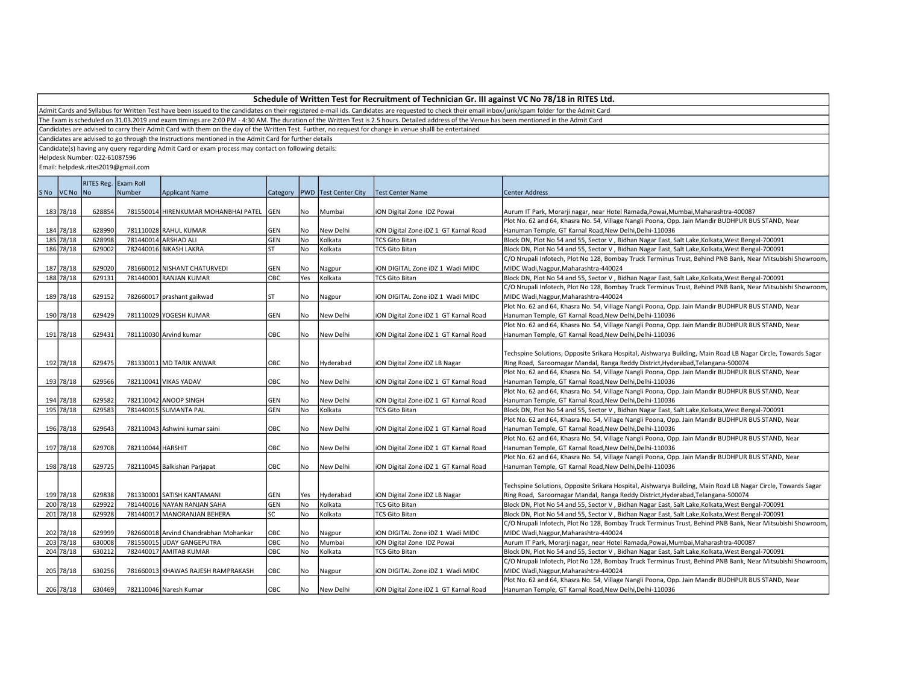## Schedule of Written Test for Recruitment of Technician Gr. III against VC No 78/18 in RITES Ltd.

Admit Cards and Syllabus for Written Test have been issued to the candidates on their registered e-mail ids. Candidates are requested to check their email inbox/junk/spam folder for the Admit Card

The Exam is scheduled on 31.03.2019 and exam timings are 2:00 PM - 4:30 AM. The duration of the Written Test is 2.5 hours. Detailed address of the Venue has been mentioned in the Admit Card

Candidates are advised to carry their Admit Card with them on the day of the Written Test. Further, no request for change in venue shalll be entertained

Candidates are advised to go through the Instructions mentioned in the Admit Card for further details

Candidate(s) having any query regarding Admit Card or exam process may contact on following details:

Helpdesk Number: 022-61087596

Email: helpdesk.rites2019@gmail.com

| S No | VC No | RITES Reg. No | Exam Roll Number | Applicant Name | Category | PWD | Test Center City | Test Center Name | Center Address |
|---|---|---|---|---|---|---|---|---|---|
| 183 | 78/18 | 628854 | 781550014 | HIRENKUMAR MOHANBHAI PATEL | GEN | No | Mumbai | iON Digital Zone IDZ Powai | Aurum IT Park, Morarji nagar, near Hotel Ramada,Powai,Mumbai,Maharashtra-400087 |
| 184 | 78/18 | 628990 | 781110028 | RAHUL KUMAR | GEN | No | New Delhi | iON Digital Zone iDZ 1 GT Karnal Road | Plot No. 62 and 64, Khasra No. 54, Village Nangli Poona, Opp. Jain Mandir BUDHPUR BUS STAND, Near Hanuman Temple, GT Karnal Road,New Delhi,Delhi-110036 |
| 185 | 78/18 | 628998 | 781440014 | ARSHAD ALI | GEN | No | Kolkata | TCS Gito Bitan | Block DN, Plot No 54 and 55, Sector V , Bidhan Nagar East, Salt Lake,Kolkata,West Bengal-700091 |
| 186 | 78/18 | 629002 | 782440016 | BIKASH LAKRA | ST | No | Kolkata | TCS Gito Bitan | Block DN, Plot No 54 and 55, Sector V , Bidhan Nagar East, Salt Lake,Kolkata,West Bengal-700091 |
| 187 | 78/18 | 629020 | 781660012 | NISHANT CHATURVEDI | GEN | No | Nagpur | iON DIGITAL Zone iDZ 1 Wadi MIDC | C/O Nrupali Infotech, Plot No 128, Bombay Truck Terminus Trust, Behind PNB Bank, Near Mitsubishi Showroom, MIDC Wadi,Nagpur,Maharashtra-440024 |
| 188 | 78/18 | 629131 | 781440001 | RANJAN KUMAR | OBC | Yes | Kolkata | TCS Gito Bitan | Block DN, Plot No 54 and 55, Sector V , Bidhan Nagar East, Salt Lake,Kolkata,West Bengal-700091 |
| 189 | 78/18 | 629152 | 782660017 | prashant gaikwad | ST | No | Nagpur | iON DIGITAL Zone iDZ 1 Wadi MIDC | C/O Nrupali Infotech, Plot No 128, Bombay Truck Terminus Trust, Behind PNB Bank, Near Mitsubishi Showroom, MIDC Wadi,Nagpur,Maharashtra-440024 |
| 190 | 78/18 | 629429 | 781110029 | YOGESH KUMAR | GEN | No | New Delhi | iON Digital Zone iDZ 1 GT Karnal Road | Plot No. 62 and 64, Khasra No. 54, Village Nangli Poona, Opp. Jain Mandir BUDHPUR BUS STAND, Near Hanuman Temple, GT Karnal Road,New Delhi,Delhi-110036 |
| 191 | 78/18 | 629431 | 781110030 | Arvind kumar | OBC | No | New Delhi | iON Digital Zone iDZ 1 GT Karnal Road | Plot No. 62 and 64, Khasra No. 54, Village Nangli Poona, Opp. Jain Mandir BUDHPUR BUS STAND, Near Hanuman Temple, GT Karnal Road,New Delhi,Delhi-110036 |
| 192 | 78/18 | 629475 | 781330011 | MD TARIK ANWAR | OBC | No | Hyderabad | iON Digital Zone iDZ LB Nagar | Techspine Solutions, Opposite Srikara Hospital, Aishwarya Building, Main Road LB Nagar Circle, Towards Sagar Ring Road, Saroornagar Mandal, Ranga Reddy District,Hyderabad,Telangana-500074 |
| 193 | 78/18 | 629566 | 782110041 | VIKAS YADAV | OBC | No | New Delhi | iON Digital Zone iDZ 1 GT Karnal Road | Plot No. 62 and 64, Khasra No. 54, Village Nangli Poona, Opp. Jain Mandir BUDHPUR BUS STAND, Near Hanuman Temple, GT Karnal Road,New Delhi,Delhi-110036 |
| 194 | 78/18 | 629582 | 782110042 | ANOOP SINGH | GEN | No | New Delhi | iON Digital Zone iDZ 1 GT Karnal Road | Plot No. 62 and 64, Khasra No. 54, Village Nangli Poona, Opp. Jain Mandir BUDHPUR BUS STAND, Near Hanuman Temple, GT Karnal Road,New Delhi,Delhi-110036 |
| 195 | 78/18 | 629583 | 781440015 | SUMANTA PAL | GEN | No | Kolkata | TCS Gito Bitan | Block DN, Plot No 54 and 55, Sector V , Bidhan Nagar East, Salt Lake,Kolkata,West Bengal-700091 |
| 196 | 78/18 | 629643 | 782110043 | Ashwini kumar saini | OBC | No | New Delhi | iON Digital Zone iDZ 1 GT Karnal Road | Plot No. 62 and 64, Khasra No. 54, Village Nangli Poona, Opp. Jain Mandir BUDHPUR BUS STAND, Near Hanuman Temple, GT Karnal Road,New Delhi,Delhi-110036 |
| 197 | 78/18 | 629708 | 782110044 | HARSHIT | OBC | No | New Delhi | iON Digital Zone iDZ 1 GT Karnal Road | Plot No. 62 and 64, Khasra No. 54, Village Nangli Poona, Opp. Jain Mandir BUDHPUR BUS STAND, Near Hanuman Temple, GT Karnal Road,New Delhi,Delhi-110036 |
| 198 | 78/18 | 629725 | 782110045 | Balkishan Parjapat | OBC | No | New Delhi | iON Digital Zone iDZ 1 GT Karnal Road | Plot No. 62 and 64, Khasra No. 54, Village Nangli Poona, Opp. Jain Mandir BUDHPUR BUS STAND, Near Hanuman Temple, GT Karnal Road,New Delhi,Delhi-110036 |
| 199 | 78/18 | 629838 | 781330001 | SATISH KANTAMANI | GEN | Yes | Hyderabad | iON Digital Zone iDZ LB Nagar | Techspine Solutions, Opposite Srikara Hospital, Aishwarya Building, Main Road LB Nagar Circle, Towards Sagar Ring Road, Saroornagar Mandal, Ranga Reddy District,Hyderabad,Telangana-500074 |
| 200 | 78/18 | 629922 | 781440016 | NAYAN RANJAN SAHA | GEN | No | Kolkata | TCS Gito Bitan | Block DN, Plot No 54 and 55, Sector V , Bidhan Nagar East, Salt Lake,Kolkata,West Bengal-700091 |
| 201 | 78/18 | 629928 | 781440017 | MANORANJAN BEHERA | SC | No | Kolkata | TCS Gito Bitan | Block DN, Plot No 54 and 55, Sector V , Bidhan Nagar East, Salt Lake,Kolkata,West Bengal-700091 |
| 202 | 78/18 | 629999 | 782660018 | Arvind Chandrabhan Mohankar | OBC | No | Nagpur | iON DIGITAL Zone iDZ 1 Wadi MIDC | C/O Nrupali Infotech, Plot No 128, Bombay Truck Terminus Trust, Behind PNB Bank, Near Mitsubishi Showroom, MIDC Wadi,Nagpur,Maharashtra-440024 |
| 203 | 78/18 | 630008 | 781550015 | UDAY GANGEPUTRA | OBC | No | Mumbai | iON Digital Zone IDZ Powai | Aurum IT Park, Morarji nagar, near Hotel Ramada,Powai,Mumbai,Maharashtra-400087 |
| 204 | 78/18 | 630212 | 782440017 | AMITAB KUMAR | OBC | No | Kolkata | TCS Gito Bitan | Block DN, Plot No 54 and 55, Sector V , Bidhan Nagar East, Salt Lake,Kolkata,West Bengal-700091 |
| 205 | 78/18 | 630256 | 781660013 | KHAWAS RAJESH RAMPRAKASH | OBC | No | Nagpur | iON DIGITAL Zone iDZ 1 Wadi MIDC | C/O Nrupali Infotech, Plot No 128, Bombay Truck Terminus Trust, Behind PNB Bank, Near Mitsubishi Showroom, MIDC Wadi,Nagpur,Maharashtra-440024 |
| 206 | 78/18 | 630469 | 782110046 | Naresh Kumar | OBC | No | New Delhi | iON Digital Zone iDZ 1 GT Karnal Road | Plot No. 62 and 64, Khasra No. 54, Village Nangli Poona, Opp. Jain Mandir BUDHPUR BUS STAND, Near Hanuman Temple, GT Karnal Road,New Delhi,Delhi-110036 |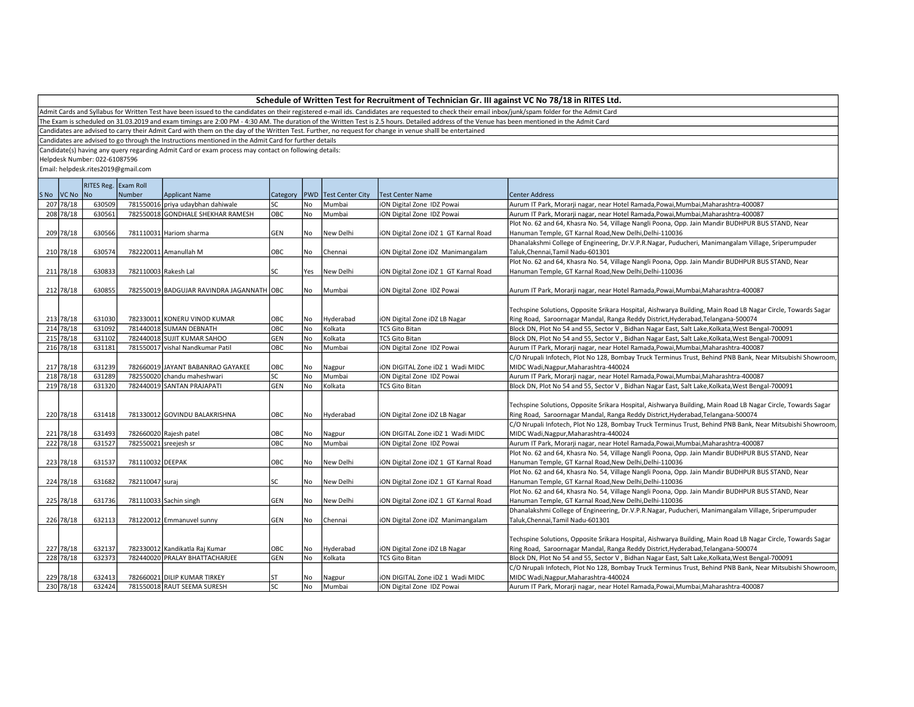## Schedule of Written Test for Recruitment of Technician Gr. III against VC No 78/18 in RITES Ltd.

Admit Cards and Syllabus for Written Test have been issued to the candidates on their registered e-mail ids. Candidates are requested to check their email inbox/junk/spam folder for the Admit Card

The Exam is scheduled on 31.03.2019 and exam timings are 2:00 PM - 4:30 AM. The duration of the Written Test is 2.5 hours. Detailed address of the Venue has been mentioned in the Admit Card

Candidates are advised to carry their Admit Card with them on the day of the Written Test. Further, no request for change in venue shalll be entertained

Candidates are advised to go through the Instructions mentioned in the Admit Card for further details

Candidate(s) having any query regarding Admit Card or exam process may contact on following details:

Helpdesk Number: 022-61087596

Email: helpdesk.rites2019@gmail.com

| S No | VC No | RITES Reg. No | Exam Roll Number | Applicant Name | Category | PWD | Test Center City | Test Center Name | Center Address |
|---|---|---|---|---|---|---|---|---|---|
| 207 | 78/18 | 630509 | 781550016 | priya udaybhan dahiwale | SC | No | Mumbai | iON Digital Zone IDZ Powai | Aurum IT Park, Morarji nagar, near Hotel Ramada,Powai,Mumbai,Maharashtra-400087 |
| 208 | 78/18 | 630561 | 782550018 | GONDHALE SHEKHAR RAMESH | OBC | No | Mumbai | iON Digital Zone IDZ Powai | Aurum IT Park, Morarji nagar, near Hotel Ramada,Powai,Mumbai,Maharashtra-400087 |
| 209 | 78/18 | 630566 | 781110031 | Hariom sharma | GEN | No | New Delhi | iON Digital Zone iDZ 1 GT Karnal Road | Plot No. 62 and 64, Khasra No. 54, Village Nangli Poona, Opp. Jain Mandir BUDHPUR BUS STAND, Near Hanuman Temple, GT Karnal Road,New Delhi,Delhi-110036 |
| 210 | 78/18 | 630574 | 782220011 | Amanullah M | OBC | No | Chennai | iON Digital Zone iDZ Manimangalam | Dhanalakshmi College of Engineering, Dr.V.P.R.Nagar, Puducheri, Manimangalam Village, Sriperumpuder Taluk,Chennai,Tamil Nadu-601301 |
| 211 | 78/18 | 630833 | 782110003 | Rakesh Lal | SC | Yes | New Delhi | iON Digital Zone iDZ 1 GT Karnal Road | Plot No. 62 and 64, Khasra No. 54, Village Nangli Poona, Opp. Jain Mandir BUDHPUR BUS STAND, Near Hanuman Temple, GT Karnal Road,New Delhi,Delhi-110036 |
| 212 | 78/18 | 630855 | 782550019 | BADGUJAR RAVINDRA JAGANNATH | OBC | No | Mumbai | iON Digital Zone IDZ Powai | Aurum IT Park, Morarji nagar, near Hotel Ramada,Powai,Mumbai,Maharashtra-400087 |
| 213 | 78/18 | 631030 | 782330011 | KONERU VINOD KUMAR | OBC | No | Hyderabad | iON Digital Zone iDZ LB Nagar | Techspine Solutions, Opposite Srikara Hospital, Aishwarya Building, Main Road LB Nagar Circle, Towards Sagar Ring Road, Saroornagar Mandal, Ranga Reddy District,Hyderabad,Telangana-500074 |
| 214 | 78/18 | 631092 | 781440018 | SUMAN DEBNATH | OBC | No | Kolkata | TCS Gito Bitan | Block DN, Plot No 54 and 55, Sector V , Bidhan Nagar East, Salt Lake,Kolkata,West Bengal-700091 |
| 215 | 78/18 | 631102 | 782440018 | SUJIT KUMAR SAHOO | GEN | No | Kolkata | TCS Gito Bitan | Block DN, Plot No 54 and 55, Sector V , Bidhan Nagar East, Salt Lake,Kolkata,West Bengal-700091 |
| 216 | 78/18 | 631181 | 781550017 | vishal Nandkumar Patil | OBC | No | Mumbai | iON Digital Zone IDZ Powai | Aurum IT Park, Morarji nagar, near Hotel Ramada,Powai,Mumbai,Maharashtra-400087 |
| 217 | 78/18 | 631239 | 782660019 | JAYANT BABANRAO GAYAKEE | OBC | No | Nagpur | iON DIGITAL Zone iDZ 1 Wadi MIDC | C/O Nrupali Infotech, Plot No 128, Bombay Truck Terminus Trust, Behind PNB Bank, Near Mitsubishi Showroom, MIDC Wadi,Nagpur,Maharashtra-440024 |
| 218 | 78/18 | 631289 | 782550020 | chandu maheshwari | SC | No | Mumbai | iON Digital Zone IDZ Powai | Aurum IT Park, Morarji nagar, near Hotel Ramada,Powai,Mumbai,Maharashtra-400087 |
| 219 | 78/18 | 631320 | 782440019 | SANTAN PRAJAPATI | GEN | No | Kolkata | TCS Gito Bitan | Block DN, Plot No 54 and 55, Sector V , Bidhan Nagar East, Salt Lake,Kolkata,West Bengal-700091 |
| 220 | 78/18 | 631418 | 781330012 | GOVINDU BALAKRISHNA | OBC | No | Hyderabad | iON Digital Zone iDZ LB Nagar | Techspine Solutions, Opposite Srikara Hospital, Aishwarya Building, Main Road LB Nagar Circle, Towards Sagar Ring Road, Saroornagar Mandal, Ranga Reddy District,Hyderabad,Telangana-500074 |
| 221 | 78/18 | 631493 | 782660020 | Rajesh patel | OBC | No | Nagpur | iON DIGITAL Zone iDZ 1 Wadi MIDC | C/O Nrupali Infotech, Plot No 128, Bombay Truck Terminus Trust, Behind PNB Bank, Near Mitsubishi Showroom, MIDC Wadi,Nagpur,Maharashtra-440024 |
| 222 | 78/18 | 631527 | 782550021 | sreejesh sr | OBC | No | Mumbai | iON Digital Zone IDZ Powai | Aurum IT Park, Morarji nagar, near Hotel Ramada,Powai,Mumbai,Maharashtra-400087 |
| 223 | 78/18 | 631537 | 781110032 | DEEPAK | OBC | No | New Delhi | iON Digital Zone iDZ 1 GT Karnal Road | Plot No. 62 and 64, Khasra No. 54, Village Nangli Poona, Opp. Jain Mandir BUDHPUR BUS STAND, Near Hanuman Temple, GT Karnal Road,New Delhi,Delhi-110036 |
| 224 | 78/18 | 631682 | 782110047 | suraj | SC | No | New Delhi | iON Digital Zone iDZ 1 GT Karnal Road | Plot No. 62 and 64, Khasra No. 54, Village Nangli Poona, Opp. Jain Mandir BUDHPUR BUS STAND, Near Hanuman Temple, GT Karnal Road,New Delhi,Delhi-110036 |
| 225 | 78/18 | 631736 | 781110033 | Sachin singh | GEN | No | New Delhi | iON Digital Zone iDZ 1 GT Karnal Road | Plot No. 62 and 64, Khasra No. 54, Village Nangli Poona, Opp. Jain Mandir BUDHPUR BUS STAND, Near Hanuman Temple, GT Karnal Road,New Delhi,Delhi-110036 |
| 226 | 78/18 | 632113 | 781220012 | Emmanuvel sunny | GEN | No | Chennai | iON Digital Zone iDZ Manimangalam | Dhanalakshmi College of Engineering, Dr.V.P.R.Nagar, Puducheri, Manimangalam Village, Sriperumpuder Taluk,Chennai,Tamil Nadu-601301 |
| 227 | 78/18 | 632137 | 782330012 | Kandikatla Raj Kumar | OBC | No | Hyderabad | iON Digital Zone iDZ LB Nagar | Techspine Solutions, Opposite Srikara Hospital, Aishwarya Building, Main Road LB Nagar Circle, Towards Sagar Ring Road, Saroornagar Mandal, Ranga Reddy District,Hyderabad,Telangana-500074 |
| 228 | 78/18 | 632373 | 782440020 | PRALAY BHATTACHARJEE | GEN | No | Kolkata | TCS Gito Bitan | Block DN, Plot No 54 and 55, Sector V , Bidhan Nagar East, Salt Lake,Kolkata,West Bengal-700091 |
| 229 | 78/18 | 632413 | 782660021 | DILIP KUMAR TIRKEY | ST | No | Nagpur | iON DIGITAL Zone iDZ 1 Wadi MIDC | C/O Nrupali Infotech, Plot No 128, Bombay Truck Terminus Trust, Behind PNB Bank, Near Mitsubishi Showroom, MIDC Wadi,Nagpur,Maharashtra-440024 |
| 230 | 78/18 | 632424 | 781550018 | RAUT SEEMA SURESH | SC | No | Mumbai | iON Digital Zone IDZ Powai | Aurum IT Park, Morarji nagar, near Hotel Ramada,Powai,Mumbai,Maharashtra-400087 |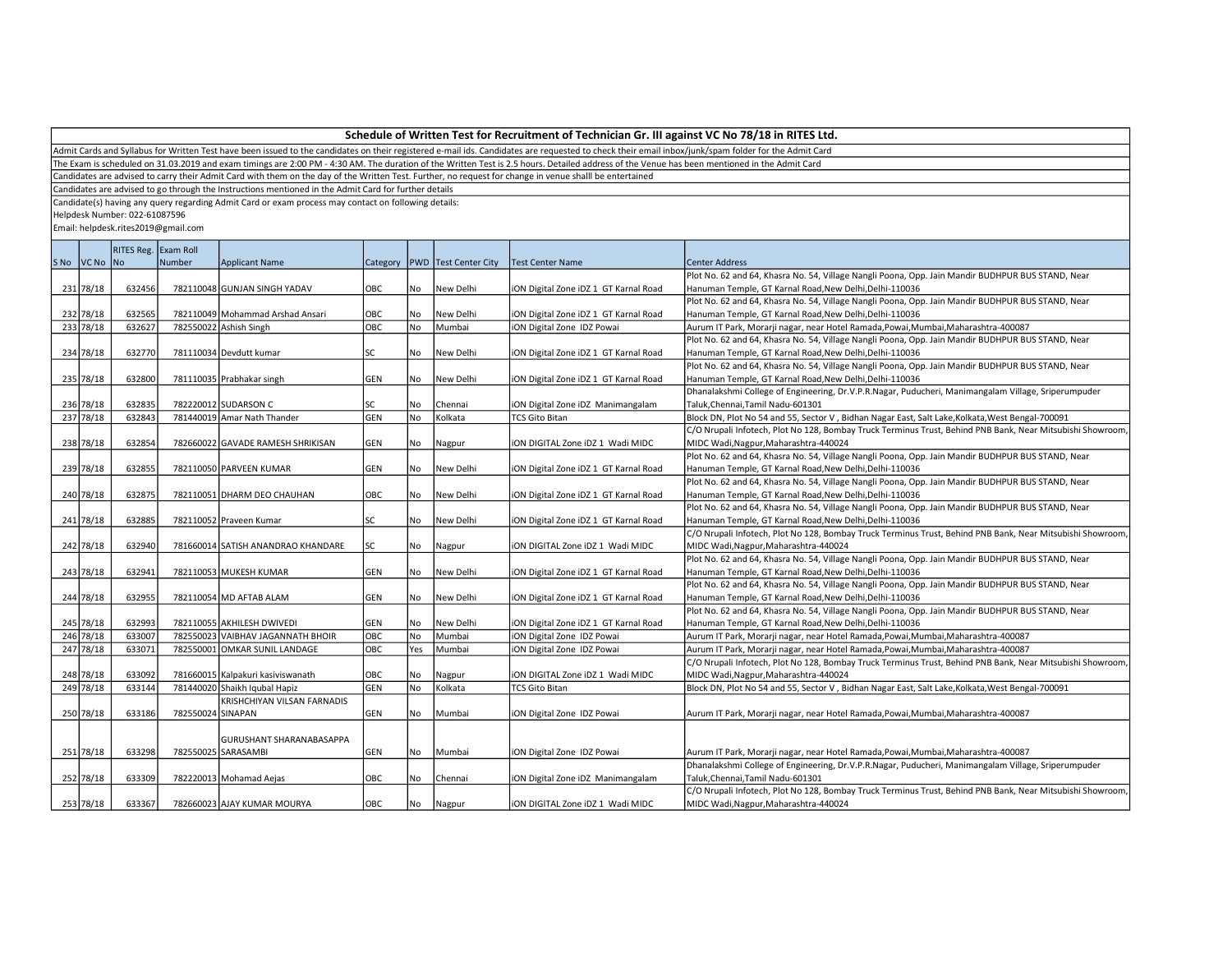## Schedule of Written Test for Recruitment of Technician Gr. III against VC No 78/18 in RITES Ltd.

Admit Cards and Syllabus for Written Test have been issued to the candidates on their registered e-mail ids. Candidates are requested to check their email inbox/junk/spam folder for the Admit Card

The Exam is scheduled on 31.03.2019 and exam timings are 2:00 PM - 4:30 AM. The duration of the Written Test is 2.5 hours. Detailed address of the Venue has been mentioned in the Admit Card

Candidates are advised to carry their Admit Card with them on the day of the Written Test. Further, no request for change in venue shalll be entertained

Candidates are advised to go through the Instructions mentioned in the Admit Card for further details

Candidate(s) having any query regarding Admit Card or exam process may contact on following details:

Helpdesk Number: 022-61087596

Email: helpdesk.rites2019@gmail.com

| S No | VC No | RITES Reg. No | Exam Roll Number | Applicant Name | Category | PWD | Test Center City | Test Center Name | Center Address |
|---|---|---|---|---|---|---|---|---|---|
| 231 | 78/18 | 632456 | 782110048 | GUNJAN SINGH YADAV | OBC | No | New Delhi | iON Digital Zone iDZ 1 GT Karnal Road | Plot No. 62 and 64, Khasra No. 54, Village Nangli Poona, Opp. Jain Mandir BUDHPUR BUS STAND, Near Hanuman Temple, GT Karnal Road,New Delhi,Delhi-110036 |
| 232 | 78/18 | 632565 | 782110049 | Mohammad Arshad Ansari | OBC | No | New Delhi | iON Digital Zone iDZ 1 GT Karnal Road | Plot No. 62 and 64, Khasra No. 54, Village Nangli Poona, Opp. Jain Mandir BUDHPUR BUS STAND, Near Hanuman Temple, GT Karnal Road,New Delhi,Delhi-110036 |
| 233 | 78/18 | 632627 | 782550022 | Ashish Singh | OBC | No | Mumbai | iON Digital Zone IDZ Powai | Aurum IT Park, Morarji nagar, near Hotel Ramada,Powai,Mumbai,Maharashtra-400087 |
| 234 | 78/18 | 632770 | 781110034 | Devdutt kumar | SC | No | New Delhi | iON Digital Zone iDZ 1 GT Karnal Road | Plot No. 62 and 64, Khasra No. 54, Village Nangli Poona, Opp. Jain Mandir BUDHPUR BUS STAND, Near Hanuman Temple, GT Karnal Road,New Delhi,Delhi-110036 |
| 235 | 78/18 | 632800 | 781110035 | Prabhakar singh | GEN | No | New Delhi | iON Digital Zone iDZ 1 GT Karnal Road | Plot No. 62 and 64, Khasra No. 54, Village Nangli Poona, Opp. Jain Mandir BUDHPUR BUS STAND, Near Hanuman Temple, GT Karnal Road,New Delhi,Delhi-110036 |
| 236 | 78/18 | 632835 | 782220012 | SUDARSON C | SC | No | Chennai | iON Digital Zone iDZ Manimangalam | Dhanalakshmi College of Engineering, Dr.V.P.R.Nagar, Puducheri, Manimangalam Village, Sriperumpuder Taluk,Chennai,Tamil Nadu-601301 |
| 237 | 78/18 | 632843 | 781440019 | Amar Nath Thander | GEN | No | Kolkata | TCS Gito Bitan | Block DN, Plot No 54 and 55, Sector V , Bidhan Nagar East, Salt Lake,Kolkata,West Bengal-700091 |
| 238 | 78/18 | 632854 | 782660022 | GAVADE RAMESH SHRIKISAN | GEN | No | Nagpur | iON DIGITAL Zone iDZ 1 Wadi MIDC | C/O Nrupali Infotech, Plot No 128, Bombay Truck Terminus Trust, Behind PNB Bank, Near Mitsubishi Showroom, MIDC Wadi,Nagpur,Maharashtra-440024 |
| 239 | 78/18 | 632855 | 782110050 | PARVEEN KUMAR | GEN | No | New Delhi | iON Digital Zone iDZ 1 GT Karnal Road | Plot No. 62 and 64, Khasra No. 54, Village Nangli Poona, Opp. Jain Mandir BUDHPUR BUS STAND, Near Hanuman Temple, GT Karnal Road,New Delhi,Delhi-110036 |
| 240 | 78/18 | 632875 | 782110051 | DHARM DEO CHAUHAN | OBC | No | New Delhi | iON Digital Zone iDZ 1 GT Karnal Road | Plot No. 62 and 64, Khasra No. 54, Village Nangli Poona, Opp. Jain Mandir BUDHPUR BUS STAND, Near Hanuman Temple, GT Karnal Road,New Delhi,Delhi-110036 |
| 241 | 78/18 | 632885 | 782110052 | Praveen Kumar | SC | No | New Delhi | iON Digital Zone iDZ 1 GT Karnal Road | Plot No. 62 and 64, Khasra No. 54, Village Nangli Poona, Opp. Jain Mandir BUDHPUR BUS STAND, Near Hanuman Temple, GT Karnal Road,New Delhi,Delhi-110036 |
| 242 | 78/18 | 632940 | 781660014 | SATISH ANANDRAO KHANDARE | SC | No | Nagpur | iON DIGITAL Zone iDZ 1 Wadi MIDC | C/O Nrupali Infotech, Plot No 128, Bombay Truck Terminus Trust, Behind PNB Bank, Near Mitsubishi Showroom, MIDC Wadi,Nagpur,Maharashtra-440024 |
| 243 | 78/18 | 632941 | 782110053 | MUKESH KUMAR | GEN | No | New Delhi | iON Digital Zone iDZ 1 GT Karnal Road | Plot No. 62 and 64, Khasra No. 54, Village Nangli Poona, Opp. Jain Mandir BUDHPUR BUS STAND, Near Hanuman Temple, GT Karnal Road,New Delhi,Delhi-110036 |
| 244 | 78/18 | 632955 | 782110054 | MD AFTAB ALAM | GEN | No | New Delhi | iON Digital Zone iDZ 1 GT Karnal Road | Plot No. 62 and 64, Khasra No. 54, Village Nangli Poona, Opp. Jain Mandir BUDHPUR BUS STAND, Near Hanuman Temple, GT Karnal Road,New Delhi,Delhi-110036 |
| 245 | 78/18 | 632993 | 782110055 | AKHILESH DWIVEDI | GEN | No | New Delhi | iON Digital Zone iDZ 1 GT Karnal Road | Plot No. 62 and 64, Khasra No. 54, Village Nangli Poona, Opp. Jain Mandir BUDHPUR BUS STAND, Near Hanuman Temple, GT Karnal Road,New Delhi,Delhi-110036 |
| 246 | 78/18 | 633007 | 782550023 | VAIBHAV JAGANNATH BHOIR | OBC | No | Mumbai | iON Digital Zone IDZ Powai | Aurum IT Park, Morarji nagar, near Hotel Ramada,Powai,Mumbai,Maharashtra-400087 |
| 247 | 78/18 | 633071 | 782550001 | OMKAR SUNIL LANDAGE | OBC | Yes | Mumbai | iON Digital Zone IDZ Powai | Aurum IT Park, Morarji nagar, near Hotel Ramada,Powai,Mumbai,Maharashtra-400087 |
| 248 | 78/18 | 633092 | 781660015 | Kalpakuri kasiviswanath | OBC | No | Nagpur | iON DIGITAL Zone iDZ 1 Wadi MIDC | C/O Nrupali Infotech, Plot No 128, Bombay Truck Terminus Trust, Behind PNB Bank, Near Mitsubishi Showroom, MIDC Wadi,Nagpur,Maharashtra-440024 |
| 249 | 78/18 | 633144 | 781440020 | Shaikh Iqubal Hapiz | GEN | No | Kolkata | TCS Gito Bitan | Block DN, Plot No 54 and 55, Sector V , Bidhan Nagar East, Salt Lake,Kolkata,West Bengal-700091 |
| 250 | 78/18 | 633186 | 782550024 | KRISHCHIYAN VILSAN FARNADIS SINAPAN | GEN | No | Mumbai | iON Digital Zone IDZ Powai | Aurum IT Park, Morarji nagar, near Hotel Ramada,Powai,Mumbai,Maharashtra-400087 |
| 251 | 78/18 | 633298 | 782550025 | GURUSHANT SHARANABASAPPA SARASAMBI | GEN | No | Mumbai | iON Digital Zone IDZ Powai | Aurum IT Park, Morarji nagar, near Hotel Ramada,Powai,Mumbai,Maharashtra-400087 |
| 252 | 78/18 | 633309 | 782220013 | Mohamad Aejas | OBC | No | Chennai | iON Digital Zone iDZ Manimangalam | Dhanalakshmi College of Engineering, Dr.V.P.R.Nagar, Puducheri, Manimangalam Village, Sriperumpuder Taluk,Chennai,Tamil Nadu-601301 |
| 253 | 78/18 | 633367 | 782660023 | AJAY KUMAR MOURYA | OBC | No | Nagpur | iON DIGITAL Zone iDZ 1 Wadi MIDC | C/O Nrupali Infotech, Plot No 128, Bombay Truck Terminus Trust, Behind PNB Bank, Near Mitsubishi Showroom, MIDC Wadi,Nagpur,Maharashtra-440024 |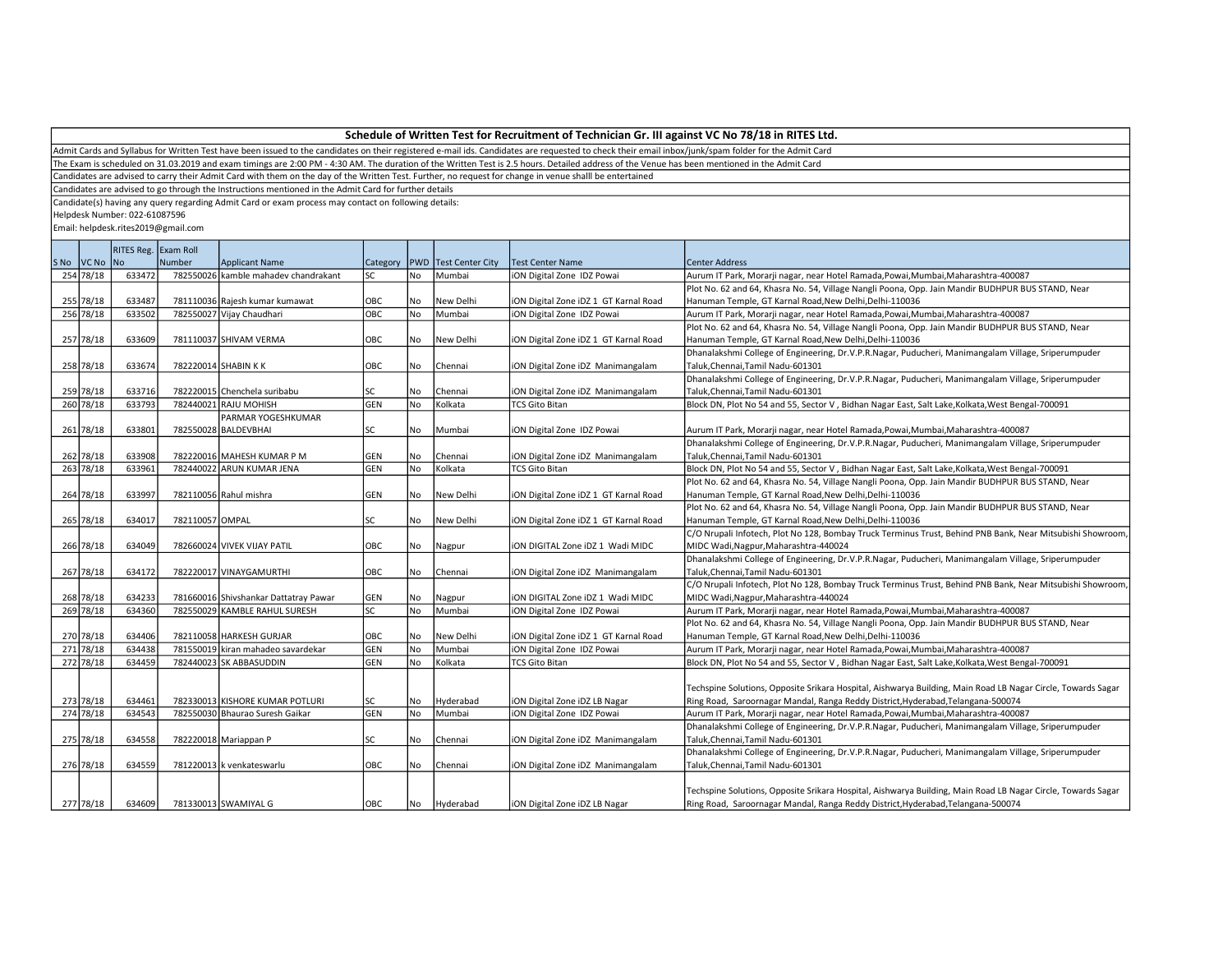**Schedule of Written Test for Recruitment of Technician Gr. III against VC No 78/18 in RITES Ltd.**

Admit Cards and Syllabus for Written Test have been issued to the candidates on their registered e-mail ids. Candidates are requested to check their email inbox/junk/spam folder for the Admit Card

The Exam is scheduled on 31.03.2019 and exam timings are 2:00 PM - 4:30 AM. The duration of the Written Test is 2.5 hours. Detailed address of the Venue has been mentioned in the Admit Card

Candidates are advised to carry their Admit Card with them on the day of the Written Test. Further, no request for change in venue shalll be entertained

Candidates are advised to go through the Instructions mentioned in the Admit Card for further details

Candidate(s) having any query regarding Admit Card or exam process may contact on following details:

Helpdesk Number: 022-61087596

Email: helpdesk.rites2019@gmail.com

| S No | VC No | RITES Reg. No | Exam Roll Number | Applicant Name | Category | PWD | Test Center City | Test Center Name | Center Address |
|---|---|---|---|---|---|---|---|---|---|
| 254 | 78/18 | 633472 | 782550026 | kamble mahadev chandrakant | SC | No | Mumbai | iON Digital Zone IDZ Powai | Aurum IT Park, Morarji nagar, near Hotel Ramada,Powai,Mumbai,Maharashtra-400087 |
| 255 | 78/18 | 633487 | 781110036 | Rajesh kumar kumawat | OBC | No | New Delhi | iON Digital Zone iDZ 1 GT Karnal Road | Plot No. 62 and 64, Khasra No. 54, Village Nangli Poona, Opp. Jain Mandir BUDHPUR BUS STAND, Near Hanuman Temple, GT Karnal Road,New Delhi,Delhi-110036 |
| 256 | 78/18 | 633502 | 782550027 | Vijay Chaudhari | OBC | No | Mumbai | iON Digital Zone IDZ Powai | Aurum IT Park, Morarji nagar, near Hotel Ramada,Powai,Mumbai,Maharashtra-400087 |
| 257 | 78/18 | 633609 | 781110037 | SHIVAM VERMA | OBC | No | New Delhi | iON Digital Zone iDZ 1 GT Karnal Road | Plot No. 62 and 64, Khasra No. 54, Village Nangli Poona, Opp. Jain Mandir BUDHPUR BUS STAND, Near Hanuman Temple, GT Karnal Road,New Delhi,Delhi-110036 |
| 258 | 78/18 | 633674 | 782220014 | SHABIN K K | OBC | No | Chennai | iON Digital Zone iDZ Manimangalam | Dhanalakshmi College of Engineering, Dr.V.P.R.Nagar, Puducheri, Manimangalam Village, Sriperumpuder Taluk,Chennai,Tamil Nadu-601301 |
| 259 | 78/18 | 633716 | 782220015 | Chenchela suribabu | SC | No | Chennai | iON Digital Zone iDZ Manimangalam | Dhanalakshmi College of Engineering, Dr.V.P.R.Nagar, Puducheri, Manimangalam Village, Sriperumpuder Taluk,Chennai,Tamil Nadu-601301 |
| 260 | 78/18 | 633793 | 782440021 | RAJU MOHISH | GEN | No | Kolkata | TCS Gito Bitan | Block DN, Plot No 54 and 55, Sector V , Bidhan Nagar East, Salt Lake,Kolkata,West Bengal-700091 |
| 261 | 78/18 | 633801 | 782550028 | PARMAR YOGESHKUMAR BALDEVBHAI | SC | No | Mumbai | iON Digital Zone IDZ Powai | Aurum IT Park, Morarji nagar, near Hotel Ramada,Powai,Mumbai,Maharashtra-400087 |
| 262 | 78/18 | 633908 | 782220016 | MAHESH KUMAR P M | GEN | No | Chennai | iON Digital Zone iDZ Manimangalam | Dhanalakshmi College of Engineering, Dr.V.P.R.Nagar, Puducheri, Manimangalam Village, Sriperumpuder Taluk,Chennai,Tamil Nadu-601301 |
| 263 | 78/18 | 633961 | 782440022 | ARUN KUMAR JENA | GEN | No | Kolkata | TCS Gito Bitan | Block DN, Plot No 54 and 55, Sector V , Bidhan Nagar East, Salt Lake,Kolkata,West Bengal-700091 |
| 264 | 78/18 | 633997 | 782110056 | Rahul mishra | GEN | No | New Delhi | iON Digital Zone iDZ 1 GT Karnal Road | Plot No. 62 and 64, Khasra No. 54, Village Nangli Poona, Opp. Jain Mandir BUDHPUR BUS STAND, Near Hanuman Temple, GT Karnal Road,New Delhi,Delhi-110036 |
| 265 | 78/18 | 634017 | 782110057 | OMPAL | SC | No | New Delhi | iON Digital Zone iDZ 1 GT Karnal Road | Plot No. 62 and 64, Khasra No. 54, Village Nangli Poona, Opp. Jain Mandir BUDHPUR BUS STAND, Near Hanuman Temple, GT Karnal Road,New Delhi,Delhi-110036 |
| 266 | 78/18 | 634049 | 782660024 | VIVEK VIJAY PATIL | OBC | No | Nagpur | iON DIGITAL Zone iDZ 1 Wadi MIDC | C/O Nrupali Infotech, Plot No 128, Bombay Truck Terminus Trust, Behind PNB Bank, Near Mitsubishi Showroom, MIDC Wadi,Nagpur,Maharashtra-440024 |
| 267 | 78/18 | 634172 | 782220017 | VINAYGAMURTHI | OBC | No | Chennai | iON Digital Zone iDZ Manimangalam | Dhanalakshmi College of Engineering, Dr.V.P.R.Nagar, Puducheri, Manimangalam Village, Sriperumpuder Taluk,Chennai,Tamil Nadu-601301 |
| 268 | 78/18 | 634233 | 781660016 | Shivshankar Dattatray Pawar | GEN | No | Nagpur | iON DIGITAL Zone iDZ 1 Wadi MIDC | C/O Nrupali Infotech, Plot No 128, Bombay Truck Terminus Trust, Behind PNB Bank, Near Mitsubishi Showroom, MIDC Wadi,Nagpur,Maharashtra-440024 |
| 269 | 78/18 | 634360 | 782550029 | KAMBLE RAHUL SURESH | SC | No | Mumbai | iON Digital Zone IDZ Powai | Aurum IT Park, Morarji nagar, near Hotel Ramada,Powai,Mumbai,Maharashtra-400087 |
| 270 | 78/18 | 634406 | 782110058 | HARKESH GURJAR | OBC | No | New Delhi | iON Digital Zone iDZ 1 GT Karnal Road | Plot No. 62 and 64, Khasra No. 54, Village Nangli Poona, Opp. Jain Mandir BUDHPUR BUS STAND, Near Hanuman Temple, GT Karnal Road,New Delhi,Delhi-110036 |
| 271 | 78/18 | 634438 | 781550019 | kiran mahadeo savardekar | GEN | No | Mumbai | iON Digital Zone IDZ Powai | Aurum IT Park, Morarji nagar, near Hotel Ramada,Powai,Mumbai,Maharashtra-400087 |
| 272 | 78/18 | 634459 | 782440023 | SK ABBASUDDIN | GEN | No | Kolkata | TCS Gito Bitan | Block DN, Plot No 54 and 55, Sector V , Bidhan Nagar East, Salt Lake,Kolkata,West Bengal-700091 |
| 273 | 78/18 | 634461 | 782330013 | KISHORE KUMAR POTLURI | SC | No | Hyderabad | iON Digital Zone iDZ LB Nagar | Techspine Solutions, Opposite Srikara Hospital, Aishwarya Building, Main Road LB Nagar Circle, Towards Sagar Ring Road, Saroornagar Mandal, Ranga Reddy District,Hyderabad,Telangana-500074 |
| 274 | 78/18 | 634543 | 782550030 | Bhaurao Suresh Gaikar | GEN | No | Mumbai | iON Digital Zone IDZ Powai | Aurum IT Park, Morarji nagar, near Hotel Ramada,Powai,Mumbai,Maharashtra-400087 |
| 275 | 78/18 | 634558 | 782220018 | Mariappan P | SC | No | Chennai | iON Digital Zone iDZ Manimangalam | Dhanalakshmi College of Engineering, Dr.V.P.R.Nagar, Puducheri, Manimangalam Village, Sriperumpuder Taluk,Chennai,Tamil Nadu-601301 |
| 276 | 78/18 | 634559 | 781220013 | k venkateswarlu | OBC | No | Chennai | iON Digital Zone iDZ Manimangalam | Dhanalakshmi College of Engineering, Dr.V.P.R.Nagar, Puducheri, Manimangalam Village, Sriperumpuder Taluk,Chennai,Tamil Nadu-601301 |
| 277 | 78/18 | 634609 | 781330013 | SWAMIYAL G | OBC | No | Hyderabad | iON Digital Zone iDZ LB Nagar | Techspine Solutions, Opposite Srikara Hospital, Aishwarya Building, Main Road LB Nagar Circle, Towards Sagar Ring Road, Saroornagar Mandal, Ranga Reddy District,Hyderabad,Telangana-500074 |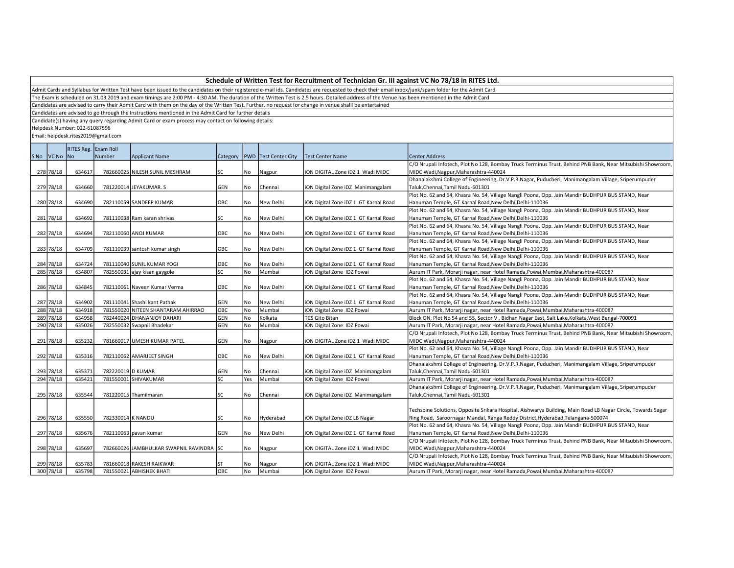## Schedule of Written Test for Recruitment of Technician Gr. III against VC No 78/18 in RITES Ltd.

Admit Cards and Syllabus for Written Test have been issued to the candidates on their registered e-mail ids. Candidates are requested to check their email inbox/junk/spam folder for the Admit Card

The Exam is scheduled on 31.03.2019 and exam timings are 2:00 PM - 4:30 AM. The duration of the Written Test is 2.5 hours. Detailed address of the Venue has been mentioned in the Admit Card

Candidates are advised to carry their Admit Card with them on the day of the Written Test. Further, no request for change in venue shalll be entertained

Candidates are advised to go through the Instructions mentioned in the Admit Card for further details

Candidate(s) having any query regarding Admit Card or exam process may contact on following details:

Helpdesk Number: 022-61087596

Email: helpdesk.rites2019@gmail.com

| S No | VC No | RITES Reg. No | Exam Roll Number | Applicant Name | Category | PWD | Test Center City | Test Center Name | Center Address |
|---|---|---|---|---|---|---|---|---|---|
| 278 | 78/18 | 634617 | 782660025 | NILESH SUNIL MESHRAM | SC | No | Nagpur | iON DIGITAL Zone iDZ 1 Wadi MIDC | C/O Nrupali Infotech, Plot No 128, Bombay Truck Terminus Trust, Behind PNB Bank, Near Mitsubishi Showroom, MIDC Wadi,Nagpur,Maharashtra-440024 |
| 279 | 78/18 | 634660 | 781220014 | JEYAKUMAR. S | GEN | No | Chennai | iON Digital Zone iDZ Manimangalam | Dhanalakshmi College of Engineering, Dr.V.P.R.Nagar, Puducheri, Manimangalam Village, Sriperumpuder Taluk,Chennai,Tamil Nadu-601301 |
| 280 | 78/18 | 634690 | 782110059 | SANDEEP KUMAR | OBC | No | New Delhi | iON Digital Zone iDZ 1 GT Karnal Road | Plot No. 62 and 64, Khasra No. 54, Village Nangli Poona, Opp. Jain Mandir BUDHPUR BUS STAND, Near Hanuman Temple, GT Karnal Road,New Delhi,Delhi-110036 |
| 281 | 78/18 | 634692 | 781110038 | Ram karan shrivas | SC | No | New Delhi | iON Digital Zone iDZ 1 GT Karnal Road | Plot No. 62 and 64, Khasra No. 54, Village Nangli Poona, Opp. Jain Mandir BUDHPUR BUS STAND, Near Hanuman Temple, GT Karnal Road,New Delhi,Delhi-110036 |
| 282 | 78/18 | 634694 | 782110060 | ANOJ KUMAR | OBC | No | New Delhi | iON Digital Zone iDZ 1 GT Karnal Road | Plot No. 62 and 64, Khasra No. 54, Village Nangli Poona, Opp. Jain Mandir BUDHPUR BUS STAND, Near Hanuman Temple, GT Karnal Road,New Delhi,Delhi-110036 |
| 283 | 78/18 | 634709 | 781110039 | santosh kumar singh | OBC | No | New Delhi | iON Digital Zone iDZ 1 GT Karnal Road | Plot No. 62 and 64, Khasra No. 54, Village Nangli Poona, Opp. Jain Mandir BUDHPUR BUS STAND, Near Hanuman Temple, GT Karnal Road,New Delhi,Delhi-110036 |
| 284 | 78/18 | 634724 | 781110040 | SUNIL KUMAR YOGI | OBC | No | New Delhi | iON Digital Zone iDZ 1 GT Karnal Road | Plot No. 62 and 64, Khasra No. 54, Village Nangli Poona, Opp. Jain Mandir BUDHPUR BUS STAND, Near Hanuman Temple, GT Karnal Road,New Delhi,Delhi-110036 |
| 285 | 78/18 | 634807 | 782550031 | ajay kisan gaygole | SC | No | Mumbai | iON Digital Zone IDZ Powai | Aurum IT Park, Morarji nagar, near Hotel Ramada,Powai,Mumbai,Maharashtra-400087 |
| 286 | 78/18 | 634845 | 782110061 | Naveen Kumar Verma | OBC | No | New Delhi | iON Digital Zone iDZ 1 GT Karnal Road | Plot No. 62 and 64, Khasra No. 54, Village Nangli Poona, Opp. Jain Mandir BUDHPUR BUS STAND, Near Hanuman Temple, GT Karnal Road,New Delhi,Delhi-110036 |
| 287 | 78/18 | 634902 | 781110041 | Shashi kant Pathak | GEN | No | New Delhi | iON Digital Zone iDZ 1 GT Karnal Road | Plot No. 62 and 64, Khasra No. 54, Village Nangli Poona, Opp. Jain Mandir BUDHPUR BUS STAND, Near Hanuman Temple, GT Karnal Road,New Delhi,Delhi-110036 |
| 288 | 78/18 | 634918 | 781550020 | NITEEN SHANTARAM AHIRRAO | OBC | No | Mumbai | iON Digital Zone IDZ Powai | Aurum IT Park, Morarji nagar, near Hotel Ramada,Powai,Mumbai,Maharashtra-400087 |
| 289 | 78/18 | 634958 | 782440024 | DHANANJOY DAHARI | GEN | No | Kolkata | TCS Gito Bitan | Block DN, Plot No 54 and 55, Sector V , Bidhan Nagar East, Salt Lake,Kolkata,West Bengal-700091 |
| 290 | 78/18 | 635026 | 782550032 | Swapnil Bhadekar | GEN | No | Mumbai | iON Digital Zone IDZ Powai | Aurum IT Park, Morarji nagar, near Hotel Ramada,Powai,Mumbai,Maharashtra-400087 |
| 291 | 78/18 | 635232 | 781660017 | UMESH KUMAR PATEL | GEN | No | Nagpur | iON DIGITAL Zone iDZ 1 Wadi MIDC | C/O Nrupali Infotech, Plot No 128, Bombay Truck Terminus Trust, Behind PNB Bank, Near Mitsubishi Showroom, MIDC Wadi,Nagpur,Maharashtra-440024 |
| 292 | 78/18 | 635316 | 782110062 | AMARJEET SINGH | OBC | No | New Delhi | iON Digital Zone iDZ 1 GT Karnal Road | Plot No. 62 and 64, Khasra No. 54, Village Nangli Poona, Opp. Jain Mandir BUDHPUR BUS STAND, Near Hanuman Temple, GT Karnal Road,New Delhi,Delhi-110036 |
| 293 | 78/18 | 635371 | 782220019 | D KUMAR | GEN | No | Chennai | iON Digital Zone iDZ Manimangalam | Dhanalakshmi College of Engineering, Dr.V.P.R.Nagar, Puducheri, Manimangalam Village, Sriperumpuder Taluk,Chennai,Tamil Nadu-601301 |
| 294 | 78/18 | 635421 | 781550001 | SHIVAKUMAR | SC | Yes | Mumbai | iON Digital Zone IDZ Powai | Aurum IT Park, Morarji nagar, near Hotel Ramada,Powai,Mumbai,Maharashtra-400087 |
| 295 | 78/18 | 635544 | 781220015 | Thamilmaran | SC | No | Chennai | iON Digital Zone iDZ Manimangalam | Dhanalakshmi College of Engineering, Dr.V.P.R.Nagar, Puducheri, Manimangalam Village, Sriperumpuder Taluk,Chennai,Tamil Nadu-601301 |
| 296 | 78/18 | 635550 | 782330014 | K NANDU | SC | No | Hyderabad | iON Digital Zone iDZ LB Nagar | Techspine Solutions, Opposite Srikara Hospital, Aishwarya Building, Main Road LB Nagar Circle, Towards Sagar Ring Road, Saroornagar Mandal, Ranga Reddy District,Hyderabad,Telangana-500074 |
| 297 | 78/18 | 635676 | 782110063 | pavan kumar | GEN | No | New Delhi | iON Digital Zone iDZ 1 GT Karnal Road | Plot No. 62 and 64, Khasra No. 54, Village Nangli Poona, Opp. Jain Mandir BUDHPUR BUS STAND, Near Hanuman Temple, GT Karnal Road,New Delhi,Delhi-110036 |
| 298 | 78/18 | 635697 | 782660026 | JAMBHULKAR SWAPNIL RAVINDRA | SC | No | Nagpur | iON DIGITAL Zone iDZ 1 Wadi MIDC | C/O Nrupali Infotech, Plot No 128, Bombay Truck Terminus Trust, Behind PNB Bank, Near Mitsubishi Showroom, MIDC Wadi,Nagpur,Maharashtra-440024 |
| 299 | 78/18 | 635783 | 781660018 | RAKESH RAIKWAR | ST | No | Nagpur | iON DIGITAL Zone iDZ 1 Wadi MIDC | C/O Nrupali Infotech, Plot No 128, Bombay Truck Terminus Trust, Behind PNB Bank, Near Mitsubishi Showroom, MIDC Wadi,Nagpur,Maharashtra-440024 |
| 300 | 78/18 | 635798 | 781550021 | ABHISHEK BHATI | OBC | No | Mumbai | iON Digital Zone IDZ Powai | Aurum IT Park, Morarji nagar, near Hotel Ramada,Powai,Mumbai,Maharashtra-400087 |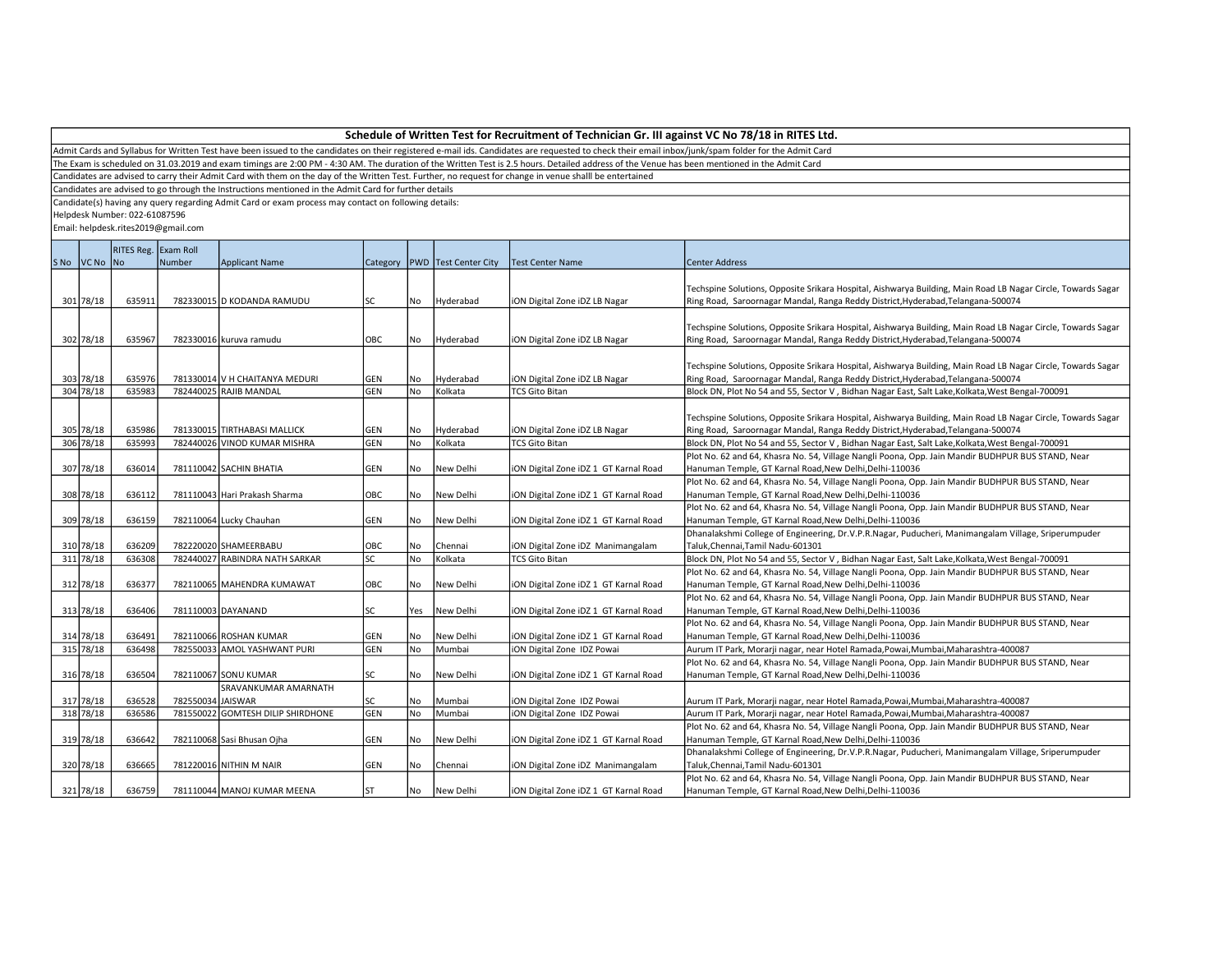## Schedule of Written Test for Recruitment of Technician Gr. III against VC No 78/18 in RITES Ltd.

Admit Cards and Syllabus for Written Test have been issued to the candidates on their registered e-mail ids. Candidates are requested to check their email inbox/junk/spam folder for the Admit Card

The Exam is scheduled on 31.03.2019 and exam timings are 2:00 PM - 4:30 AM. The duration of the Written Test is 2.5 hours. Detailed address of the Venue has been mentioned in the Admit Card

Candidates are advised to carry their Admit Card with them on the day of the Written Test. Further, no request for change in venue shalll be entertained

Candidates are advised to go through the Instructions mentioned in the Admit Card for further details

Candidate(s) having any query regarding Admit Card or exam process may contact on following details:

Helpdesk Number: 022-61087596

Email: helpdesk.rites2019@gmail.com

| S No | VC No | RITES Reg. No | Exam Roll Number | Applicant Name | Category | PWD | Test Center City | Test Center Name | Center Address |
|---|---|---|---|---|---|---|---|---|---|
| 301 | 78/18 | 635911 | 782330015 | D KODANDA RAMUDU | SC | No | Hyderabad | iON Digital Zone iDZ LB Nagar | Techspine Solutions, Opposite Srikara Hospital, Aishwarya Building, Main Road LB Nagar Circle, Towards Sagar Ring Road, Saroornagar Mandal, Ranga Reddy District,Hyderabad,Telangana-500074 |
| 302 | 78/18 | 635967 | 782330016 | kuruva ramudu | OBC | No | Hyderabad | iON Digital Zone iDZ LB Nagar | Techspine Solutions, Opposite Srikara Hospital, Aishwarya Building, Main Road LB Nagar Circle, Towards Sagar Ring Road, Saroornagar Mandal, Ranga Reddy District,Hyderabad,Telangana-500074 |
| 303 | 78/18 | 635976 | 781330014 | V H CHAITANYA MEDURI | GEN | No | Hyderabad | iON Digital Zone iDZ LB Nagar | Techspine Solutions, Opposite Srikara Hospital, Aishwarya Building, Main Road LB Nagar Circle, Towards Sagar Ring Road, Saroornagar Mandal, Ranga Reddy District,Hyderabad,Telangana-500074 |
| 304 | 78/18 | 635983 | 782440025 | RAJIB MANDAL | GEN | No | Kolkata | TCS Gito Bitan | Block DN, Plot No 54 and 55, Sector V , Bidhan Nagar East, Salt Lake,Kolkata,West Bengal-700091 |
| 305 | 78/18 | 635986 | 781330015 | TIRTHABASI MALLICK | GEN | No | Hyderabad | iON Digital Zone iDZ LB Nagar | Techspine Solutions, Opposite Srikara Hospital, Aishwarya Building, Main Road LB Nagar Circle, Towards Sagar Ring Road, Saroornagar Mandal, Ranga Reddy District,Hyderabad,Telangana-500074 |
| 306 | 78/18 | 635993 | 782440026 | VINOD KUMAR MISHRA | GEN | No | Kolkata | TCS Gito Bitan | Block DN, Plot No 54 and 55, Sector V , Bidhan Nagar East, Salt Lake,Kolkata,West Bengal-700091 |
| 307 | 78/18 | 636014 | 781110042 | SACHIN BHATIA | GEN | No | New Delhi | iON Digital Zone iDZ 1 GT Karnal Road | Plot No. 62 and 64, Khasra No. 54, Village Nangli Poona, Opp. Jain Mandir BUDHPUR BUS STAND, Near Hanuman Temple, GT Karnal Road,New Delhi,Delhi-110036 |
| 308 | 78/18 | 636112 | 781110043 | Hari Prakash Sharma | OBC | No | New Delhi | iON Digital Zone iDZ 1 GT Karnal Road | Plot No. 62 and 64, Khasra No. 54, Village Nangli Poona, Opp. Jain Mandir BUDHPUR BUS STAND, Near Hanuman Temple, GT Karnal Road,New Delhi,Delhi-110036 |
| 309 | 78/18 | 636159 | 782110064 | Lucky Chauhan | GEN | No | New Delhi | iON Digital Zone iDZ 1 GT Karnal Road | Plot No. 62 and 64, Khasra No. 54, Village Nangli Poona, Opp. Jain Mandir BUDHPUR BUS STAND, Near Hanuman Temple, GT Karnal Road,New Delhi,Delhi-110036 |
| 310 | 78/18 | 636209 | 782220020 | SHAMEERBABU | OBC | No | Chennai | iON Digital Zone iDZ Manimangalam | Dhanalakshmi College of Engineering, Dr.V.P.R.Nagar, Puducheri, Manimangalam Village, Sriperumpuder Taluk,Chennai,Tamil Nadu-601301 |
| 311 | 78/18 | 636308 | 782440027 | RABINDRA NATH SARKAR | SC | No | Kolkata | TCS Gito Bitan | Block DN, Plot No 54 and 55, Sector V , Bidhan Nagar East, Salt Lake,Kolkata,West Bengal-700091 |
| 312 | 78/18 | 636377 | 782110065 | MAHENDRA KUMAWAT | OBC | No | New Delhi | iON Digital Zone iDZ 1 GT Karnal Road | Plot No. 62 and 64, Khasra No. 54, Village Nangli Poona, Opp. Jain Mandir BUDHPUR BUS STAND, Near Hanuman Temple, GT Karnal Road,New Delhi,Delhi-110036 |
| 313 | 78/18 | 636406 | 781110003 | DAYANAND | SC | Yes | New Delhi | iON Digital Zone iDZ 1 GT Karnal Road | Plot No. 62 and 64, Khasra No. 54, Village Nangli Poona, Opp. Jain Mandir BUDHPUR BUS STAND, Near Hanuman Temple, GT Karnal Road,New Delhi,Delhi-110036 |
| 314 | 78/18 | 636491 | 782110066 | ROSHAN KUMAR | GEN | No | New Delhi | iON Digital Zone iDZ 1 GT Karnal Road | Plot No. 62 and 64, Khasra No. 54, Village Nangli Poona, Opp. Jain Mandir BUDHPUR BUS STAND, Near Hanuman Temple, GT Karnal Road,New Delhi,Delhi-110036 |
| 315 | 78/18 | 636498 | 782550033 | AMOL YASHWANT PURI | GEN | No | Mumbai | iON Digital Zone IDZ Powai | Aurum IT Park, Morarji nagar, near Hotel Ramada,Powai,Mumbai,Maharashtra-400087 |
| 316 | 78/18 | 636504 | 782110067 | SONU KUMAR | SC | No | New Delhi | iON Digital Zone iDZ 1 GT Karnal Road | Plot No. 62 and 64, Khasra No. 54, Village Nangli Poona, Opp. Jain Mandir BUDHPUR BUS STAND, Near Hanuman Temple, GT Karnal Road,New Delhi,Delhi-110036 |
| 317 | 78/18 | 636528 | 782550034 | SRAVANKUMAR AMARNATH JAISWAR | SC | No | Mumbai | iON Digital Zone IDZ Powai | Aurum IT Park, Morarji nagar, near Hotel Ramada,Powai,Mumbai,Maharashtra-400087 |
| 318 | 78/18 | 636586 | 781550022 | GOMTESH DILIP SHIRDHONE | GEN | No | Mumbai | iON Digital Zone IDZ Powai | Aurum IT Park, Morarji nagar, near Hotel Ramada,Powai,Mumbai,Maharashtra-400087 |
| 319 | 78/18 | 636642 | 782110068 | Sasi Bhusan Ojha | GEN | No | New Delhi | iON Digital Zone iDZ 1 GT Karnal Road | Plot No. 62 and 64, Khasra No. 54, Village Nangli Poona, Opp. Jain Mandir BUDHPUR BUS STAND, Near Hanuman Temple, GT Karnal Road,New Delhi,Delhi-110036 |
| 320 | 78/18 | 636665 | 781220016 | NITHIN M NAIR | GEN | No | Chennai | iON Digital Zone iDZ Manimangalam | Dhanalakshmi College of Engineering, Dr.V.P.R.Nagar, Puducheri, Manimangalam Village, Sriperumpuder Taluk,Chennai,Tamil Nadu-601301 |
| 321 | 78/18 | 636759 | 781110044 | MANOJ KUMAR MEENA | ST | No | New Delhi | iON Digital Zone iDZ 1 GT Karnal Road | Plot No. 62 and 64, Khasra No. 54, Village Nangli Poona, Opp. Jain Mandir BUDHPUR BUS STAND, Near Hanuman Temple, GT Karnal Road,New Delhi,Delhi-110036 |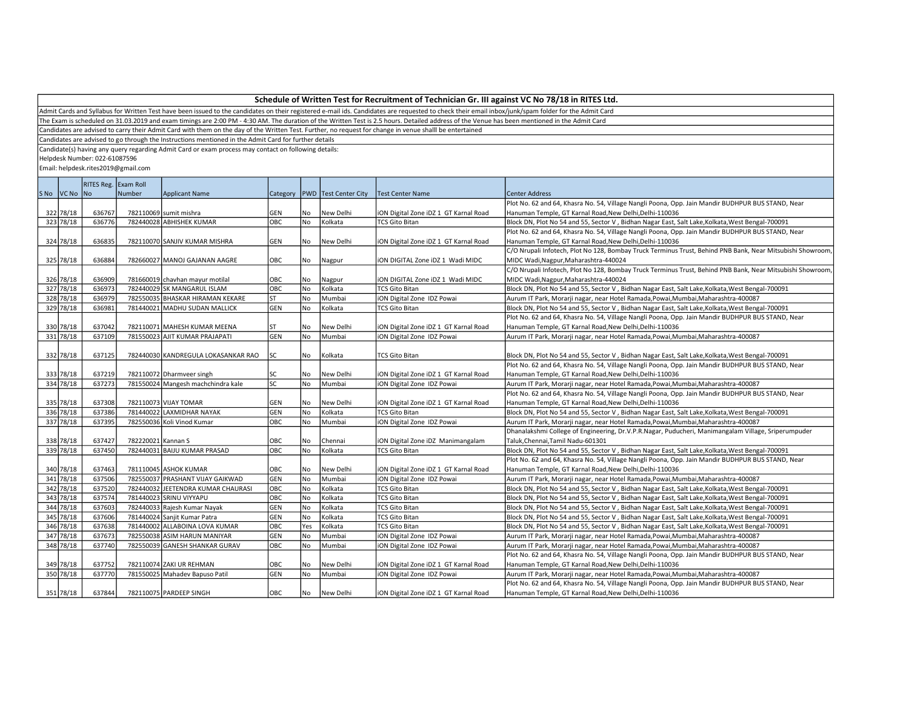## Schedule of Written Test for Recruitment of Technician Gr. III against VC No 78/18 in RITES Ltd.

Admit Cards and Syllabus for Written Test have been issued to the candidates on their registered e-mail ids. Candidates are requested to check their email inbox/junk/spam folder for the Admit Card

The Exam is scheduled on 31.03.2019 and exam timings are 2:00 PM - 4:30 AM. The duration of the Written Test is 2.5 hours. Detailed address of the Venue has been mentioned in the Admit Card

Candidates are advised to carry their Admit Card with them on the day of the Written Test. Further, no request for change in venue shalll be entertained

Candidates are advised to go through the Instructions mentioned in the Admit Card for further details

Candidate(s) having any query regarding Admit Card or exam process may contact on following details:

Helpdesk Number: 022-61087596

Email: helpdesk.rites2019@gmail.com

| S No | VC No | RITES Reg. No | Exam Roll Number | Applicant Name | Category | PWD | Test Center City | Test Center Name | Center Address |
|---|---|---|---|---|---|---|---|---|---|
| 322 | 78/18 | 636767 | 782110069 | sumit mishra | GEN | No | New Delhi | iON Digital Zone iDZ 1 GT Karnal Road | Plot No. 62 and 64, Khasra No. 54, Village Nangli Poona, Opp. Jain Mandir BUDHPUR BUS STAND, Near Hanuman Temple, GT Karnal Road,New Delhi,Delhi-110036 |
| 323 | 78/18 | 636776 | 782440028 | ABHISHEK KUMAR | OBC | No | Kolkata | TCS Gito Bitan | Block DN, Plot No 54 and 55, Sector V , Bidhan Nagar East, Salt Lake,Kolkata,West Bengal-700091 |
| 324 | 78/18 | 636835 | 782110070 | SANJIV KUMAR MISHRA | GEN | No | New Delhi | iON Digital Zone iDZ 1 GT Karnal Road | Plot No. 62 and 64, Khasra No. 54, Village Nangli Poona, Opp. Jain Mandir BUDHPUR BUS STAND, Near Hanuman Temple, GT Karnal Road,New Delhi,Delhi-110036 |
| 325 | 78/18 | 636884 | 782660027 | MANOJ GAJANAN AAGRE | OBC | No | Nagpur | iON DIGITAL Zone iDZ 1 Wadi MIDC | C/O Nrupali Infotech, Plot No 128, Bombay Truck Terminus Trust, Behind PNB Bank, Near Mitsubishi Showroom, MIDC Wadi,Nagpur,Maharashtra-440024 |
| 326 | 78/18 | 636909 | 781660019 | chavhan mayur motilal | OBC | No | Nagpur | iON DIGITAL Zone iDZ 1 Wadi MIDC | C/O Nrupali Infotech, Plot No 128, Bombay Truck Terminus Trust, Behind PNB Bank, Near Mitsubishi Showroom, MIDC Wadi,Nagpur,Maharashtra-440024 |
| 327 | 78/18 | 636973 | 782440029 | SK MANGARUL ISLAM | OBC | No | Kolkata | TCS Gito Bitan | Block DN, Plot No 54 and 55, Sector V , Bidhan Nagar East, Salt Lake,Kolkata,West Bengal-700091 |
| 328 | 78/18 | 636979 | 782550035 | BHASKAR HIRAMAN KEKARE | ST | No | Mumbai | iON Digital Zone IDZ Powai | Aurum IT Park, Morarji nagar, near Hotel Ramada,Powai,Mumbai,Maharashtra-400087 |
| 329 | 78/18 | 636981 | 781440021 | MADHU SUDAN MALLICK | GEN | No | Kolkata | TCS Gito Bitan | Block DN, Plot No 54 and 55, Sector V , Bidhan Nagar East, Salt Lake,Kolkata,West Bengal-700091 |
| 330 | 78/18 | 637042 | 782110071 | MAHESH KUMAR MEENA | ST | No | New Delhi | iON Digital Zone iDZ 1 GT Karnal Road | Plot No. 62 and 64, Khasra No. 54, Village Nangli Poona, Opp. Jain Mandir BUDHPUR BUS STAND, Near Hanuman Temple, GT Karnal Road,New Delhi,Delhi-110036 |
| 331 | 78/18 | 637109 | 781550023 | AJIT KUMAR PRAJAPATI | GEN | No | Mumbai | iON Digital Zone IDZ Powai | Aurum IT Park, Morarji nagar, near Hotel Ramada,Powai,Mumbai,Maharashtra-400087 |
| 332 | 78/18 | 637125 | 782440030 | KANDREGULA LOKASANKAR RAO | SC | No | Kolkata | TCS Gito Bitan | Block DN, Plot No 54 and 55, Sector V , Bidhan Nagar East, Salt Lake,Kolkata,West Bengal-700091 |
| 333 | 78/18 | 637219 | 782110072 | Dharmveer singh | SC | No | New Delhi | iON Digital Zone iDZ 1 GT Karnal Road | Plot No. 62 and 64, Khasra No. 54, Village Nangli Poona, Opp. Jain Mandir BUDHPUR BUS STAND, Near Hanuman Temple, GT Karnal Road,New Delhi,Delhi-110036 |
| 334 | 78/18 | 637273 | 781550024 | Mangesh machchindra kale | SC | No | Mumbai | iON Digital Zone IDZ Powai | Aurum IT Park, Morarji nagar, near Hotel Ramada,Powai,Mumbai,Maharashtra-400087 |
| 335 | 78/18 | 637308 | 782110073 | VIJAY TOMAR | GEN | No | New Delhi | iON Digital Zone iDZ 1 GT Karnal Road | Plot No. 62 and 64, Khasra No. 54, Village Nangli Poona, Opp. Jain Mandir BUDHPUR BUS STAND, Near Hanuman Temple, GT Karnal Road,New Delhi,Delhi-110036 |
| 336 | 78/18 | 637386 | 781440022 | LAXMIDHAR NAYAK | GEN | No | Kolkata | TCS Gito Bitan | Block DN, Plot No 54 and 55, Sector V , Bidhan Nagar East, Salt Lake,Kolkata,West Bengal-700091 |
| 337 | 78/18 | 637395 | 782550036 | Koli Vinod Kumar | OBC | No | Mumbai | iON Digital Zone IDZ Powai | Aurum IT Park, Morarji nagar, near Hotel Ramada,Powai,Mumbai,Maharashtra-400087 |
| 338 | 78/18 | 637427 | 782220021 | Kannan S | OBC | No | Chennai | iON Digital Zone iDZ Manimangalam | Dhanalakshmi College of Engineering, Dr.V.P.R.Nagar, Pucucheri, Manimangalam Village, Sriperumpuder Taluk,Chennai,Tamil Nadu-601301 |
| 339 | 78/18 | 637450 | 782440031 | BAIJU KUMAR PRASAD | OBC | No | Kolkata | TCS Gito Bitan | Block DN, Plot No 54 and 55, Sector V , Bidhan Nagar East, Salt Lake,Kolkata,West Bengal-700091 |
| 340 | 78/18 | 637463 | 781110045 | ASHOK KUMAR | OBC | No | New Delhi | iON Digital Zone iDZ 1 GT Karnal Road | Plot No. 62 and 64, Khasra No. 54, Village Nangli Poona, Opp. Jain Mandir BUDHPUR BUS STAND, Near Hanuman Temple, GT Karnal Road,New Delhi,Delhi-110036 |
| 341 | 78/18 | 637506 | 782550037 | PRASHANT VIJAY GAIKWAD | GEN | No | Mumbai | iON Digital Zone IDZ Powai | Aurum IT Park, Morarji nagar, near Hotel Ramada,Powai,Mumbai,Maharashtra-400087 |
| 342 | 78/18 | 637520 | 782440032 | JEETENDRA KUMAR CHAURASI | OBC | No | Kolkata | TCS Gito Bitan | Block DN, Plot No 54 and 55, Sector V , Bidhan Nagar East, Salt Lake,Kolkata,West Bengal-700091 |
| 343 | 78/18 | 637574 | 781440023 | SRINU VIYYAPU | OBC | No | Kolkata | TCS Gito Bitan | Block DN, Plot No 54 and 55, Sector V , Bidhan Nagar East, Salt Lake,Kolkata,West Bengal-700091 |
| 344 | 78/18 | 637603 | 782440033 | Rajesh Kumar Nayak | GEN | No | Kolkata | TCS Gito Bitan | Block DN, Plot No 54 and 55, Sector V , Bidhan Nagar East, Salt Lake,Kolkata,West Bengal-700091 |
| 345 | 78/18 | 637606 | 781440024 | Sanjit Kumar Patra | GEN | No | Kolkata | TCS Gito Bitan | Block DN, Plot No 54 and 55, Sector V , Bidhan Nagar East, Salt Lake,Kolkata,West Bengal-700091 |
| 346 | 78/18 | 637638 | 781440002 | ALLABOINA LOVA KUMAR | OBC | Yes | Kolkata | TCS Gito Bitan | Block DN, Plot No 54 and 55, Sector V , Bidhan Nagar East, Salt Lake,Kolkata,West Bengal-700091 |
| 347 | 78/18 | 637673 | 782550038 | ASIM HARUN MANIYAR | GEN | No | Mumbai | iON Digital Zone IDZ Powai | Aurum IT Park, Morarji nagar, near Hotel Ramada,Powai,Mumbai,Maharashtra-400087 |
| 348 | 78/18 | 637740 | 782550039 | GANESH SHANKAR GURAV | OBC | No | Mumbai | iON Digital Zone IDZ Powai | Aurum IT Park, Morarji nagar, near Hotel Ramada,Powai,Mumbai,Maharashtra-400087 |
| 349 | 78/18 | 637752 | 782110074 | ZAKI UR REHMAN | OBC | No | New Delhi | iON Digital Zone iDZ 1 GT Karnal Road | Plot No. 62 and 64, Khasra No. 54, Village Nangli Poona, Opp. Jain Mandir BUDHPUR BUS STAND, Near Hanuman Temple, GT Karnal Road,New Delhi,Delhi-110036 |
| 350 | 78/18 | 637770 | 781550025 | Mahadev Bapuso Patil | GEN | No | Mumbai | iON Digital Zone IDZ Powai | Aurum IT Park, Morarji nagar, near Hotel Ramada,Powai,Mumbai,Maharashtra-400087 |
| 351 | 78/18 | 637844 | 782110075 | PARDEEP SINGH | OBC | No | New Delhi | iON Digital Zone iDZ 1 GT Karnal Road | Plot No. 62 and 64, Khasra No. 54, Village Nangli Poona, Opp. Jain Mandir BUDHPUR BUS STAND, Near Hanuman Temple, GT Karnal Road,New Delhi,Delhi-110036 |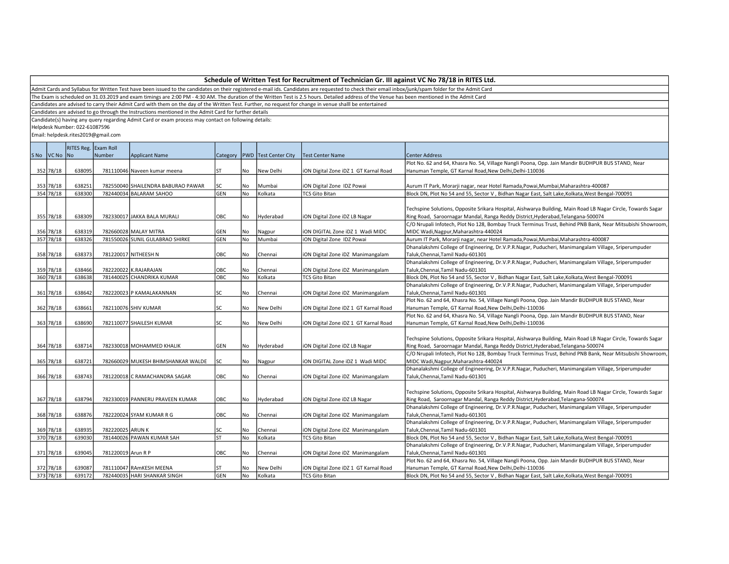## Schedule of Written Test for Recruitment of Technician Gr. III against VC No 78/18 in RITES Ltd.

Admit Cards and Syllabus for Written Test have been issued to the candidates on their registered e-mail ids. Candidates are requested to check their email inbox/junk/spam folder for the Admit Card

The Exam is scheduled on 31.03.2019 and exam timings are 2:00 PM - 4:30 AM. The duration of the Written Test is 2.5 hours. Detailed address of the Venue has been mentioned in the Admit Card

Candidates are advised to carry their Admit Card with them on the day of the Written Test. Further, no request for change in venue shalll be entertained

Candidates are advised to go through the Instructions mentioned in the Admit Card for further details

Candidate(s) having any query regarding Admit Card or exam process may contact on following details:

Helpdesk Number: 022-61087596

Email: helpdesk.rites2019@gmail.com

| S No | VC No | RITES Reg. No | Exam Roll Number | Applicant Name | Category | PWD | Test Center City | Test Center Name | Center Address |
|---|---|---|---|---|---|---|---|---|---|
| 352 | 78/18 | 638095 | 781110046 | Naveen kumar meena | ST | No | New Delhi | iON Digital Zone iDZ 1 GT Karnal Road | Plot No. 62 and 64, Khasra No. 54, Village Nangli Poona, Opp. Jain Mandir BUDHPUR BUS STAND, Near Hanuman Temple, GT Karnal Road,New Delhi,Delhi-110036 |
| 353 | 78/18 | 638251 | 782550040 | SHAILENDRA BABURAO PAWAR | SC | No | Mumbai | iON Digital Zone IDZ Powai | Aurum IT Park, Morarji nagar, near Hotel Ramada,Powai,Mumbai,Maharashtra-400087 |
| 354 | 78/18 | 638300 | 782440034 | BALARAM SAHOO | GEN | No | Kolkata | TCS Gito Bitan | Block DN, Plot No 54 and 55, Sector V , Bidhan Nagar East, Salt Lake,Kolkata,West Bengal-700091 |
| 355 | 78/18 | 638309 | 782330017 | JAKKA BALA MURALI | OBC | No | Hyderabad | iON Digital Zone iDZ LB Nagar | Techspine Solutions, Opposite Srikara Hospital, Aishwarya Building, Main Road LB Nagar Circle, Towards Sagar Ring Road, Saroornagar Mandal, Ranga Reddy District,Hyderabad,Telangana-500074 |
| 356 | 78/18 | 638319 | 782660028 | MALAY MITRA | GEN | No | Nagpur | iON DIGITAL Zone iDZ 1 Wadi MIDC | C/O Nrupali Infotech, Plot No 128, Bombay Truck Terminus Trust, Behind PNB Bank, Near Mitsubishi Showroom, MIDC Wadi,Nagpur,Maharashtra-440024 |
| 357 | 78/18 | 638326 | 781550026 | SUNIL GULABRAO SHIRKE | GEN | No | Mumbai | iON Digital Zone IDZ Powai | Aurum IT Park, Morarji nagar, near Hotel Ramada,Powai,Mumbai,Maharashtra-400087 |
| 358 | 78/18 | 638373 | 781220017 | NITHEESH N | OBC | No | Chennai | iON Digital Zone iDZ Manimangalam | Dhanalakshmi College of Engineering, Dr.V.P.R.Nagar, Puducheri, Manimangalam Village, Sriperumpuder Taluk,Chennai,Tamil Nadu-601301 |
| 359 | 78/18 | 638466 | 782220022 | K.RAJARAJAN | OBC | No | Chennai | iON Digital Zone iDZ Manimangalam | Dhanalakshmi College of Engineering, Dr.V.P.R.Nagar, Puducheri, Manimangalam Village, Sriperumpuder Taluk,Chennai,Tamil Nadu-601301 |
| 360 | 78/18 | 638638 | 781440025 | CHANDRIKA KUMAR | OBC | No | Kolkata | TCS Gito Bitan | Block DN, Plot No 54 and 55, Sector V , Bidhan Nagar East, Salt Lake,Kolkata,West Bengal-700091 |
| 361 | 78/18 | 638642 | 782220023 | P KAMALAKANNAN | SC | No | Chennai | iON Digital Zone iDZ Manimangalam | Dhanalakshmi College of Engineering, Dr.V.P.R.Nagar, Puducheri, Manimangalam Village, Sriperumpuder Taluk,Chennai,Tamil Nadu-601301 |
| 362 | 78/18 | 638661 | 782110076 | SHIV KUMAR | SC | No | New Delhi | iON Digital Zone iDZ 1 GT Karnal Road | Plot No. 62 and 64, Khasra No. 54, Village Nangli Poona, Opp. Jain Mandir BUDHPUR BUS STAND, Near Hanuman Temple, GT Karnal Road,New Delhi,Delhi-110036 |
| 363 | 78/18 | 638690 | 782110077 | SHAILESH KUMAR | SC | No | New Delhi | iON Digital Zone iDZ 1 GT Karnal Road | Plot No. 62 and 64, Khasra No. 54, Village Nangli Poona, Opp. Jain Mandir BUDHPUR BUS STAND, Near Hanuman Temple, GT Karnal Road,New Delhi,Delhi-110036 |
| 364 | 78/18 | 638714 | 782330018 | MOHAMMED KHALIK | GEN | No | Hyderabad | iON Digital Zone iDZ LB Nagar | Techspine Solutions, Opposite Srikara Hospital, Aishwarya Building, Main Road LB Nagar Circle, Towards Sagar Ring Road, Saroornagar Mandal, Ranga Reddy District,Hyderabad,Telangana-500074 |
| 365 | 78/18 | 638721 | 782660029 | MUKESH BHIMSHANKAR WALDE | SC | No | Nagpur | iON DIGITAL Zone iDZ 1 Wadi MIDC | C/O Nrupali Infotech, Plot No 128, Bombay Truck Terminus Trust, Behind PNB Bank, Near Mitsubishi Showroom, MIDC Wadi,Nagpur,Maharashtra-440024 |
| 366 | 78/18 | 638743 | 781220018 | C RAMACHANDRA SAGAR | OBC | No | Chennai | iON Digital Zone iDZ Manimangalam | Dhanalakshmi College of Engineering, Dr.V.P.R.Nagar, Puducheri, Manimangalam Village, Sriperumpuder Taluk,Chennai,Tamil Nadu-601301 |
| 367 | 78/18 | 638794 | 782330019 | PANNERU PRAVEEN KUMAR | OBC | No | Hyderabad | iON Digital Zone iDZ LB Nagar | Techspine Solutions, Opposite Srikara Hospital, Aishwarya Building, Main Road LB Nagar Circle, Towards Sagar Ring Road, Saroornagar Mandal, Ranga Reddy District,Hyderabad,Telangana-500074 |
| 368 | 78/18 | 638876 | 782220024 | SYAM KUMAR R G | OBC | No | Chennai | iON Digital Zone iDZ Manimangalam | Dhanalakshmi College of Engineering, Dr.V.P.R.Nagar, Puducheri, Manimangalam Village, Sriperumpuder Taluk,Chennai,Tamil Nadu-601301 |
| 369 | 78/18 | 638935 | 782220025 | ARUN K | SC | No | Chennai | iON Digital Zone iDZ Manimangalam | Dhanalakshmi College of Engineering, Dr.V.P.R.Nagar, Puducheri, Manimangalam Village, Sriperumpuder Taluk,Chennai,Tamil Nadu-601301 |
| 370 | 78/18 | 639030 | 781440026 | PAWAN KUMAR SAH | ST | No | Kolkata | TCS Gito Bitan | Block DN, Plot No 54 and 55, Sector V , Bidhan Nagar East, Salt Lake,Kolkata,West Bengal-700091 |
| 371 | 78/18 | 639045 | 781220019 | Arun R P | OBC | No | Chennai | iON Digital Zone iDZ Manimangalam | Dhanalakshmi College of Engineering, Dr.V.P.R.Nagar, Puducheri, Manimangalam Village, Sriperumpuder Taluk,Chennai,Tamil Nadu-601301 |
| 372 | 78/18 | 639087 | 781110047 | RAmKESH MEENA | ST | No | New Delhi | iON Digital Zone iDZ 1 GT Karnal Road | Plot No. 62 and 64, Khasra No. 54, Village Nangli Poona, Opp. Jain Mandir BUDHPUR BUS STAND, Near Hanuman Temple, GT Karnal Road,New Delhi,Delhi-110036 |
| 373 | 78/18 | 639172 | 782440035 | HARI SHANKAR SINGH | GEN | No | Kolkata | TCS Gito Bitan | Block DN, Plot No 54 and 55, Sector V , Bidhan Nagar East, Salt Lake,Kolkata,West Bengal-700091 |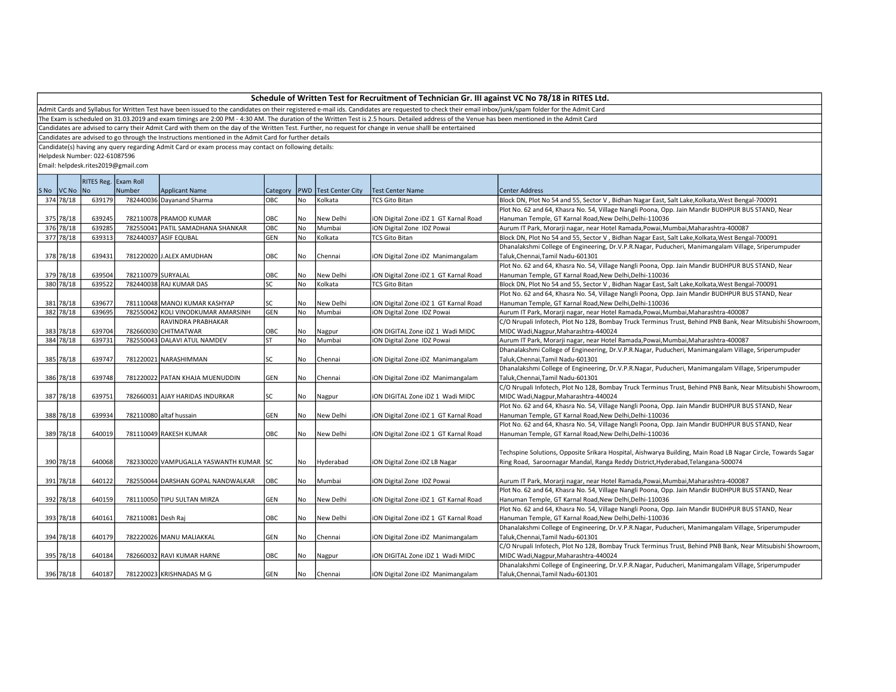## Schedule of Written Test for Recruitment of Technician Gr. III against VC No 78/18 in RITES Ltd.

Admit Cards and Syllabus for Written Test have been issued to the candidates on their registered e-mail ids. Candidates are requested to check their email inbox/junk/spam folder for the Admit Card

The Exam is scheduled on 31.03.2019 and exam timings are 2:00 PM - 4:30 AM. The duration of the Written Test is 2.5 hours. Detailed address of the Venue has been mentioned in the Admit Card

Candidates are advised to carry their Admit Card with them on the day of the Written Test. Further, no request for change in venue shalll be entertained

Candidates are advised to go through the Instructions mentioned in the Admit Card for further details

Candidate(s) having any query regarding Admit Card or exam process may contact on following details:

Helpdesk Number: 022-61087596

Email: helpdesk.rites2019@gmail.com

| S No | VC No | RITES Reg. No | Exam Roll Number | Applicant Name | Category | PWD | Test Center City | Test Center Name | Center Address |
|---|---|---|---|---|---|---|---|---|---|
| 374 | 78/18 | 639179 | 782440036 | Dayanand Sharma | OBC | No | Kolkata | TCS Gito Bitan | Block DN, Plot No 54 and 55, Sector V , Bidhan Nagar East, Salt Lake,Kolkata,West Bengal-700091 |
| 375 | 78/18 | 639245 | 782110078 | PRAMOD KUMAR | OBC | No | New Delhi | iON Digital Zone iDZ 1 GT Karnal Road | Plot No. 62 and 64, Khasra No. 54, Village Nangli Poona, Opp. Jain Mandir BUDHPUR BUS STAND, Near Hanuman Temple, GT Karnal Road,New Delhi,Delhi-110036 |
| 376 | 78/18 | 639285 | 782550041 | PATIL SAMADHANA SHANKAR | OBC | No | Mumbai | iON Digital Zone IDZ Powai | Aurum IT Park, Morarji nagar, near Hotel Ramada,Powai,Mumbai,Maharashtra-400087 |
| 377 | 78/18 | 639313 | 782440037 | ASIF EQUBAL | GEN | No | Kolkata | TCS Gito Bitan | Block DN, Plot No 54 and 55, Sector V , Bidhan Nagar East, Salt Lake,Kolkata,West Bengal-700091 |
| 378 | 78/18 | 639431 | 781220020 | J.ALEX AMUDHAN | OBC | No | Chennai | iON Digital Zone iDZ Manimangalam | Dhanalakshmi College of Engineering, Dr.V.P.R.Nagar, Puducheri, Manimangalam Village, Sriperumpuder Taluk,Chennai,Tamil Nadu-601301 |
| 379 | 78/18 | 639504 | 782110079 | SURYALAL | OBC | No | New Delhi | iON Digital Zone iDZ 1 GT Karnal Road | Plot No. 62 and 64, Khasra No. 54, Village Nangli Poona, Opp. Jain Mandir BUDHPUR BUS STAND, Near Hanuman Temple, GT Karnal Road,New Delhi,Delhi-110036 |
| 380 | 78/18 | 639522 | 782440038 | RAJ KUMAR DAS | SC | No | Kolkata | TCS Gito Bitan | Block DN, Plot No 54 and 55, Sector V , Bidhan Nagar East, Salt Lake,Kolkata,West Bengal-700091 |
| 381 | 78/18 | 639677 | 781110048 | MANOJ KUMAR KASHYAP | SC | No | New Delhi | iON Digital Zone iDZ 1 GT Karnal Road | Plot No. 62 and 64, Khasra No. 54, Village Nangli Poona, Opp. Jain Mandir BUDHPUR BUS STAND, Near Hanuman Temple, GT Karnal Road,New Delhi,Delhi-110036 |
| 382 | 78/18 | 639695 | 782550042 | KOLI VINODKUMAR AMARSINH | GEN | No | Mumbai | iON Digital Zone IDZ Powai | Aurum IT Park, Morarji nagar, near Hotel Ramada,Powai,Mumbai,Maharashtra-400087 |
| 383 | 78/18 | 639704 | 782660030 | RAVINDRA PRABHAKAR CHITMATWAR | OBC | No | Nagpur | iON DIGITAL Zone iDZ 1 Wadi MIDC | C/O Nrupali Infotech, Plot No 128, Bombay Truck Terminus Trust, Behind PNB Bank, Near Mitsubishi Showroom, MIDC Wadi,Nagpur,Maharashtra-440024 |
| 384 | 78/18 | 639731 | 782550043 | DALAVI ATUL NAMDEV | ST | No | Mumbai | iON Digital Zone IDZ Powai | Aurum IT Park, Morarji nagar, near Hotel Ramada,Powai,Mumbai,Maharashtra-400087 |
| 385 | 78/18 | 639747 | 781220021 | NARASHIMMAN | SC | No | Chennai | iON Digital Zone iDZ Manimangalam | Dhanalakshmi College of Engineering, Dr.V.P.R.Nagar, Puducheri, Manimangalam Village, Sriperumpuder Taluk,Chennai,Tamil Nadu-601301 |
| 386 | 78/18 | 639748 | 781220022 | PATAN KHAJA MUENUDDIN | GEN | No | Chennai | iON Digital Zone iDZ Manimangalam | Dhanalakshmi College of Engineering, Dr.V.P.R.Nagar, Puducheri, Manimangalam Village, Sriperumpuder Taluk,Chennai,Tamil Nadu-601301 |
| 387 | 78/18 | 639751 | 782660031 | AJAY HARIDAS INDURKAR | SC | No | Nagpur | iON DIGITAL Zone iDZ 1 Wadi MIDC | C/O Nrupali Infotech, Plot No 128, Bombay Truck Terminus Trust, Behind PNB Bank, Near Mitsubishi Showroom, MIDC Wadi,Nagpur,Maharashtra-440024 |
| 388 | 78/18 | 639934 | 782110080 | altaf hussain | GEN | No | New Delhi | iON Digital Zone iDZ 1 GT Karnal Road | Plot No. 62 and 64, Khasra No. 54, Village Nangli Poona, Opp. Jain Mandir BUDHPUR BUS STAND, Near Hanuman Temple, GT Karnal Road,New Delhi,Delhi-110036 |
| 389 | 78/18 | 640019 | 781110049 | RAKESH KUMAR | OBC | No | New Delhi | iON Digital Zone iDZ 1 GT Karnal Road | Plot No. 62 and 64, Khasra No. 54, Village Nangli Poona, Opp. Jain Mandir BUDHPUR BUS STAND, Near Hanuman Temple, GT Karnal Road,New Delhi,Delhi-110036 |
| 390 | 78/18 | 640068 | 782330020 | VAMPUGALLA YASWANTH KUMAR | SC | No | Hyderabad | iON Digital Zone iDZ LB Nagar | Techspine Solutions, Opposite Srikara Hospital, Aishwarya Building, Main Road LB Nagar Circle, Towards Sagar Ring Road, Saroornagar Mandal, Ranga Reddy District,Hyderabad,Telangana-500074 |
| 391 | 78/18 | 640122 | 782550044 | DARSHAN GOPAL NANDWALKAR | OBC | No | Mumbai | iON Digital Zone IDZ Powai | Aurum IT Park, Morarji nagar, near Hotel Ramada,Powai,Mumbai,Maharashtra-400087 |
| 392 | 78/18 | 640159 | 781110050 | TIPU SULTAN MIRZA | GEN | No | New Delhi | iON Digital Zone iDZ 1 GT Karnal Road | Plot No. 62 and 64, Khasra No. 54, Village Nangli Poona, Opp. Jain Mandir BUDHPUR BUS STAND, Near Hanuman Temple, GT Karnal Road,New Delhi,Delhi-110036 |
| 393 | 78/18 | 640161 | 782110081 | Desh Raj | OBC | No | New Delhi | iON Digital Zone iDZ 1 GT Karnal Road | Plot No. 62 and 64, Khasra No. 54, Village Nangli Poona, Opp. Jain Mandir BUDHPUR BUS STAND, Near Hanuman Temple, GT Karnal Road,New Delhi,Delhi-110036 |
| 394 | 78/18 | 640179 | 782220026 | MANU MALIAKKAL | GEN | No | Chennai | iON Digital Zone iDZ Manimangalam | Dhanalakshmi College of Engineering, Dr.V.P.R.Nagar, Puducheri, Manimangalam Village, Sriperumpuder Taluk,Chennai,Tamil Nadu-601301 |
| 395 | 78/18 | 640184 | 782660032 | RAVI KUMAR HARNE | OBC | No | Nagpur | iON DIGITAL Zone iDZ 1 Wadi MIDC | C/O Nrupali Infotech, Plot No 128, Bombay Truck Terminus Trust, Behind PNB Bank, Near Mitsubishi Showroom, MIDC Wadi,Nagpur,Maharashtra-440024 |
| 396 | 78/18 | 640187 | 781220023 | KRISHNADAS M G | GEN | No | Chennai | iON Digital Zone iDZ Manimangalam | Dhanalakshmi College of Engineering, Dr.V.P.R.Nagar, Puducheri, Manimangalam Village, Sriperumpuder Taluk,Chennai,Tamil Nadu-601301 |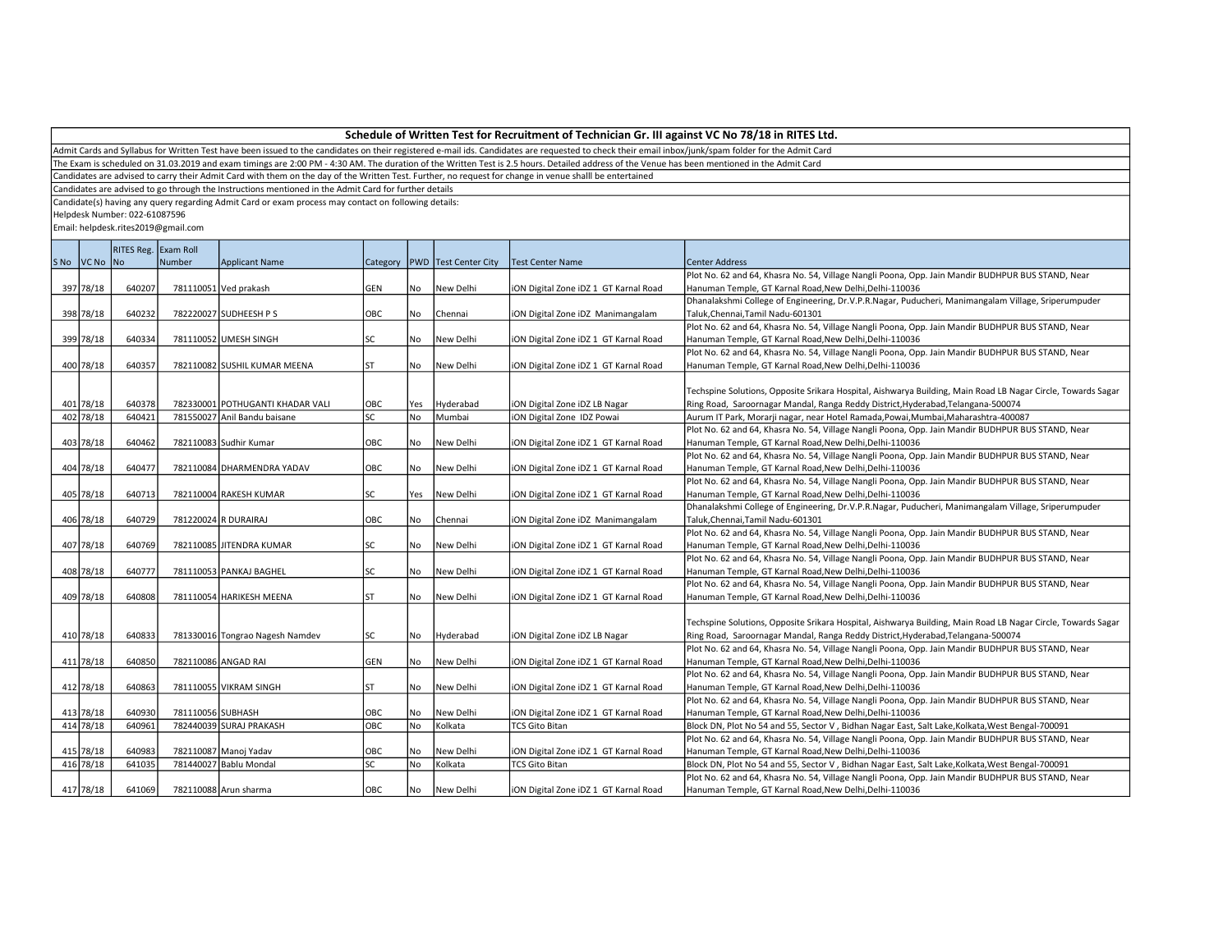## Schedule of Written Test for Recruitment of Technician Gr. III against VC No 78/18 in RITES Ltd.

Admit Cards and Syllabus for Written Test have been issued to the candidates on their registered e-mail ids. Candidates are requested to check their email inbox/junk/spam folder for the Admit Card

The Exam is scheduled on 31.03.2019 and exam timings are 2:00 PM - 4:30 AM. The duration of the Written Test is 2.5 hours. Detailed address of the Venue has been mentioned in the Admit Card

Candidates are advised to carry their Admit Card with them on the day of the Written Test. Further, no request for change in venue shalll be entertained

Candidates are advised to go through the Instructions mentioned in the Admit Card for further details

Candidate(s) having any query regarding Admit Card or exam process may contact on following details:

Helpdesk Number: 022-61087596

Email: helpdesk.rites2019@gmail.com

| S No | VC No | RITES Reg. No | Exam Roll Number | Applicant Name | Category | PWD | Test Center City | Test Center Name | Center Address |
|---|---|---|---|---|---|---|---|---|---|
| 397 | 78/18 | 640207 | 781110051 | Ved prakash | GEN | No | New Delhi | iON Digital Zone iDZ 1 GT Karnal Road | Plot No. 62 and 64, Khasra No. 54, Village Nangli Poona, Opp. Jain Mandir BUDHPUR BUS STAND, Near Hanuman Temple, GT Karnal Road,New Delhi,Delhi-110036 |
| 398 | 78/18 | 640232 | 782220027 | SUDHEESH P S | OBC | No | Chennai | iON Digital Zone iDZ Manimangalam | Dhanalakshmi College of Engineering, Dr.V.P.R.Nagar, Puducheri, Manimangalam Village, Sriperumpuder Taluk,Chennai,Tamil Nadu-601301 |
| 399 | 78/18 | 640334 | 781110052 | UMESH SINGH | SC | No | New Delhi | iON Digital Zone iDZ 1 GT Karnal Road | Plot No. 62 and 64, Khasra No. 54, Village Nangli Poona, Opp. Jain Mandir BUDHPUR BUS STAND, Near Hanuman Temple, GT Karnal Road,New Delhi,Delhi-110036 |
| 400 | 78/18 | 640357 | 782110082 | SUSHIL KUMAR MEENA | ST | No | New Delhi | iON Digital Zone iDZ 1 GT Karnal Road | Plot No. 62 and 64, Khasra No. 54, Village Nangli Poona, Opp. Jain Mandir BUDHPUR BUS STAND, Near Hanuman Temple, GT Karnal Road,New Delhi,Delhi-110036 |
| 401 | 78/18 | 640378 | 782330001 | POTHUGANTI KHADAR VALI | OBC | Yes | Hyderabad | iON Digital Zone iDZ LB Nagar | Techspine Solutions, Opposite Srikara Hospital, Aishwarya Building, Main Road LB Nagar Circle, Towards Sagar Ring Road, Saroornagar Mandal, Ranga Reddy District,Hyderabad,Telangana-500074 |
| 402 | 78/18 | 640421 | 781550027 | Anil Bandu baisane | SC | No | Mumbai | iON Digital Zone IDZ Powai | Aurum IT Park, Morarji nagar, near Hotel Ramada,Powai,Mumbai,Maharashtra-400087 |
| 403 | 78/18 | 640462 | 782110083 | Sudhir Kumar | OBC | No | New Delhi | iON Digital Zone iDZ 1 GT Karnal Road | Plot No. 62 and 64, Khasra No. 54, Village Nangli Poona, Opp. Jain Mandir BUDHPUR BUS STAND, Near Hanuman Temple, GT Karnal Road,New Delhi,Delhi-110036 |
| 404 | 78/18 | 640477 | 782110084 | DHARMENDRA YADAV | OBC | No | New Delhi | iON Digital Zone iDZ 1 GT Karnal Road | Plot No. 62 and 64, Khasra No. 54, Village Nangli Poona, Opp. Jain Mandir BUDHPUR BUS STAND, Near Hanuman Temple, GT Karnal Road,New Delhi,Delhi-110036 |
| 405 | 78/18 | 640713 | 782110004 | RAKESH KUMAR | SC | Yes | New Delhi | iON Digital Zone iDZ 1 GT Karnal Road | Plot No. 62 and 64, Khasra No. 54, Village Nangli Poona, Opp. Jain Mandir BUDHPUR BUS STAND, Near Hanuman Temple, GT Karnal Road,New Delhi,Delhi-110036 |
| 406 | 78/18 | 640729 | 781220024 | R DURAIRAJ | OBC | No | Chennai | iON Digital Zone iDZ Manimangalam | Dhanalakshmi College of Engineering, Dr.V.P.R.Nagar, Puducheri, Manimangalam Village, Sriperumpuder Taluk,Chennai,Tamil Nadu-601301 |
| 407 | 78/18 | 640769 | 782110085 | JITENDRA KUMAR | SC | No | New Delhi | iON Digital Zone iDZ 1 GT Karnal Road | Plot No. 62 and 64, Khasra No. 54, Village Nangli Poona, Opp. Jain Mandir BUDHPUR BUS STAND, Near Hanuman Temple, GT Karnal Road,New Delhi,Delhi-110036 |
| 408 | 78/18 | 640777 | 781110053 | PANKAJ BAGHEL | SC | No | New Delhi | iON Digital Zone iDZ 1 GT Karnal Road | Plot No. 62 and 64, Khasra No. 54, Village Nangli Poona, Opp. Jain Mandir BUDHPUR BUS STAND, Near Hanuman Temple, GT Karnal Road,New Delhi,Delhi-110036 |
| 409 | 78/18 | 640808 | 781110054 | HARIKESH MEENA | ST | No | New Delhi | iON Digital Zone iDZ 1 GT Karnal Road | Plot No. 62 and 64, Khasra No. 54, Village Nangli Poona, Opp. Jain Mandir BUDHPUR BUS STAND, Near Hanuman Temple, GT Karnal Road,New Delhi,Delhi-110036 |
| 410 | 78/18 | 640833 | 781330016 | Tongrao Nagesh Namdev | SC | No | Hyderabad | iON Digital Zone iDZ LB Nagar | Techspine Solutions, Opposite Srikara Hospital, Aishwarya Building, Main Road LB Nagar Circle, Towards Sagar Ring Road, Saroornagar Mandal, Ranga Reddy District,Hyderabad,Telangana-500074 |
| 411 | 78/18 | 640850 | 782110086 | ANGAD RAI | GEN | No | New Delhi | iON Digital Zone iDZ 1 GT Karnal Road | Plot No. 62 and 64, Khasra No. 54, Village Nangli Poona, Opp. Jain Mandir BUDHPUR BUS STAND, Near Hanuman Temple, GT Karnal Road,New Delhi,Delhi-110036 |
| 412 | 78/18 | 640863 | 781110055 | VIKRAM SINGH | ST | No | New Delhi | iON Digital Zone iDZ 1 GT Karnal Road | Plot No. 62 and 64, Khasra No. 54, Village Nangli Poona, Opp. Jain Mandir BUDHPUR BUS STAND, Near Hanuman Temple, GT Karnal Road,New Delhi,Delhi-110036 |
| 413 | 78/18 | 640930 | 781110056 | SUBHASH | OBC | No | New Delhi | iON Digital Zone iDZ 1 GT Karnal Road | Plot No. 62 and 64, Khasra No. 54, Village Nangli Poona, Opp. Jain Mandir BUDHPUR BUS STAND, Near Hanuman Temple, GT Karnal Road,New Delhi,Delhi-110036 |
| 414 | 78/18 | 640961 | 782440039 | SURAJ PRAKASH | OBC | No | Kolkata | TCS Gito Bitan | Block DN, Plot No 54 and 55, Sector V , Bidhan Nagar East, Salt Lake,Kolkata,West Bengal-700091 |
| 415 | 78/18 | 640983 | 782110087 | Manoj Yadav | OBC | No | New Delhi | iON Digital Zone iDZ 1 GT Karnal Road | Plot No. 62 and 64, Khasra No. 54, Village Nangli Poona, Opp. Jain Mandir BUDHPUR BUS STAND, Near Hanuman Temple, GT Karnal Road,New Delhi,Delhi-110036 |
| 416 | 78/18 | 641035 | 781440027 | Bablu Mondal | SC | No | Kolkata | TCS Gito Bitan | Block DN, Plot No 54 and 55, Sector V , Bidhan Nagar East, Salt Lake,Kolkata,West Bengal-700091 |
| 417 | 78/18 | 641069 | 782110088 | Arun sharma | OBC | No | New Delhi | iON Digital Zone iDZ 1 GT Karnal Road | Plot No. 62 and 64, Khasra No. 54, Village Nangli Poona, Opp. Jain Mandir BUDHPUR BUS STAND, Near Hanuman Temple, GT Karnal Road,New Delhi,Delhi-110036 |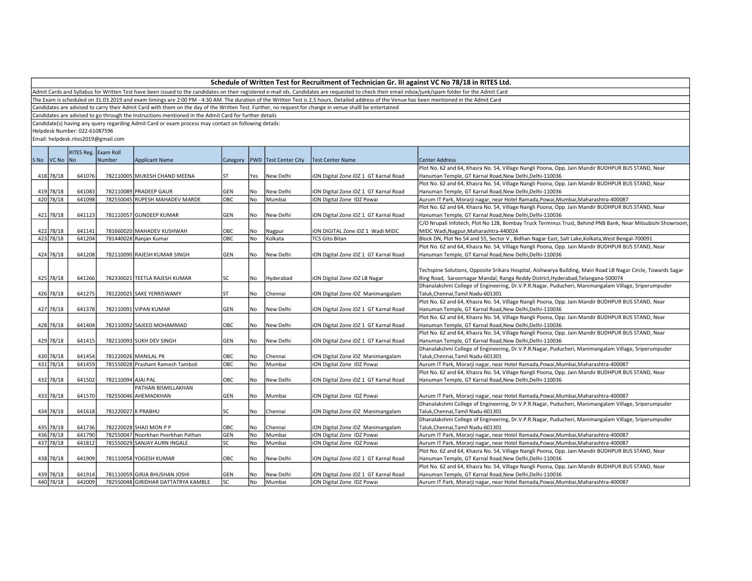## Schedule of Written Test for Recruitment of Technician Gr. III against VC No 78/18 in RITES Ltd.

Admit Cards and Syllabus for Written Test have been issued to the candidates on their registered e-mail ids. Candidates are requested to check their email inbox/junk/spam folder for the Admit Card

The Exam is scheduled on 31.03.2019 and exam timings are 2:00 PM - 4:30 AM. The duration of the Written Test is 2.5 hours. Detailed address of the Venue has been mentioned in the Admit Card

Candidates are advised to carry their Admit Card with them on the day of the Written Test. Further, no request for change in venue shalll be entertained

Candidates are advised to go through the Instructions mentioned in the Admit Card for further details

Candidate(s) having any query regarding Admit Card or exam process may contact on following details:

Helpdesk Number: 022-61087596

Email: helpdesk.rites2019@gmail.com

| S No | VC No | RITES Reg. No | Exam Roll Number | Applicant Name | Category | PWD | Test Center City | Test Center Name | Center Address |
|---|---|---|---|---|---|---|---|---|---|
| 418 | 78/18 | 641076 | 782110005 | MUKESH CHAND MEENA | ST | Yes | New Delhi | iON Digital Zone iDZ 1 GT Karnal Road | Plot No. 62 and 64, Khasra No. 54, Village Nangli Poona, Opp. Jain Mandir BUDHPUR BUS STAND, Near Hanuman Temple, GT Karnal Road,New Delhi,Delhi-110036 |
| 419 | 78/18 | 641083 | 782110089 | PRADEEP GAUR | GEN | No | New Delhi | iON Digital Zone iDZ 1 GT Karnal Road | Plot No. 62 and 64, Khasra No. 54, Village Nangli Poona, Opp. Jain Mandir BUDHPUR BUS STAND, Near Hanuman Temple, GT Karnal Road,New Delhi,Delhi-110036 |
| 420 | 78/18 | 641098 | 782550045 | RUPESH MAHADEV MARDE | OBC | No | Mumbai | iON Digital Zone IDZ Powai | Aurum IT Park, Morarji nagar, near Hotel Ramada,Powai,Mumbai,Maharashtra-400087 |
| 421 | 78/18 | 641123 | 781110057 | GUNDEEP KUMAR | GEN | No | New Delhi | iON Digital Zone iDZ 1 GT Karnal Road | Plot No. 62 and 64, Khasra No. 54, Village Nangli Poona, Opp. Jain Mandir BUDHPUR BUS STAND, Near Hanuman Temple, GT Karnal Road,New Delhi,Delhi-110036 |
| 422 | 78/18 | 641141 | 781660020 | MAHADEV KUSHWAH | OBC | No | Nagpur | iON DIGITAL Zone iDZ 1 Wadi MIDC | C/O Nrupali Infotech, Plot No 128, Bombay Truck Terminus Trust, Behind PNB Bank, Near Mitsubishi Showroom, MIDC Wadi,Nagpur,Maharashtra-440024 |
| 423 | 78/18 | 641204 | 781440028 | Ranjan Kumar | OBC | No | Kolkata | TCS Gito Bitan | Block DN, Plot No 54 and 55, Sector V , Bidhan Nagar East, Salt Lake,Kolkata,West Bengal-700091 |
| 424 | 78/18 | 641208 | 782110090 | RAJESH KUMAR SINGH | GEN | No | New Delhi | iON Digital Zone iDZ 1 GT Karnal Road | Plot No. 62 and 64, Khasra No. 54, Village Nangli Poona, Opp. Jain Mandir BUDHPUR BUS STAND, Near Hanuman Temple, GT Karnal Road,New Delhi,Delhi-110036 |
| 425 | 78/18 | 641266 | 782330021 | TEETLA RAJESH KUMAR | SC | No | Hyderabad | iON Digital Zone iDZ LB Nagar | Techspine Solutions, Opposite Srikara Hospital, Aishwarya Building, Main Road LB Nagar Circle, Towards Sagar Ring Road, Saroornagar Mandal, Ranga Reddy District,Hyderabad,Telangana-500074 |
| 426 | 78/18 | 641275 | 781220025 | SAKE YERRISWAMY | ST | No | Chennai | iON Digital Zone iDZ Manimangalam | Dhanalakshmi College of Engineering, Dr.V.P.R.Nagar, Puducheri, Manimangalam Village, Sriperumpuder Taluk,Chennai,Tamil Nadu-601301 |
| 427 | 78/18 | 641378 | 782110091 | VIPAN KUMAR | GEN | No | New Delhi | iON Digital Zone iDZ 1 GT Karnal Road | Plot No. 62 and 64, Khasra No. 54, Village Nangli Poona, Opp. Jain Mandir BUDHPUR BUS STAND, Near Hanuman Temple, GT Karnal Road,New Delhi,Delhi-110036 |
| 428 | 78/18 | 641404 | 782110092 | SAJEED MOHAMMAD | OBC | No | New Delhi | iON Digital Zone iDZ 1 GT Karnal Road | Plot No. 62 and 64, Khasra No. 54, Village Nangli Poona, Opp. Jain Mandir BUDHPUR BUS STAND, Near Hanuman Temple, GT Karnal Road,New Delhi,Delhi-110036 |
| 429 | 78/18 | 641415 | 782110093 | SUKH DEV SINGH | GEN | No | New Delhi | iON Digital Zone iDZ 1 GT Karnal Road | Plot No. 62 and 64, Khasra No. 54, Village Nangli Poona, Opp. Jain Mandir BUDHPUR BUS STAND, Near Hanuman Temple, GT Karnal Road,New Delhi,Delhi-110036 |
| 430 | 78/18 | 641454 | 781220026 | MANILAL PK | OBC | No | Chennai | iON Digital Zone iDZ Manimangalam | Dhanalakshmi College of Engineering, Dr.V.P.R.Nagar, Puducheri, Manimangalam Village, Sriperumpuder Taluk,Chennai,Tamil Nadu-601301 |
| 431 | 78/18 | 641459 | 781550028 | Prashant Ramesh Tamboli | OBC | No | Mumbai | iON Digital Zone IDZ Powai | Aurum IT Park, Morarji nagar, near Hotel Ramada,Powai,Mumbai,Maharashtra-400087 |
| 432 | 78/18 | 641502 | 782110094 | AJAI PAL | OBC | No | New Delhi | iON Digital Zone iDZ 1 GT Karnal Road | Plot No. 62 and 64, Khasra No. 54, Village Nangli Poona, Opp. Jain Mandir BUDHPUR BUS STAND, Near Hanuman Temple, GT Karnal Road,New Delhi,Delhi-110036 |
| 433 | 78/18 | 641570 | 782550046 | PATHAN BISMILLAKHAN AHEMADKHAN | GEN | No | Mumbai | iON Digital Zone IDZ Powai | Aurum IT Park, Morarji nagar, near Hotel Ramada,Powai,Mumbai,Maharashtra-400087 |
| 434 | 78/18 | 641618 | 781220027 | K PRABHU | SC | No | Chennai | iON Digital Zone iDZ Manimangalam | Dhanalakshmi College of Engineering, Dr.V.P.R.Nagar, Puducheri, Manimangalam Village, Sriperumpuder Taluk,Chennai,Tamil Nadu-601301 |
| 435 | 78/18 | 641736 | 782220028 | SHAJI MON P P | OBC | No | Chennai | iON Digital Zone iDZ Manimangalam | Dhanalakshmi College of Engineering, Dr.V.P.R.Nagar, Puducheri, Manimangalam Village, Sriperumpuder Taluk,Chennai,Tamil Nadu-601301 |
| 436 | 78/18 | 641790 | 782550047 | Noorkhan Peerkhan Pathan | GEN | No | Mumbai | iON Digital Zone IDZ Powai | Aurum IT Park, Morarji nagar, near Hotel Ramada,Powai,Mumbai,Maharashtra-400087 |
| 437 | 78/18 | 641812 | 781550029 | SANJAY AURN INGALE | SC | No | Mumbai | iON Digital Zone IDZ Powai | Aurum IT Park, Morarji nagar, near Hotel Ramada,Powai,Mumbai,Maharashtra-400087 |
| 438 | 78/18 | 641909 | 781110058 | YOGESH KUMAR | OBC | No | New Delhi | iON Digital Zone iDZ 1 GT Karnal Road | Plot No. 62 and 64, Khasra No. 54, Village Nangli Poona, Opp. Jain Mandir BUDHPUR BUS STAND, Near Hanuman Temple, GT Karnal Road,New Delhi,Delhi-110036 |
| 439 | 78/18 | 641914 | 781110059 | GIRJA BHUSHAN JOSHI | GEN | No | New Delhi | iON Digital Zone iDZ 1 GT Karnal Road | Plot No. 62 and 64, Khasra No. 54, Village Nangli Poona, Opp. Jain Mandir BUDHPUR BUS STAND, Near Hanuman Temple, GT Karnal Road,New Delhi,Delhi-110036 |
| 440 | 78/18 | 642009 | 782550048 | GIRIDHAR DATTATRYA KAMBLE | SC | No | Mumbai | iON Digital Zone IDZ Powai | Aurum IT Park, Morarji nagar, near Hotel Ramada,Powai,Mumbai,Maharashtra-400087 |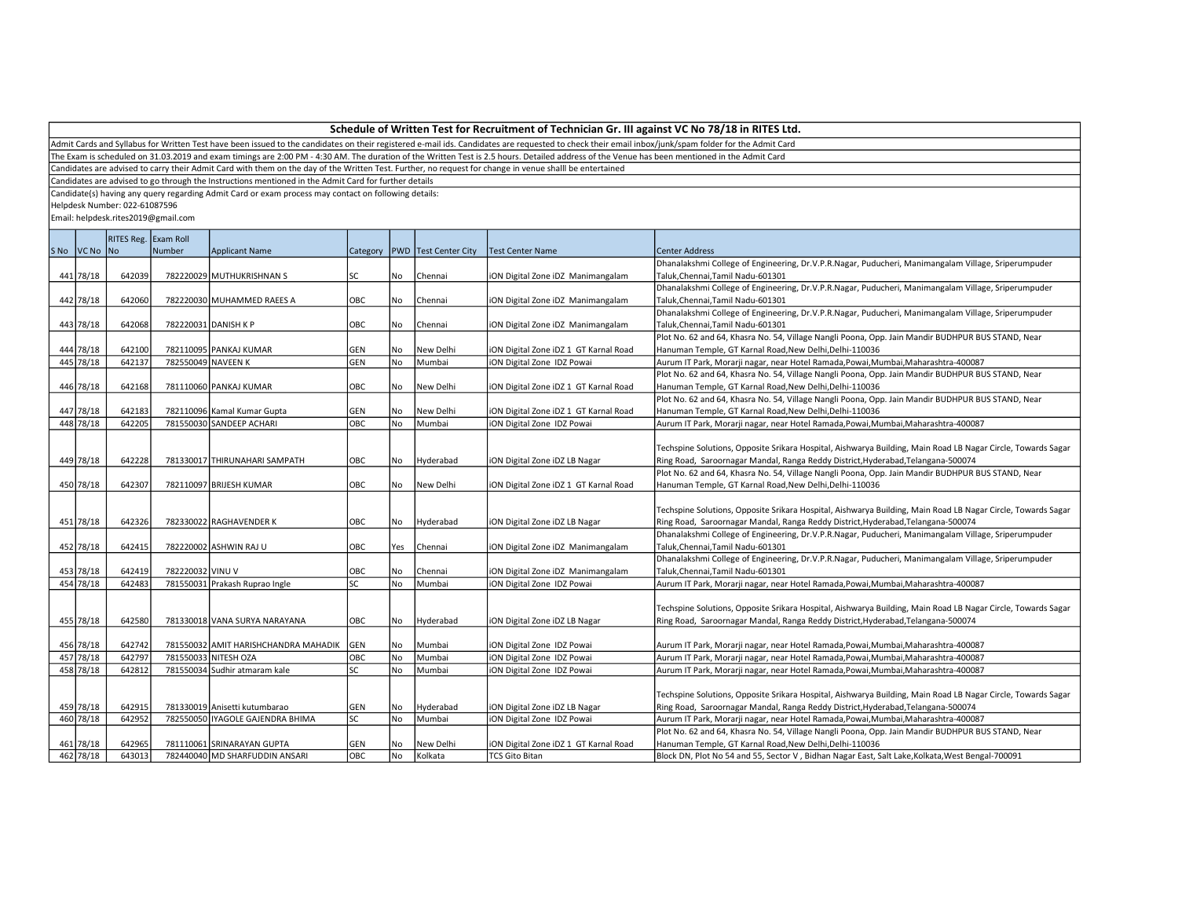## Schedule of Written Test for Recruitment of Technician Gr. III against VC No 78/18 in RITES Ltd.

Admit Cards and Syllabus for Written Test have been issued to the candidates on their registered e-mail ids. Candidates are requested to check their email inbox/junk/spam folder for the Admit Card

The Exam is scheduled on 31.03.2019 and exam timings are 2:00 PM - 4:30 AM. The duration of the Written Test is 2.5 hours. Detailed address of the Venue has been mentioned in the Admit Card

Candidates are advised to carry their Admit Card with them on the day of the Written Test. Further, no request for change in venue shalll be entertained

Candidates are advised to go through the Instructions mentioned in the Admit Card for further details

Candidate(s) having any query regarding Admit Card or exam process may contact on following details:

Helpdesk Number: 022-61087596

Email: helpdesk.rites2019@gmail.com

| S No | VC No | RITES Reg. No | Exam Roll Number | Applicant Name | Category | PWD | Test Center City | Test Center Name | Center Address |
|---|---|---|---|---|---|---|---|---|---|
| 441 | 78/18 | 642039 | 782220029 | MUTHUKRISHNAN S | SC | No | Chennai | iON Digital Zone iDZ Manimangalam | Dhanalakshmi College of Engineering, Dr.V.P.R.Nagar, Puducheri, Manimangalam Village, Sriperumpuder Taluk,Chennai,Tamil Nadu-601301 |
| 442 | 78/18 | 642060 | 782220030 | MUHAMMED RAEES A | OBC | No | Chennai | iON Digital Zone iDZ Manimangalam | Dhanalakshmi College of Engineering, Dr.V.P.R.Nagar, Puducheri, Manimangalam Village, Sriperumpuder Taluk,Chennai,Tamil Nadu-601301 |
| 443 | 78/18 | 642068 | 782220031 | DANISH K P | OBC | No | Chennai | iON Digital Zone iDZ Manimangalam | Dhanalakshmi College of Engineering, Dr.V.P.R.Nagar, Puducheri, Manimangalam Village, Sriperumpuder Taluk,Chennai,Tamil Nadu-601301 |
| 444 | 78/18 | 642100 | 782110095 | PANKAJ KUMAR | GEN | No | New Delhi | iON Digital Zone iDZ 1 GT Karnal Road | Plot No. 62 and 64, Khasra No. 54, Village Nangli Poona, Opp. Jain Mandir BUDHPUR BUS STAND, Near Hanuman Temple, GT Karnal Road,New Delhi,Delhi-110036 |
| 445 | 78/18 | 642137 | 782550049 | NAVEEN K | GEN | No | Mumbai | iON Digital Zone IDZ Powai | Aurum IT Park, Morarji nagar, near Hotel Ramada,Powai,Mumbai,Maharashtra-400087 |
| 446 | 78/18 | 642168 | 781110060 | PANKAJ KUMAR | OBC | No | New Delhi | iON Digital Zone iDZ 1 GT Karnal Road | Plot No. 62 and 64, Khasra No. 54, Village Nangli Poona, Opp. Jain Mandir BUDHPUR BUS STAND, Near Hanuman Temple, GT Karnal Road,New Delhi,Delhi-110036 |
| 447 | 78/18 | 642183 | 782110096 | Kamal Kumar Gupta | GEN | No | New Delhi | iON Digital Zone iDZ 1 GT Karnal Road | Plot No. 62 and 64, Khasra No. 54, Village Nangli Poona, Opp. Jain Mandir BUDHPUR BUS STAND, Near Hanuman Temple, GT Karnal Road,New Delhi,Delhi-110036 |
| 448 | 78/18 | 642205 | 781550030 | SANDEEP ACHARI | OBC | No | Mumbai | iON Digital Zone IDZ Powai | Aurum IT Park, Morarji nagar, near Hotel Ramada,Powai,Mumbai,Maharashtra-400087 |
| 449 | 78/18 | 642228 | 781330017 | THIRUNAHARI SAMPATH | OBC | No | Hyderabad | iON Digital Zone iDZ LB Nagar | Techspine Solutions, Opposite Srikara Hospital, Aishwarya Building, Main Road LB Nagar Circle, Towards Sagar Ring Road, Saroornagar Mandal, Ranga Reddy District,Hyderabad,Telangana-500074 |
| 450 | 78/18 | 642307 | 782110097 | BRIJESH KUMAR | OBC | No | New Delhi | iON Digital Zone iDZ 1 GT Karnal Road | Plot No. 62 and 64, Khasra No. 54, Village Nangli Poona, Opp. Jain Mandir BUDHPUR BUS STAND, Near Hanuman Temple, GT Karnal Road,New Delhi,Delhi-110036 |
| 451 | 78/18 | 642326 | 782330022 | RAGHAVENDER K | OBC | No | Hyderabad | iON Digital Zone iDZ LB Nagar | Techspine Solutions, Opposite Srikara Hospital, Aishwarya Building, Main Road LB Nagar Circle, Towards Sagar Ring Road, Saroornagar Mandal, Ranga Reddy District,Hyderabad,Telangana-500074 |
| 452 | 78/18 | 642415 | 782220002 | ASHWIN RAJ U | OBC | Yes | Chennai | iON Digital Zone iDZ Manimangalam | Dhanalakshmi College of Engineering, Dr.V.P.R.Nagar, Puducheri, Manimangalam Village, Sriperumpuder Taluk,Chennai,Tamil Nadu-601301 |
| 453 | 78/18 | 642419 | 782220032 | VINU V | OBC | No | Chennai | iON Digital Zone iDZ Manimangalam | Dhanalakshmi College of Engineering, Dr.V.P.R.Nagar, Puducheri, Manimangalam Village, Sriperumpuder Taluk,Chennai,Tamil Nadu-601301 |
| 454 | 78/18 | 642483 | 781550031 | Prakash Ruprao Ingle | SC | No | Mumbai | iON Digital Zone IDZ Powai | Aurum IT Park, Morarji nagar, near Hotel Ramada,Powai,Mumbai,Maharashtra-400087 |
| 455 | 78/18 | 642580 | 781330018 | VANA SURYA NARAYANA | OBC | No | Hyderabad | iON Digital Zone iDZ LB Nagar | Techspine Solutions, Opposite Srikara Hospital, Aishwarya Building, Main Road LB Nagar Circle, Towards Sagar Ring Road, Saroornagar Mandal, Ranga Reddy District,Hyderabad,Telangana-500074 |
| 456 | 78/18 | 642742 | 781550032 | AMIT HARISHCHANDRA MAHADIK | GEN | No | Mumbai | iON Digital Zone IDZ Powai | Aurum IT Park, Morarji nagar, near Hotel Ramada,Powai,Mumbai,Maharashtra-400087 |
| 457 | 78/18 | 642797 | 781550033 | NITESH OZA | OBC | No | Mumbai | iON Digital Zone IDZ Powai | Aurum IT Park, Morarji nagar, near Hotel Ramada,Powai,Mumbai,Maharashtra-400087 |
| 458 | 78/18 | 642812 | 781550034 | Sudhir atmaram kale | SC | No | Mumbai | iON Digital Zone IDZ Powai | Aurum IT Park, Morarji nagar, near Hotel Ramada,Powai,Mumbai,Maharashtra-400087 |
| 459 | 78/18 | 642915 | 781330019 | Anisetti kutumbarao | GEN | No | Hyderabad | iON Digital Zone iDZ LB Nagar | Techspine Solutions, Opposite Srikara Hospital, Aishwarya Building, Main Road LB Nagar Circle, Towards Sagar Ring Road, Saroornagar Mandal, Ranga Reddy District,Hyderabad,Telangana-500074 |
| 460 | 78/18 | 642952 | 782550050 | IYAGOLE GAJENDRA BHIMA | SC | No | Mumbai | iON Digital Zone IDZ Powai | Aurum IT Park, Morarji nagar, near Hotel Ramada,Powai,Mumbai,Maharashtra-400087 |
| 461 | 78/18 | 642965 | 781110061 | SRINARAYAN GUPTA | GEN | No | New Delhi | iON Digital Zone iDZ 1 GT Karnal Road | Plot No. 62 and 64, Khasra No. 54, Village Nangli Poona, Opp. Jain Mandir BUDHPUR BUS STAND, Near Hanuman Temple, GT Karnal Road,New Delhi,Delhi-110036 |
| 462 | 78/18 | 643013 | 782440040 | MD SHARFUDDIN ANSARI | OBC | No | Kolkata | TCS Gito Bitan | Block DN, Plot No 54 and 55, Sector V , Bidhan Nagar East, Salt Lake,Kolkata,West Bengal-700091 |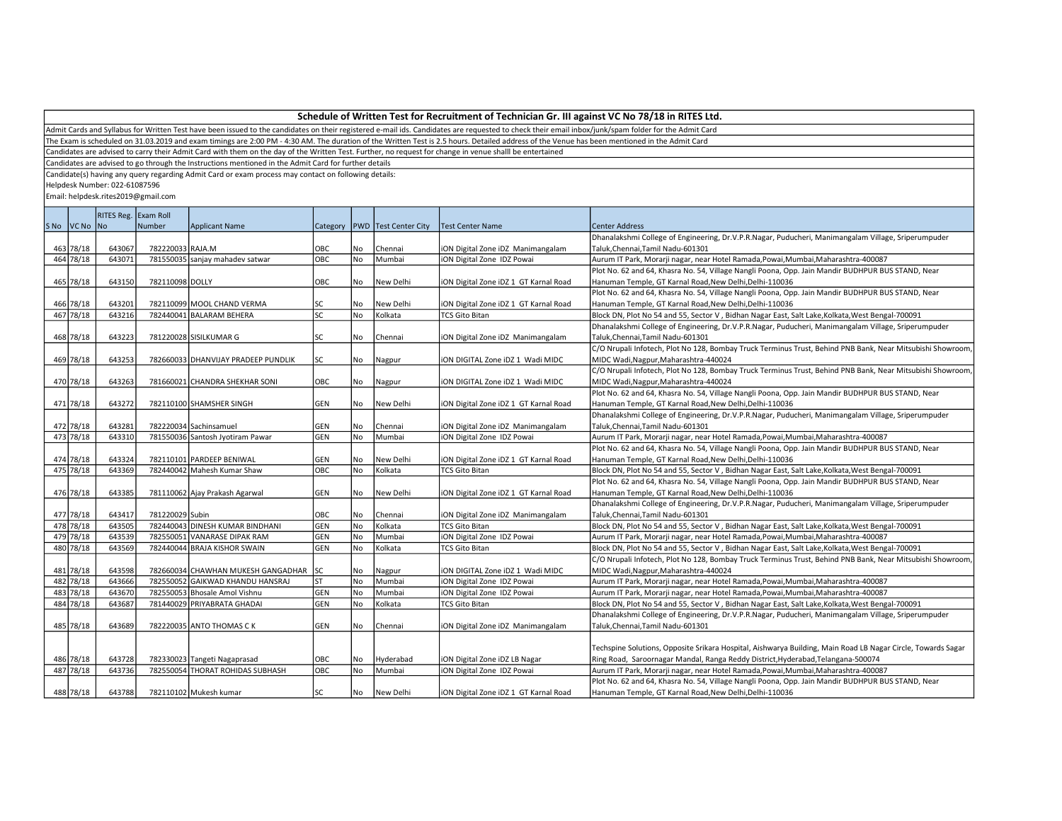## Schedule of Written Test for Recruitment of Technician Gr. III against VC No 78/18 in RITES Ltd.

Admit Cards and Syllabus for Written Test have been issued to the candidates on their registered e-mail ids. Candidates are requested to check their email inbox/junk/spam folder for the Admit Card

The Exam is scheduled on 31.03.2019 and exam timings are 2:00 PM - 4:30 AM. The duration of the Written Test is 2.5 hours. Detailed address of the Venue has been mentioned in the Admit Card

Candidates are advised to carry their Admit Card with them on the day of the Written Test. Further, no request for change in venue shalll be entertained

Candidates are advised to go through the Instructions mentioned in the Admit Card for further details

Candidate(s) having any query regarding Admit Card or exam process may contact on following details:

Helpdesk Number: 022-61087596

Email: helpdesk.rites2019@gmail.com

| S No | VC No | RITES Reg. No | Exam Roll Number | Applicant Name | Category | PWD | Test Center City | Test Center Name | Center Address |
|---|---|---|---|---|---|---|---|---|---|
| 463 | 78/18 | 643067 | 782220033 | RAJA.M | OBC | No | Chennai | iON Digital Zone iDZ Manimangalam | Dhanalakshmi College of Engineering, Dr.V.P.R.Nagar, Puducheri, Manimangalam Village, Sriperumpuder Taluk,Chennai,Tamil Nadu-601301 |
| 464 | 78/18 | 643071 | 781550035 | sanjay mahadev satwar | OBC | No | Mumbai | iON Digital Zone IDZ Powai | Aurum IT Park, Morarji nagar, near Hotel Ramada,Powai,Mumbai,Maharashtra-400087 |
| 465 | 78/18 | 643150 | 782110098 | DOLLY | OBC | No | New Delhi | iON Digital Zone iDZ 1 GT Karnal Road | Plot No. 62 and 64, Khasra No. 54, Village Nangli Poona, Opp. Jain Mandir BUDHPUR BUS STAND, Near Hanuman Temple, GT Karnal Road,New Delhi,Delhi-110036 |
| 466 | 78/18 | 643201 | 782110099 | MOOL CHAND VERMA | SC | No | New Delhi | iON Digital Zone iDZ 1 GT Karnal Road | Plot No. 62 and 64, Khasra No. 54, Village Nangli Poona, Opp. Jain Mandir BUDHPUR BUS STAND, Near Hanuman Temple, GT Karnal Road,New Delhi,Delhi-110036 |
| 467 | 78/18 | 643216 | 782440041 | BALARAM BEHERA | SC | No | Kolkata | TCS Gito Bitan | Block DN, Plot No 54 and 55, Sector V , Bidhan Nagar East, Salt Lake,Kolkata,West Bengal-700091 |
| 468 | 78/18 | 643223 | 781220028 | SISILKUMAR G | SC | No | Chennai | iON Digital Zone iDZ Manimangalam | Dhanalakshmi College of Engineering, Dr.V.P.R.Nagar, Puducheri, Manimangalam Village, Sriperumpuder Taluk,Chennai,Tamil Nadu-601301 |
| 469 | 78/18 | 643253 | 782660033 | DHANVIJAY PRADEEP PUNDLIK | SC | No | Nagpur | iON DIGITAL Zone iDZ 1 Wadi MIDC | C/O Nrupali Infotech, Plot No 128, Bombay Truck Terminus Trust, Behind PNB Bank, Near Mitsubishi Showroom, MIDC Wadi,Nagpur,Maharashtra-440024 |
| 470 | 78/18 | 643263 | 781660021 | CHANDRA SHEKHAR SONI | OBC | No | Nagpur | iON DIGITAL Zone iDZ 1 Wadi MIDC | C/O Nrupali Infotech, Plot No 128, Bombay Truck Terminus Trust, Behind PNB Bank, Near Mitsubishi Showroom, MIDC Wadi,Nagpur,Maharashtra-440024 |
| 471 | 78/18 | 643272 | 782110100 | SHAMSHER SINGH | GEN | No | New Delhi | iON Digital Zone iDZ 1 GT Karnal Road | Plot No. 62 and 64, Khasra No. 54, Village Nangli Poona, Opp. Jain Mandir BUDHPUR BUS STAND, Near Hanuman Temple, GT Karnal Road,New Delhi,Delhi-110036 |
| 472 | 78/18 | 643281 | 782220034 | Sachinsamuel | GEN | No | Chennai | iON Digital Zone iDZ Manimangalam | Dhanalakshmi College of Engineering, Dr.V.P.R.Nagar, Puducheri, Manimangalam Village, Sriperumpuder Taluk,Chennai,Tamil Nadu-601301 |
| 473 | 78/18 | 643310 | 781550036 | Santosh Jyotiram Pawar | GEN | No | Mumbai | iON Digital Zone IDZ Powai | Aurum IT Park, Morarji nagar, near Hotel Ramada,Powai,Mumbai,Maharashtra-400087 |
| 474 | 78/18 | 643324 | 782110101 | PARDEEP BENIWAL | GEN | No | New Delhi | iON Digital Zone iDZ 1 GT Karnal Road | Plot No. 62 and 64, Khasra No. 54, Village Nangli Poona, Opp. Jain Mandir BUDHPUR BUS STAND, Near Hanuman Temple, GT Karnal Road,New Delhi,Delhi-110036 |
| 475 | 78/18 | 643369 | 782440042 | Mahesh Kumar Shaw | OBC | No | Kolkata | TCS Gito Bitan | Block DN, Plot No 54 and 55, Sector V , Bidhan Nagar East, Salt Lake,Kolkata,West Bengal-700091 |
| 476 | 78/18 | 643385 | 781110062 | Ajay Prakash Agarwal | GEN | No | New Delhi | iON Digital Zone iDZ 1 GT Karnal Road | Plot No. 62 and 64, Khasra No. 54, Village Nangli Poona, Opp. Jain Mandir BUDHPUR BUS STAND, Near Hanuman Temple, GT Karnal Road,New Delhi,Delhi-110036 |
| 477 | 78/18 | 643417 | 781220029 | Subin | OBC | No | Chennai | iON Digital Zone iDZ Manimangalam | Dhanalakshmi College of Engineering, Dr.V.P.R.Nagar, Puducheri, Manimangalam Village, Sriperumpuder Taluk,Chennai,Tamil Nadu-601301 |
| 478 | 78/18 | 643505 | 782440043 | DINESH KUMAR BINDHANI | GEN | No | Kolkata | TCS Gito Bitan | Block DN, Plot No 54 and 55, Sector V , Bidhan Nagar East, Salt Lake,Kolkata,West Bengal-700091 |
| 479 | 78/18 | 643539 | 782550051 | VANARASE DIPAK RAM | GEN | No | Mumbai | iON Digital Zone IDZ Powai | Aurum IT Park, Morarji nagar, near Hotel Ramada,Powai,Mumbai,Maharashtra-400087 |
| 480 | 78/18 | 643569 | 782440044 | BRAJA KISHOR SWAIN | GEN | No | Kolkata | TCS Gito Bitan | Block DN, Plot No 54 and 55, Sector V , Bidhan Nagar East, Salt Lake,Kolkata,West Bengal-700091 |
| 481 | 78/18 | 643598 | 782660034 | CHAWHAN MUKESH GANGADHAR | SC | No | Nagpur | iON DIGITAL Zone iDZ 1 Wadi MIDC | C/O Nrupali Infotech, Plot No 128, Bombay Truck Terminus Trust, Behind PNB Bank, Near Mitsubishi Showroom, MIDC Wadi,Nagpur,Maharashtra-440024 |
| 482 | 78/18 | 643666 | 782550052 | GAIKWAD KHANDU HANSRAJ | ST | No | Mumbai | iON Digital Zone IDZ Powai | Aurum IT Park, Morarji nagar, near Hotel Ramada,Powai,Mumbai,Maharashtra-400087 |
| 483 | 78/18 | 643670 | 782550053 | Bhosale Amol Vishnu | GEN | No | Mumbai | iON Digital Zone IDZ Powai | Aurum IT Park, Morarji nagar, near Hotel Ramada,Powai,Mumbai,Maharashtra-400087 |
| 484 | 78/18 | 643687 | 781440029 | PRIYABRATA GHADAI | GEN | No | Kolkata | TCS Gito Bitan | Block DN, Plot No 54 and 55, Sector V , Bidhan Nagar East, Salt Lake,Kolkata,West Bengal-700091 |
| 485 | 78/18 | 643689 | 782220035 | ANTO THOMAS C K | GEN | No | Chennai | iON Digital Zone iDZ Manimangalam | Dhanalakshmi College of Engineering, Dr.V.P.R.Nagar, Puducheri, Manimangalam Village, Sriperumpuder Taluk,Chennai,Tamil Nadu-601301 |
| 486 | 78/18 | 643728 | 782330023 | Tangeti Nagaprasad | OBC | No | Hyderabad | iON Digital Zone iDZ LB Nagar | Techspine Solutions, Opposite Srikara Hospital, Aishwarya Building, Main Road LB Nagar Circle, Towards Sagar Ring Road, Saroornagar Mandal, Ranga Reddy District,Hyderabad,Telangana-500074 |
| 487 | 78/18 | 643736 | 782550054 | THORAT ROHIDAS SUBHASH | OBC | No | Mumbai | iON Digital Zone IDZ Powai | Aurum IT Park, Morarji nagar, near Hotel Ramada,Powai,Mumbai,Maharashtra-400087 |
| 488 | 78/18 | 643788 | 782110102 | Mukesh kumar | SC | No | New Delhi | iON Digital Zone iDZ 1 GT Karnal Road | Plot No. 62 and 64, Khasra No. 54, Village Nangli Poona, Opp. Jain Mandir BUDHPUR BUS STAND, Near Hanuman Temple, GT Karnal Road,New Delhi,Delhi-110036 |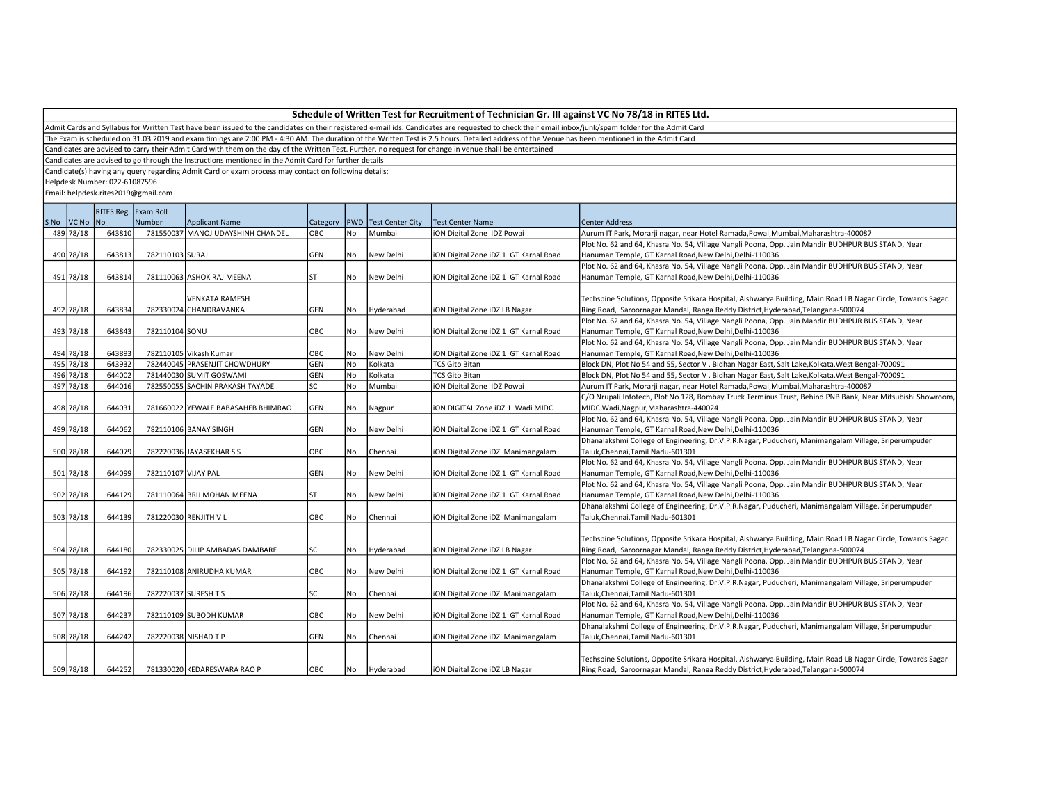## Schedule of Written Test for Recruitment of Technician Gr. III against VC No 78/18 in RITES Ltd.

Admit Cards and Syllabus for Written Test have been issued to the candidates on their registered e-mail ids. Candidates are requested to check their email inbox/junk/spam folder for the Admit Card

The Exam is scheduled on 31.03.2019 and exam timings are 2:00 PM - 4:30 AM. The duration of the Written Test is 2.5 hours. Detailed address of the Venue has been mentioned in the Admit Card

Candidates are advised to carry their Admit Card with them on the day of the Written Test. Further, no request for change in venue shalll be entertained

Candidates are advised to go through the Instructions mentioned in the Admit Card for further details

Candidate(s) having any query regarding Admit Card or exam process may contact on following details:

Helpdesk Number: 022-61087596

Email: helpdesk.rites2019@gmail.com

| S No | VC No | RITES Reg. No | Exam Roll Number | Applicant Name | Category | PWD | Test Center City | Test Center Name | Center Address |
|---|---|---|---|---|---|---|---|---|---|
| 489 | 78/18 | 643810 | 781550037 | MANOJ UDAYSHINH CHANDEL | OBC | No | Mumbai | iON Digital Zone IDZ Powai | Aurum IT Park, Morarji nagar, near Hotel Ramada,Powai,Mumbai,Maharashtra-400087 |
| 490 | 78/18 | 643813 | 782110103 | SURAJ | GEN | No | New Delhi | iON Digital Zone iDZ 1 GT Karnal Road | Plot No. 62 and 64, Khasra No. 54, Village Nangli Poona, Opp. Jain Mandir BUDHPUR BUS STAND, Near Hanuman Temple, GT Karnal Road,New Delhi,Delhi-110036 |
| 491 | 78/18 | 643814 | 781110063 | ASHOK RAJ MEENA | ST | No | New Delhi | iON Digital Zone iDZ 1 GT Karnal Road | Plot No. 62 and 64, Khasra No. 54, Village Nangli Poona, Opp. Jain Mandir BUDHPUR BUS STAND, Near Hanuman Temple, GT Karnal Road,New Delhi,Delhi-110036 |
| 492 | 78/18 | 643834 | 782330024 | VENKATA RAMESH CHANDRAVANKA | GEN | No | Hyderabad | iON Digital Zone iDZ LB Nagar | Techspine Solutions, Opposite Srikara Hospital, Aishwarya Building, Main Road LB Nagar Circle, Towards Sagar Ring Road, Saroornagar Mandal, Ranga Reddy District,Hyderabad,Telangana-500074 |
| 493 | 78/18 | 643843 | 782110104 | SONU | OBC | No | New Delhi | iON Digital Zone iDZ 1 GT Karnal Road | Plot No. 62 and 64, Khasra No. 54, Village Nangli Poona, Opp. Jain Mandir BUDHPUR BUS STAND, Near Hanuman Temple, GT Karnal Road,New Delhi,Delhi-110036 |
| 494 | 78/18 | 643893 | 782110105 | Vikash Kumar | OBC | No | New Delhi | iON Digital Zone iDZ 1 GT Karnal Road | Plot No. 62 and 64, Khasra No. 54, Village Nangli Poona, Opp. Jain Mandir BUDHPUR BUS STAND, Near Hanuman Temple, GT Karnal Road,New Delhi,Delhi-110036 |
| 495 | 78/18 | 643932 | 782440045 | PRASENJIT CHOWDHURY | GEN | No | Kolkata | TCS Gito Bitan | Block DN, Plot No 54 and 55, Sector V , Bidhan Nagar East, Salt Lake,Kolkata,West Bengal-700091 |
| 496 | 78/18 | 644002 | 781440030 | SUMIT GOSWAMI | GEN | No | Kolkata | TCS Gito Bitan | Block DN, Plot No 54 and 55, Sector V , Bidhan Nagar East, Salt Lake,Kolkata,West Bengal-700091 |
| 497 | 78/18 | 644016 | 782550055 | SACHIN PRAKASH TAYADE | SC | No | Mumbai | iON Digital Zone IDZ Powai | Aurum IT Park, Morarji nagar, near Hotel Ramada,Powai,Mumbai,Maharashtra-400087 |
| 498 | 78/18 | 644031 | 781660022 | YEWALE BABASAHEB BHIMRAO | GEN | No | Nagpur | iON DIGITAL Zone iDZ 1 Wadi MIDC | C/O Nrupali Infotech, Plot No 128, Bombay Truck Terminus Trust, Behind PNB Bank, Near Mitsubishi Showroom, MIDC Wadi,Nagpur,Maharashtra-440024 |
| 499 | 78/18 | 644062 | 782110106 | BANAY SINGH | GEN | No | New Delhi | iON Digital Zone iDZ 1 GT Karnal Road | Plot No. 62 and 64, Khasra No. 54, Village Nangli Poona, Opp. Jain Mandir BUDHPUR BUS STAND, Near Hanuman Temple, GT Karnal Road,New Delhi,Delhi-110036 |
| 500 | 78/18 | 644079 | 782220036 | JAYASEKHAR S S | OBC | No | Chennai | iON Digital Zone iDZ Manimangalam | Dhanalakshmi College of Engineering, Dr.V.P.R.Nagar, Puducheri, Manimangalam Village, Sriperumpuder Taluk,Chennai,Tamil Nadu-601301 |
| 501 | 78/18 | 644099 | 782110107 | VIJAY PAL | GEN | No | New Delhi | iON Digital Zone iDZ 1 GT Karnal Road | Plot No. 62 and 64, Khasra No. 54, Village Nangli Poona, Opp. Jain Mandir BUDHPUR BUS STAND, Near Hanuman Temple, GT Karnal Road,New Delhi,Delhi-110036 |
| 502 | 78/18 | 644129 | 781110064 | BRIJ MOHAN MEENA | ST | No | New Delhi | iON Digital Zone iDZ 1 GT Karnal Road | Plot No. 62 and 64, Khasra No. 54, Village Nangli Poona, Opp. Jain Mandir BUDHPUR BUS STAND, Near Hanuman Temple, GT Karnal Road,New Delhi,Delhi-110036 |
| 503 | 78/18 | 644139 | 781220030 | RENJITH V L | OBC | No | Chennai | iON Digital Zone iDZ Manimangalam | Dhanalakshmi College of Engineering, Dr.V.P.R.Nagar, Puducheri, Manimangalam Village, Sriperumpuder Taluk,Chennai,Tamil Nadu-601301 |
| 504 | 78/18 | 644180 | 782330025 | DILIP AMBADAS DAMBARE | SC | No | Hyderabad | iON Digital Zone iDZ LB Nagar | Techspine Solutions, Opposite Srikara Hospital, Aishwarya Building, Main Road LB Nagar Circle, Towards Sagar Ring Road, Saroornagar Mandal, Ranga Reddy District,Hyderabad,Telangana-500074 |
| 505 | 78/18 | 644192 | 782110108 | ANIRUDHA KUMAR | OBC | No | New Delhi | iON Digital Zone iDZ 1 GT Karnal Road | Plot No. 62 and 64, Khasra No. 54, Village Nangli Poona, Opp. Jain Mandir BUDHPUR BUS STAND, Near Hanuman Temple, GT Karnal Road,New Delhi,Delhi-110036 |
| 506 | 78/18 | 644196 | 782220037 | SURESH T S | SC | No | Chennai | iON Digital Zone iDZ Manimangalam | Dhanalakshmi College of Engineering, Dr.V.P.R.Nagar, Puducheri, Manimangalam Village, Sriperumpuder Taluk,Chennai,Tamil Nadu-601301 |
| 507 | 78/18 | 644237 | 782110109 | SUBODH KUMAR | OBC | No | New Delhi | iON Digital Zone iDZ 1 GT Karnal Road | Plot No. 62 and 64, Khasra No. 54, Village Nangli Poona, Opp. Jain Mandir BUDHPUR BUS STAND, Near Hanuman Temple, GT Karnal Road,New Delhi,Delhi-110036 |
| 508 | 78/18 | 644242 | 782220038 | NISHAD T P | GEN | No | Chennai | iON Digital Zone iDZ Manimangalam | Dhanalakshmi College of Engineering, Dr.V.P.R.Nagar, Puducheri, Manimangalam Village, Sriperumpuder Taluk,Chennai,Tamil Nadu-601301 |
| 509 | 78/18 | 644252 | 781330020 | KEDARESWARA RAO P | OBC | No | Hyderabad | iON Digital Zone iDZ LB Nagar | Techspine Solutions, Opposite Srikara Hospital, Aishwarya Building, Main Road LB Nagar Circle, Towards Sagar Ring Road, Saroornagar Mandal, Ranga Reddy District,Hyderabad,Telangana-500074 |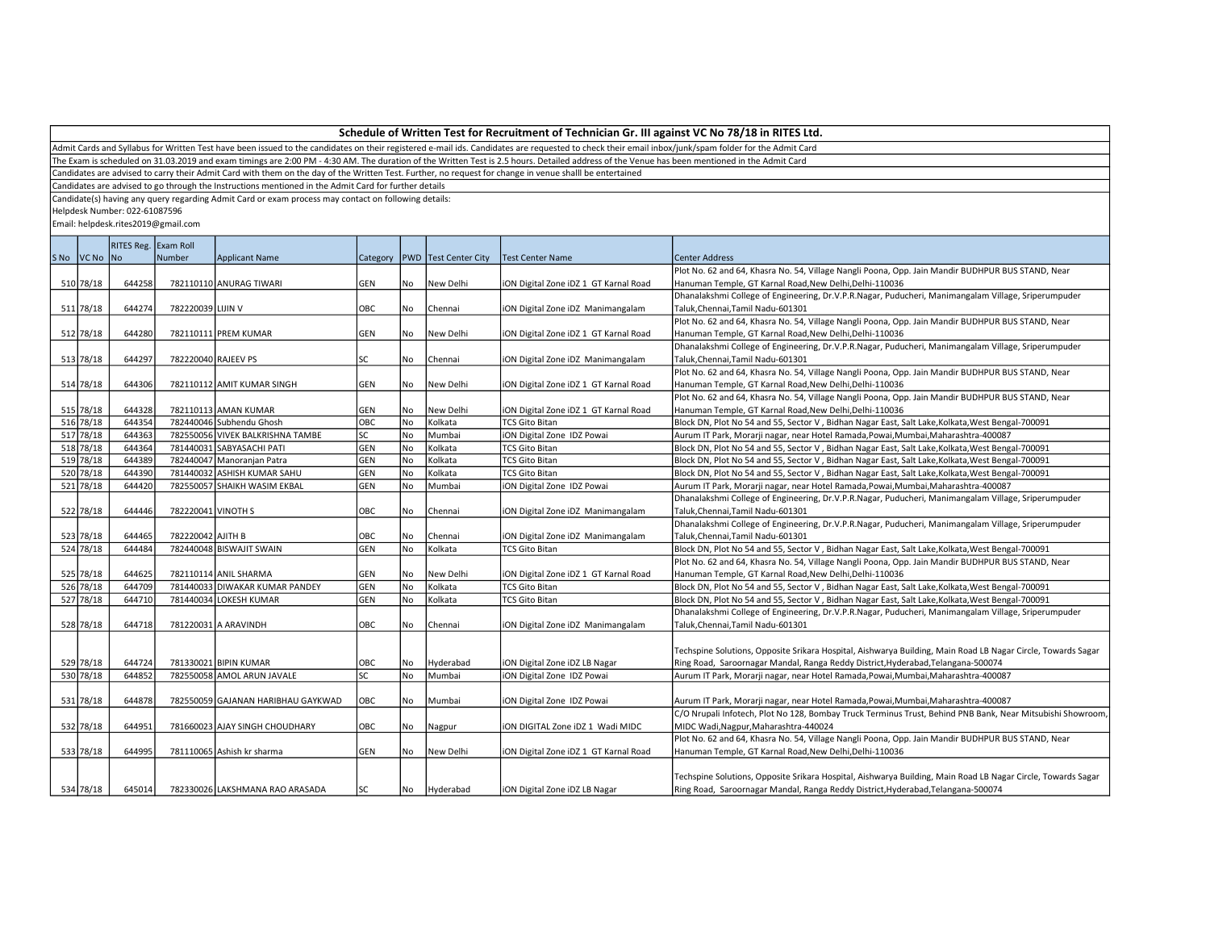## Schedule of Written Test for Recruitment of Technician Gr. III against VC No 78/18 in RITES Ltd.

Admit Cards and Syllabus for Written Test have been issued to the candidates on their registered e-mail ids. Candidates are requested to check their email inbox/junk/spam folder for the Admit Card

The Exam is scheduled on 31.03.2019 and exam timings are 2:00 PM - 4:30 AM. The duration of the Written Test is 2.5 hours. Detailed address of the Venue has been mentioned in the Admit Card

Candidates are advised to carry their Admit Card with them on the day of the Written Test. Further, no request for change in venue shalll be entertained

Candidates are advised to go through the Instructions mentioned in the Admit Card for further details

Candidate(s) having any query regarding Admit Card or exam process may contact on following details:

Helpdesk Number: 022-61087596

Email: helpdesk.rites2019@gmail.com

| S No | VC No | RITES Reg. No | Exam Roll Number | Applicant Name | Category | PWD | Test Center City | Test Center Name | Center Address |
|---|---|---|---|---|---|---|---|---|---|
| 510 | 78/18 | 644258 | 782110110 | ANURAG TIWARI | GEN | No | New Delhi | iON Digital Zone iDZ 1 GT Karnal Road | Plot No. 62 and 64, Khasra No. 54, Village Nangli Poona, Opp. Jain Mandir BUDHPUR BUS STAND, Near Hanuman Temple, GT Karnal Road,New Delhi,Delhi-110036 |
| 511 | 78/18 | 644274 | 782220039 | LIJIN V | OBC | No | Chennai | iON Digital Zone iDZ Manimangalam | Dhanalakshmi College of Engineering, Dr.V.P.R.Nagar, Puducheri, Manimangalam Village, Sriperumpuder Taluk,Chennai,Tamil Nadu-601301 |
| 512 | 78/18 | 644280 | 782110111 | PREM KUMAR | GEN | No | New Delhi | iON Digital Zone iDZ 1 GT Karnal Road | Plot No. 62 and 64, Khasra No. 54, Village Nangli Poona, Opp. Jain Mandir BUDHPUR BUS STAND, Near Hanuman Temple, GT Karnal Road,New Delhi,Delhi-110036 |
| 513 | 78/18 | 644297 | 782220040 | RAJEEV PS | SC | No | Chennai | iON Digital Zone iDZ Manimangalam | Dhanalakshmi College of Engineering, Dr.V.P.R.Nagar, Puducheri, Manimangalam Village, Sriperumpuder Taluk,Chennai,Tamil Nadu-601301 |
| 514 | 78/18 | 644306 | 782110112 | AMIT KUMAR SINGH | GEN | No | New Delhi | iON Digital Zone iDZ 1 GT Karnal Road | Plot No. 62 and 64, Khasra No. 54, Village Nangli Poona, Opp. Jain Mandir BUDHPUR BUS STAND, Near Hanuman Temple, GT Karnal Road,New Delhi,Delhi-110036 |
| 515 | 78/18 | 644328 | 782110113 | AMAN KUMAR | GEN | No | New Delhi | iON Digital Zone iDZ 1 GT Karnal Road | Plot No. 62 and 64, Khasra No. 54, Village Nangli Poona, Opp. Jain Mandir BUDHPUR BUS STAND, Near Hanuman Temple, GT Karnal Road,New Delhi,Delhi-110036 |
| 516 | 78/18 | 644354 | 782440046 | Subhendu Ghosh | OBC | No | Kolkata | TCS Gito Bitan | Block DN, Plot No 54 and 55, Sector V , Bidhan Nagar East, Salt Lake,Kolkata,West Bengal-700091 |
| 517 | 78/18 | 644363 | 782550056 | VIVEK BALKRISHNA TAMBE | SC | No | Mumbai | iON Digital Zone IDZ Powai | Aurum IT Park, Morarji nagar, near Hotel Ramada,Powai,Mumbai,Maharashtra-400087 |
| 518 | 78/18 | 644364 | 781440031 | SABYASACHI PATI | GEN | No | Kolkata | TCS Gito Bitan | Block DN, Plot No 54 and 55, Sector V , Bidhan Nagar East, Salt Lake,Kolkata,West Bengal-700091 |
| 519 | 78/18 | 644389 | 782440047 | Manoranjan Patra | GEN | No | Kolkata | TCS Gito Bitan | Block DN, Plot No 54 and 55, Sector V , Bidhan Nagar East, Salt Lake,Kolkata,West Bengal-700091 |
| 520 | 78/18 | 644390 | 781440032 | ASHISH KUMAR SAHU | GEN | No | Kolkata | TCS Gito Bitan | Block DN, Plot No 54 and 55, Sector V , Bidhan Nagar East, Salt Lake,Kolkata,West Bengal-700091 |
| 521 | 78/18 | 644420 | 782550057 | SHAIKH WASIM EKBAL | GEN | No | Mumbai | iON Digital Zone IDZ Powai | Aurum IT Park, Morarji nagar, near Hotel Ramada,Powai,Mumbai,Maharashtra-400087 |
| 522 | 78/18 | 644446 | 782220041 | VINOTH S | OBC | No | Chennai | iON Digital Zone iDZ Manimangalam | Dhanalakshmi College of Engineering, Dr.V.P.R.Nagar, Puducheri, Manimangalam Village, Sriperumpuder Taluk,Chennai,Tamil Nadu-601301 |
| 523 | 78/18 | 644465 | 782220042 | AJITH B | OBC | No | Chennai | iON Digital Zone iDZ Manimangalam | Dhanalakshmi College of Engineering, Dr.V.P.R.Nagar, Puducheri, Manimangalam Village, Sriperumpuder Taluk,Chennai,Tamil Nadu-601301 |
| 524 | 78/18 | 644484 | 782440048 | BISWAJIT SWAIN | GEN | No | Kolkata | TCS Gito Bitan | Block DN, Plot No 54 and 55, Sector V , Bidhan Nagar East, Salt Lake,Kolkata,West Bengal-700091 |
| 525 | 78/18 | 644625 | 782110114 | ANIL SHARMA | GEN | No | New Delhi | iON Digital Zone iDZ 1 GT Karnal Road | Plot No. 62 and 64, Khasra No. 54, Village Nangli Poona, Opp. Jain Mandir BUDHPUR BUS STAND, Near Hanuman Temple, GT Karnal Road,New Delhi,Delhi-110036 |
| 526 | 78/18 | 644709 | 781440033 | DIWAKAR KUMAR PANDEY | GEN | No | Kolkata | TCS Gito Bitan | Block DN, Plot No 54 and 55, Sector V , Bidhan Nagar East, Salt Lake,Kolkata,West Bengal-700091 |
| 527 | 78/18 | 644710 | 781440034 | LOKESH KUMAR | GEN | No | Kolkata | TCS Gito Bitan | Block DN, Plot No 54 and 55, Sector V , Bidhan Nagar East, Salt Lake,Kolkata,West Bengal-700091 |
| 528 | 78/18 | 644718 | 781220031 | A ARAVINDH | OBC | No | Chennai | iON Digital Zone iDZ Manimangalam | Dhanalakshmi College of Engineering, Dr.V.P.R.Nagar, Puducheri, Manimangalam Village, Sriperumpuder Taluk,Chennai,Tamil Nadu-601301 |
| 529 | 78/18 | 644724 | 781330021 | BIPIN KUMAR | OBC | No | Hyderabad | iON Digital Zone iDZ LB Nagar | Techspine Solutions, Opposite Srikara Hospital, Aishwarya Building, Main Road LB Nagar Circle, Towards Sagar Ring Road, Saroornagar Mandal, Ranga Reddy District,Hyderabad,Telangana-500074 |
| 530 | 78/18 | 644852 | 782550058 | AMOL ARUN JAVALE | SC | No | Mumbai | iON Digital Zone IDZ Powai | Aurum IT Park, Morarji nagar, near Hotel Ramada,Powai,Mumbai,Maharashtra-400087 |
| 531 | 78/18 | 644878 | 782550059 | GAJANAN HARIBHAU GAYKWAD | OBC | No | Mumbai | iON Digital Zone IDZ Powai | Aurum IT Park, Morarji nagar, near Hotel Ramada,Powai,Mumbai,Maharashtra-400087 |
| 532 | 78/18 | 644951 | 781660023 | AJAY SINGH CHOUDHARY | OBC | No | Nagpur | iON DIGITAL Zone iDZ 1 Wadi MIDC | C/O Nrupali Infotech, Plot No 128, Bombay Truck Terminus Trust, Behind PNB Bank, Near Mitsubishi Showroom, MIDC Wadi,Nagpur,Maharashtra-440024 |
| 533 | 78/18 | 644995 | 781110065 | Ashish kr sharma | GEN | No | New Delhi | iON Digital Zone iDZ 1 GT Karnal Road | Plot No. 62 and 64, Khasra No. 54, Village Nangli Poona, Opp. Jain Mandir BUDHPUR BUS STAND, Near Hanuman Temple, GT Karnal Road,New Delhi,Delhi-110036 |
| 534 | 78/18 | 645014 | 782330026 | LAKSHMANA RAO ARASADA | SC | No | Hyderabad | iON Digital Zone iDZ LB Nagar | Techspine Solutions, Opposite Srikara Hospital, Aishwarya Building, Main Road LB Nagar Circle, Towards Sagar Ring Road, Saroornagar Mandal, Ranga Reddy District,Hyderabad,Telangana-500074 |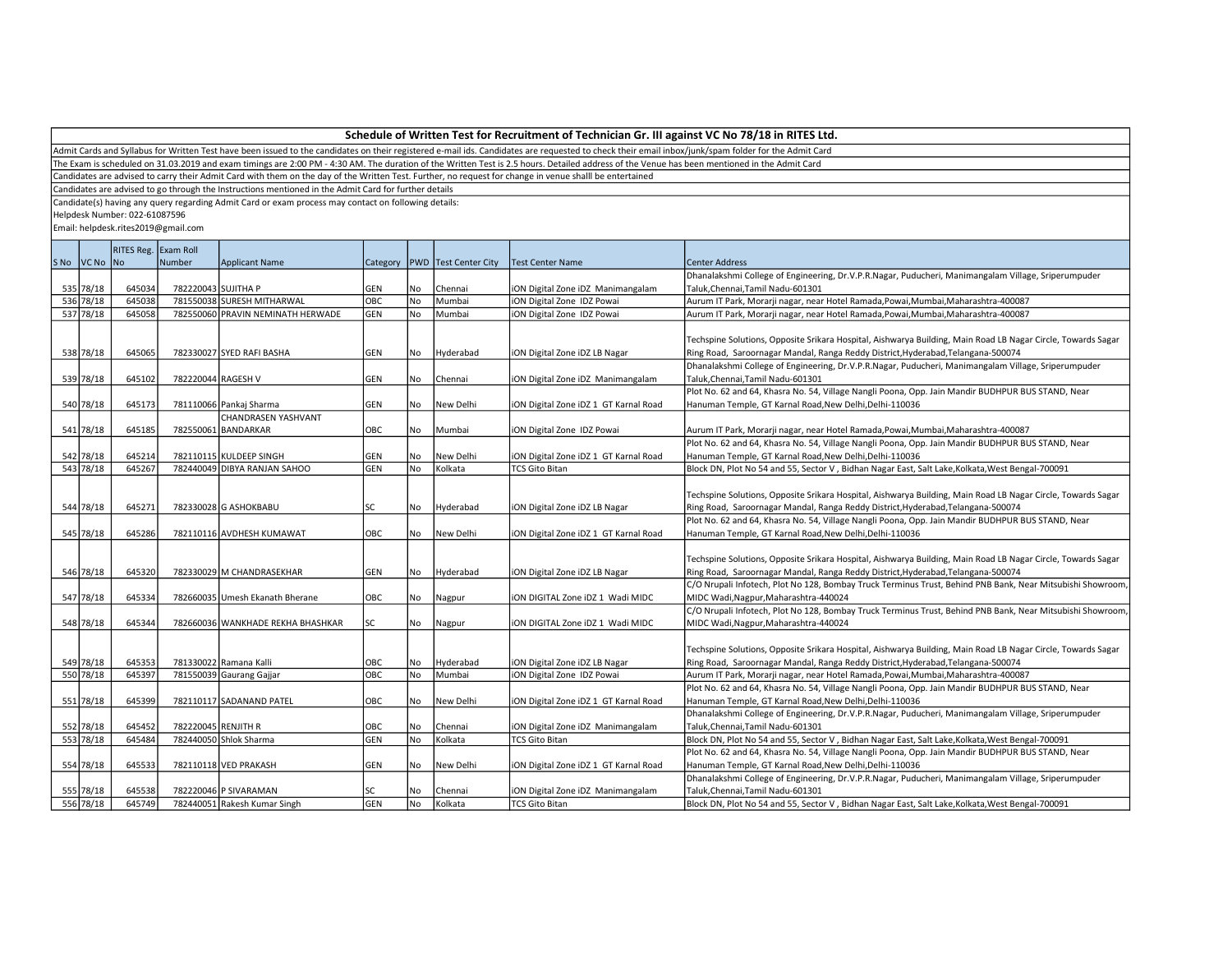## Schedule of Written Test for Recruitment of Technician Gr. III against VC No 78/18 in RITES Ltd.

Admit Cards and Syllabus for Written Test have been issued to the candidates on their registered e-mail ids. Candidates are requested to check their email inbox/junk/spam folder for the Admit Card

The Exam is scheduled on 31.03.2019 and exam timings are 2:00 PM - 4:30 AM. The duration of the Written Test is 2.5 hours. Detailed address of the Venue has been mentioned in the Admit Card

Candidates are advised to carry their Admit Card with them on the day of the Written Test. Further, no request for change in venue shalll be entertained

Candidates are advised to go through the Instructions mentioned in the Admit Card for further details

Candidate(s) having any query regarding Admit Card or exam process may contact on following details:

Helpdesk Number: 022-61087596

Email: helpdesk.rites2019@gmail.com

| S No | VC No | RITES Reg. No | Exam Roll Number | Applicant Name | Category | PWD | Test Center City | Test Center Name | Center Address |
|---|---|---|---|---|---|---|---|---|---|
| 535 | 78/18 | 645034 | 782220043 | SUJITHA P | GEN | No | Chennai | iON Digital Zone iDZ Manimangalam | Dhanalakshmi College of Engineering, Dr.V.P.R.Nagar, Puducheri, Manimangalam Village, Sriperumpuder Taluk,Chennai,Tamil Nadu-601301 |
| 536 | 78/18 | 645038 | 781550038 | SURESH MITHARWAL | OBC | No | Mumbai | iON Digital Zone IDZ Powai | Aurum IT Park, Morarji nagar, near Hotel Ramada,Powai,Mumbai,Maharashtra-400087 |
| 537 | 78/18 | 645058 | 782550060 | PRAVIN NEMINATH HERWADE | GEN | No | Mumbai | iON Digital Zone IDZ Powai | Aurum IT Park, Morarji nagar, near Hotel Ramada,Powai,Mumbai,Maharashtra-400087 |
| 538 | 78/18 | 645065 | 782330027 | SYED RAFI BASHA | GEN | No | Hyderabad | iON Digital Zone iDZ LB Nagar | Techspine Solutions, Opposite Srikara Hospital, Aishwarya Building, Main Road LB Nagar Circle, Towards Sagar Ring Road, Saroornagar Mandal, Ranga Reddy District,Hyderabad,Telangana-500074 |
| 539 | 78/18 | 645102 | 782220044 | RAGESH V | GEN | No | Chennai | iON Digital Zone iDZ Manimangalam | Dhanalakshmi College of Engineering, Dr.V.P.R.Nagar, Puducheri, Manimangalam Village, Sriperumpuder Taluk,Chennai,Tamil Nadu-601301 |
| 540 | 78/18 | 645173 | 781110066 | Pankaj Sharma | GEN | No | New Delhi | iON Digital Zone iDZ 1 GT Karnal Road | Plot No. 62 and 64, Khasra No. 54, Village Nangli Poona, Opp. Jain Mandir BUDHPUR BUS STAND, Near Hanuman Temple, GT Karnal Road,New Delhi,Delhi-110036 |
| 541 | 78/18 | 645185 | 782550061 | CHANDRASEN YASHVANT BANDARKAR | OBC | No | Mumbai | iON Digital Zone IDZ Powai | Aurum IT Park, Morarji nagar, near Hotel Ramada,Powai,Mumbai,Maharashtra-400087 |
| 542 | 78/18 | 645214 | 782110115 | KULDEEP SINGH | GEN | No | New Delhi | iON Digital Zone iDZ 1 GT Karnal Road | Plot No. 62 and 64, Khasra No. 54, Village Nangli Poona, Opp. Jain Mandir BUDHPUR BUS STAND, Near Hanuman Temple, GT Karnal Road,New Delhi,Delhi-110036 |
| 543 | 78/18 | 645267 | 782440049 | DIBYA RANJAN SAHOO | GEN | No | Kolkata | TCS Gito Bitan | Block DN, Plot No 54 and 55, Sector V , Bidhan Nagar East, Salt Lake,Kolkata,West Bengal-700091 |
| 544 | 78/18 | 645271 | 782330028 | G ASHOKBABU | SC | No | Hyderabad | iON Digital Zone iDZ LB Nagar | Techspine Solutions, Opposite Srikara Hospital, Aishwarya Building, Main Road LB Nagar Circle, Towards Sagar Ring Road, Saroornagar Mandal, Ranga Reddy District,Hyderabad,Telangana-500074 |
| 545 | 78/18 | 645286 | 782110116 | AVDHESH KUMAWAT | OBC | No | New Delhi | iON Digital Zone iDZ 1 GT Karnal Road | Plot No. 62 and 64, Khasra No. 54, Village Nangli Poona, Opp. Jain Mandir BUDHPUR BUS STAND, Near Hanuman Temple, GT Karnal Road,New Delhi,Delhi-110036 |
| 546 | 78/18 | 645320 | 782330029 | M CHANDRASEKHAR | GEN | No | Hyderabad | iON Digital Zone iDZ LB Nagar | Techspine Solutions, Opposite Srikara Hospital, Aishwarya Building, Main Road LB Nagar Circle, Towards Sagar Ring Road, Saroornagar Mandal, Ranga Reddy District,Hyderabad,Telangana-500074 |
| 547 | 78/18 | 645334 | 782660035 | Umesh Ekanath Bherane | OBC | No | Nagpur | iON DIGITAL Zone iDZ 1 Wadi MIDC | C/O Nrupali Infotech, Plot No 128, Bombay Truck Terminus Trust, Behind PNB Bank, Near Mitsubishi Showroom, MIDC Wadi,Nagpur,Maharashtra-440024 |
| 548 | 78/18 | 645344 | 782660036 | WANKHADE REKHA BHASHKAR | SC | No | Nagpur | iON DIGITAL Zone iDZ 1 Wadi MIDC | C/O Nrupali Infotech, Plot No 128, Bombay Truck Terminus Trust, Behind PNB Bank, Near Mitsubishi Showroom, MIDC Wadi,Nagpur,Maharashtra-440024 |
| 549 | 78/18 | 645353 | 781330022 | Ramana Kalli | OBC | No | Hyderabad | iON Digital Zone iDZ LB Nagar | Techspine Solutions, Opposite Srikara Hospital, Aishwarya Building, Main Road LB Nagar Circle, Towards Sagar Ring Road, Saroornagar Mandal, Ranga Reddy District,Hyderabad,Telangana-500074 |
| 550 | 78/18 | 645397 | 781550039 | Gaurang Gajjar | OBC | No | Mumbai | iON Digital Zone IDZ Powai | Aurum IT Park, Morarji nagar, near Hotel Ramada,Powai,Mumbai,Maharashtra-400087 |
| 551 | 78/18 | 645399 | 782110117 | SADANAND PATEL | OBC | No | New Delhi | iON Digital Zone iDZ 1 GT Karnal Road | Plot No. 62 and 64, Khasra No. 54, Village Nangli Poona, Opp. Jain Mandir BUDHPUR BUS STAND, Near Hanuman Temple, GT Karnal Road,New Delhi,Delhi-110036 |
| 552 | 78/18 | 645452 | 782220045 | RENJITH R | OBC | No | Chennai | iON Digital Zone iDZ Manimangalam | Dhanalakshmi College of Engineering, Dr.V.P.R.Nagar, Puducheri, Manimangalam Village, Sriperumpuder Taluk,Chennai,Tamil Nadu-601301 |
| 553 | 78/18 | 645484 | 782440050 | Shlok Sharma | GEN | No | Kolkata | TCS Gito Bitan | Block DN, Plot No 54 and 55, Sector V , Bidhan Nagar East, Salt Lake,Kolkata,West Bengal-700091 |
| 554 | 78/18 | 645533 | 782110118 | VED PRAKASH | GEN | No | New Delhi | iON Digital Zone iDZ 1 GT Karnal Road | Plot No. 62 and 64, Khasra No. 54, Village Nangli Poona, Opp. Jain Mandir BUDHPUR BUS STAND, Near Hanuman Temple, GT Karnal Road,New Delhi,Delhi-110036 |
| 555 | 78/18 | 645538 | 782220046 | P SIVARAMAN | SC | No | Chennai | iON Digital Zone iDZ Manimangalam | Dhanalakshmi College of Engineering, Dr.V.P.R.Nagar, Puducheri, Manimangalam Village, Sriperumpuder Taluk,Chennai,Tamil Nadu-601301 |
| 556 | 78/18 | 645749 | 782440051 | Rakesh Kumar Singh | GEN | No | Kolkata | TCS Gito Bitan | Block DN, Plot No 54 and 55, Sector V , Bidhan Nagar East, Salt Lake,Kolkata,West Bengal-700091 |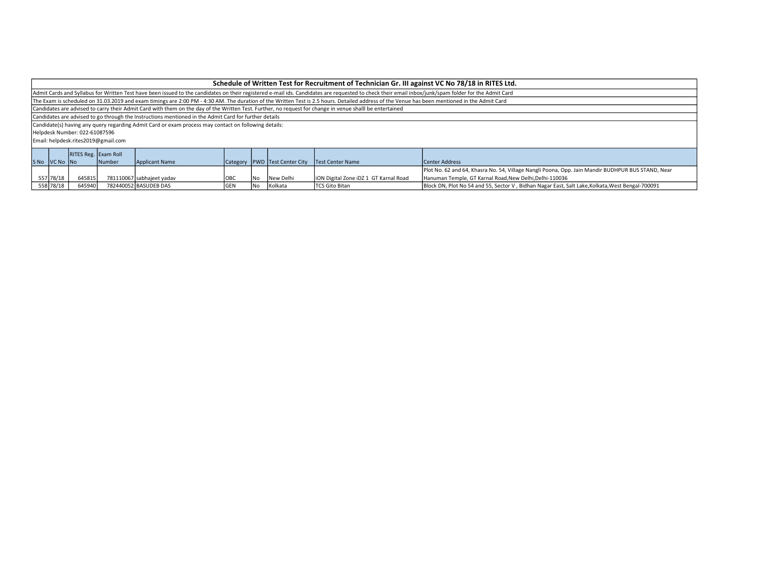## Schedule of Written Test for Recruitment of Technician Gr. III against VC No 78/18 in RITES Ltd.

Admit Cards and Syllabus for Written Test have been issued to the candidates on their registered e-mail ids. Candidates are requested to check their email inbox/junk/spam folder for the Admit Card

The Exam is scheduled on 31.03.2019 and exam timings are 2:00 PM - 4:30 AM. The duration of the Written Test is 2.5 hours. Detailed address of the Venue has been mentioned in the Admit Card

Candidates are advised to carry their Admit Card with them on the day of the Written Test. Further, no request for change in venue shalll be entertained

Candidates are advised to go through the Instructions mentioned in the Admit Card for further details

Candidate(s) having any query regarding Admit Card or exam process may contact on following details:

Helpdesk Number: 022-61087596

Email: helpdesk.rites2019@gmail.com

| S No | VC No | RITES Reg. No | Exam Roll Number | Applicant Name | Category | PWD | Test Center City | Test Center Name | Center Address |
|---|---|---|---|---|---|---|---|---|---|
| 557 | 78/18 | 645815 | 781110067 | sabhajeet yadav | OBC | No | New Delhi | iON Digital Zone iDZ 1 GT Karnal Road | Plot No. 62 and 64, Khasra No. 54, Village Nangli Poona, Opp. Jain Mandir BUDHPUR BUS STAND, Near Hanuman Temple, GT Karnal Road,New Delhi,Delhi-110036 |
| 558 | 78/18 | 645940 | 782440052 | BASUDEB DAS | GEN | No | Kolkata | TCS Gito Bitan | Block DN, Plot No 54 and 55, Sector V , Bidhan Nagar East, Salt Lake,Kolkata,West Bengal-700091 |